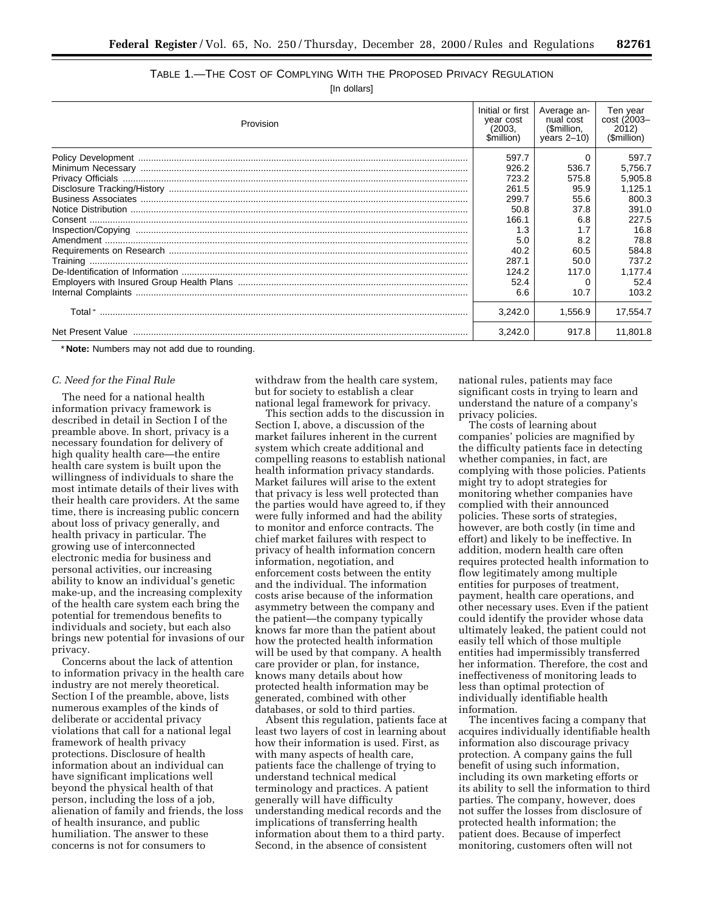TABLE 1.—THE COST OF COMPLYING WITH THE PROPOSED PRIVACY REGULATION

[In dollars]

| Provision | Initial or first year cost (2003, $million) | Average annual cost ($million, years 2–10) | Ten year cost (2003–2012) ($million) |
|---|---|---|---|
| Policy Development | 597.7 | 0 | 597.7 |
| Minimum Necessary | 926.2 | 536.7 | 5,756.7 |
| Privacy Officials | 723.2 | 575.8 | 5,905.8 |
| Disclosure Tracking/History | 261.5 | 95.9 | 1,125.1 |
| Business Associates | 299.7 | 55.6 | 800.3 |
| Notice Distribution | 50.8 | 37.8 | 391.0 |
| Consent | 166.1 | 6.8 | 227.5 |
| Inspection/Copying | 1.3 | 1.7 | 16.8 |
| Amendment | 5.0 | 8.2 | 78.8 |
| Requirements on Research | 40.2 | 60.5 | 584.8 |
| Training | 287.1 | 50.0 | 737.2 |
| De-Identification of Information | 124.2 | 117.0 | 1,177.4 |
| Employers with Insured Group Health Plans | 52.4 | 0 | 52.4 |
| Internal Complaints | 6.6 | 10.7 | 103.2 |
| Total * | 3,242.0 | 1,556.9 | 17,554.7 |
| Net Present Value | 3,242.0 | 917.8 | 11,801.8 |

* **Note:** Numbers may not add due to rounding.

*C. Need for the Final Rule*

The need for a national health information privacy framework is described in detail in Section I of the preamble above. In short, privacy is a necessary foundation for delivery of high quality health care—the entire health care system is built upon the willingness of individuals to share the most intimate details of their lives with their health care providers. At the same time, there is increasing public concern about loss of privacy generally, and health privacy in particular. The growing use of interconnected electronic media for business and personal activities, our increasing ability to know an individual's genetic make-up, and the increasing complexity of the health care system each bring the potential for tremendous benefits to individuals and society, but each also brings new potential for invasions of our privacy.

Concerns about the lack of attention to information privacy in the health care industry are not merely theoretical. Section I of the preamble, above, lists numerous examples of the kinds of deliberate or accidental privacy violations that call for a national legal framework of health privacy protections. Disclosure of health information about an individual can have significant implications well beyond the physical health of that person, including the loss of a job, alienation of family and friends, the loss of health insurance, and public humiliation. The answer to these concerns is not for consumers to withdraw from the health care system, but for society to establish a clear national legal framework for privacy.

This section adds to the discussion in Section I, above, a discussion of the market failures inherent in the current system which create additional and compelling reasons to establish national health information privacy standards. Market failures will arise to the extent that privacy is less well protected than the parties would have agreed to, if they were fully informed and had the ability to monitor and enforce contracts. The chief market failures with respect to privacy of health information concern information, negotiation, and enforcement costs between the entity and the individual. The information costs arise because of the information asymmetry between the company and the patient—the company typically knows far more than the patient about how the protected health information will be used by that company. A health care provider or plan, for instance, knows many details about how protected health information may be generated, combined with other databases, or sold to third parties.

Absent this regulation, patients face at least two layers of cost in learning about how their information is used. First, as with many aspects of health care, patients face the challenge of trying to understand technical medical terminology and practices. A patient generally will have difficulty understanding medical records and the implications of transferring health information about them to a third party. Second, in the absence of consistent national rules, patients may face significant costs in trying to learn and understand the nature of a company's privacy policies.

The costs of learning about companies' policies are magnified by the difficulty patients face in detecting whether companies, in fact, are complying with those policies. Patients might try to adopt strategies for monitoring whether companies have complied with their announced policies. These sorts of strategies, however, are both costly (in time and effort) and likely to be ineffective. In addition, modern health care often requires protected health information to flow legitimately among multiple entities for purposes of treatment, payment, health care operations, and other necessary uses. Even if the patient could identify the provider whose data ultimately leaked, the patient could not easily tell which of those multiple entities had impermissibly transferred her information. Therefore, the cost and ineffectiveness of monitoring leads to less than optimal protection of individually identifiable health information.

The incentives facing a company that acquires individually identifiable health information also discourage privacy protection. A company gains the full benefit of using such information, including its own marketing efforts or its ability to sell the information to third parties. The company, however, does not suffer the losses from disclosure of protected health information; the patient does. Because of imperfect monitoring, customers often will not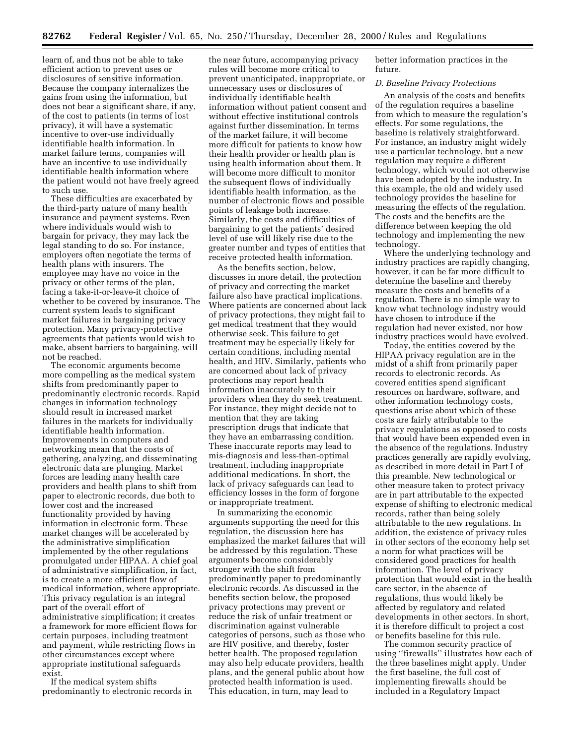learn of, and thus not be able to take efficient action to prevent uses or disclosures of sensitive information. Because the company internalizes the gains from using the information, but does not bear a significant share, if any, of the cost to patients (in terms of lost privacy), it will have a systematic incentive to over-use individually identifiable health information. In market failure terms, companies will have an incentive to use individually identifiable health information where the patient would not have freely agreed to such use.

These difficulties are exacerbated by the third-party nature of many health insurance and payment systems. Even where individuals would wish to bargain for privacy, they may lack the legal standing to do so. For instance, employers often negotiate the terms of health plans with insurers. The employee may have no voice in the privacy or other terms of the plan, facing a take-it-or-leave-it choice of whether to be covered by insurance. The current system leads to significant market failures in bargaining privacy protection. Many privacy-protective agreements that patients would wish to make, absent barriers to bargaining, will not be reached.

The economic arguments become more compelling as the medical system shifts from predominantly paper to predominantly electronic records. Rapid changes in information technology should result in increased market failures in the markets for individually identifiable health information. Improvements in computers and networking mean that the costs of gathering, analyzing, and disseminating electronic data are plunging. Market forces are leading many health care providers and health plans to shift from paper to electronic records, due both to lower cost and the increased functionality provided by having information in electronic form. These market changes will be accelerated by the administrative simplification implemented by the other regulations promulgated under HIPAA. A chief goal of administrative simplification, in fact, is to create a more efficient flow of medical information, where appropriate. This privacy regulation is an integral part of the overall effort of administrative simplification; it creates a framework for more efficient flows for certain purposes, including treatment and payment, while restricting flows in other circumstances except where appropriate institutional safeguards exist.

If the medical system shifts predominantly to electronic records in the near future, accompanying privacy rules will become more critical to prevent unanticipated, inappropriate, or unnecessary uses or disclosures of individually identifiable health information without patient consent and without effective institutional controls against further dissemination. In terms of the market failure, it will become more difficult for patients to know how their health provider or health plan is using health information about them. It will become more difficult to monitor the subsequent flows of individually identifiable health information, as the number of electronic flows and possible points of leakage both increase. Similarly, the costs and difficulties of bargaining to get the patients' desired level of use will likely rise due to the greater number and types of entities that receive protected health information.

As the benefits section, below, discusses in more detail, the protection of privacy and correcting the market failure also have practical implications. Where patients are concerned about lack of privacy protections, they might fail to get medical treatment that they would otherwise seek. This failure to get treatment may be especially likely for certain conditions, including mental health, and HIV. Similarly, patients who are concerned about lack of privacy protections may report health information inaccurately to their providers when they do seek treatment. For instance, they might decide not to mention that they are taking prescription drugs that indicate that they have an embarrassing condition. These inaccurate reports may lead to mis-diagnosis and less-than-optimal treatment, including inappropriate additional medications. In short, the lack of privacy safeguards can lead to efficiency losses in the form of forgone or inappropriate treatment.

In summarizing the economic arguments supporting the need for this regulation, the discussion here has emphasized the market failures that will be addressed by this regulation. These arguments become considerably stronger with the shift from predominantly paper to predominantly electronic records. As discussed in the benefits section below, the proposed privacy protections may prevent or reduce the risk of unfair treatment or discrimination against vulnerable categories of persons, such as those who are HIV positive, and thereby, foster better health. The proposed regulation may also help educate providers, health plans, and the general public about how protected health information is used. This education, in turn, may lead to better information practices in the future.

*D. Baseline Privacy Protections*

An analysis of the costs and benefits of the regulation requires a baseline from which to measure the regulation's effects. For some regulations, the baseline is relatively straightforward. For instance, an industry might widely use a particular technology, but a new regulation may require a different technology, which would not otherwise have been adopted by the industry. In this example, the old and widely used technology provides the baseline for measuring the effects of the regulation. The costs and the benefits are the difference between keeping the old technology and implementing the new technology.

Where the underlying technology and industry practices are rapidly changing, however, it can be far more difficult to determine the baseline and thereby measure the costs and benefits of a regulation. There is no simple way to know what technology industry would have chosen to introduce if the regulation had never existed, nor how industry practices would have evolved.

Today, the entities covered by the HIPAA privacy regulation are in the midst of a shift from primarily paper records to electronic records. As covered entities spend significant resources on hardware, software, and other information technology costs, questions arise about which of these costs are fairly attributable to the privacy regulations as opposed to costs that would have been expended even in the absence of the regulations. Industry practices generally are rapidly evolving, as described in more detail in Part I of this preamble. New technological or other measure taken to protect privacy are in part attributable to the expected expense of shifting to electronic medical records, rather than being solely attributable to the new regulations. In addition, the existence of privacy rules in other sectors of the economy help set a norm for what practices will be considered good practices for health information. The level of privacy protection that would exist in the health care sector, in the absence of regulations, thus would likely be affected by regulatory and related developments in other sectors. In short, it is therefore difficult to project a cost or benefits baseline for this rule.

The common security practice of using ''firewalls'' illustrates how each of the three baselines might apply. Under the first baseline, the full cost of implementing firewalls should be included in a Regulatory Impact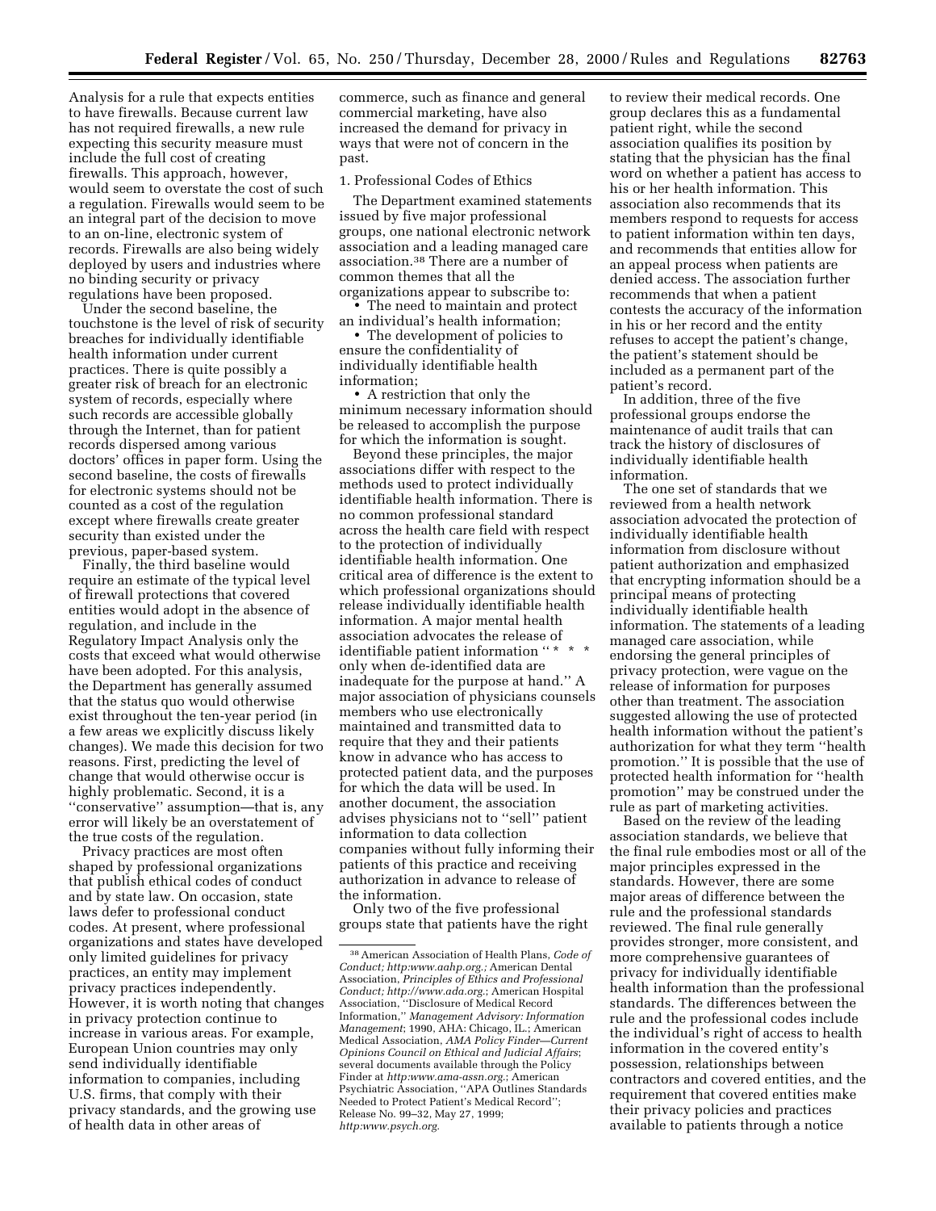Analysis for a rule that expects entities to have firewalls. Because current law has not required firewalls, a new rule expecting this security measure must include the full cost of creating firewalls. This approach, however, would seem to overstate the cost of such a regulation. Firewalls would seem to be an integral part of the decision to move to an on-line, electronic system of records. Firewalls are also being widely deployed by users and industries where no binding security or privacy regulations have been proposed.

Under the second baseline, the touchstone is the level of risk of security breaches for individually identifiable health information under current practices. There is quite possibly a greater risk of breach for an electronic system of records, especially where such records are accessible globally through the Internet, than for patient records dispersed among various doctors' offices in paper form. Using the second baseline, the costs of firewalls for electronic systems should not be counted as a cost of the regulation except where firewalls create greater security than existed under the previous, paper-based system.

Finally, the third baseline would require an estimate of the typical level of firewall protections that covered entities would adopt in the absence of regulation, and include in the Regulatory Impact Analysis only the costs that exceed what would otherwise have been adopted. For this analysis, the Department has generally assumed that the status quo would otherwise exist throughout the ten-year period (in a few areas we explicitly discuss likely changes). We made this decision for two reasons. First, predicting the level of change that would otherwise occur is highly problematic. Second, it is a ''conservative'' assumption—that is, any error will likely be an overstatement of the true costs of the regulation.

Privacy practices are most often shaped by professional organizations that publish ethical codes of conduct and by state law. On occasion, state laws defer to professional conduct codes. At present, where professional organizations and states have developed only limited guidelines for privacy practices, an entity may implement privacy practices independently. However, it is worth noting that changes in privacy protection continue to increase in various areas. For example, European Union countries may only send individually identifiable information to companies, including U.S. firms, that comply with their privacy standards, and the growing use of health data in other areas of commerce, such as finance and general commercial marketing, have also increased the demand for privacy in ways that were not of concern in the past.

1. Professional Codes of Ethics

The Department examined statements issued by five major professional groups, one national electronic network association and a leading managed care association.[38] There are a number of common themes that all the organizations appear to subscribe to:

- The need to maintain and protect an individual's health information;
- The development of policies to ensure the confidentiality of individually identifiable health information;
- A restriction that only the minimum necessary information should be released to accomplish the purpose for which the information is sought.

Beyond these principles, the major associations differ with respect to the methods used to protect individually identifiable health information. There is no common professional standard across the health care field with respect to the protection of individually identifiable health information. One critical area of difference is the extent to which professional organizations should release individually identifiable health information. A major mental health association advocates the release of identifiable patient information '' * * * only when de-identified data are inadequate for the purpose at hand.'' A major association of physicians counsels members who use electronically maintained and transmitted data to require that they and their patients know in advance who has access to protected patient data, and the purposes for which the data will be used. In another document, the association advises physicians not to ''sell'' patient information to data collection companies without fully informing their patients of this practice and receiving authorization in advance to release of the information.

Only two of the five professional groups state that patients have the right to review their medical records. One group declares this as a fundamental patient right, while the second association qualifies its position by stating that the physician has the final word on whether a patient has access to his or her health information. This association also recommends that its members respond to requests for access to patient information within ten days, and recommends that entities allow for an appeal process when patients are denied access. The association further recommends that when a patient contests the accuracy of the information in his or her record and the entity refuses to accept the patient's change, the patient's statement should be included as a permanent part of the patient's record.

In addition, three of the five professional groups endorse the maintenance of audit trails that can track the history of disclosures of individually identifiable health information.

The one set of standards that we reviewed from a health network association advocated the protection of individually identifiable health information from disclosure without patient authorization and emphasized that encrypting information should be a principal means of protecting individually identifiable health information. The statements of a leading managed care association, while endorsing the general principles of privacy protection, were vague on the release of information for purposes other than treatment. The association suggested allowing the use of protected health information without the patient's authorization for what they term ''health promotion.'' It is possible that the use of protected health information for ''health promotion'' may be construed under the rule as part of marketing activities.

Based on the review of the leading association standards, we believe that the final rule embodies most or all of the major principles expressed in the standards. However, there are some major areas of difference between the rule and the professional standards reviewed. The final rule generally provides stronger, more consistent, and more comprehensive guarantees of privacy for individually identifiable health information than the professional standards. The differences between the rule and the professional codes include the individual's right of access to health information in the covered entity's possession, relationships between contractors and covered entities, and the requirement that covered entities make their privacy policies and practices available to patients through a notice

---

[38] American Association of Health Plans, *Code of Conduct; http:www.aahp.org.;* American Dental Association, *Principles of Ethics and Professional Conduct; http://www.ada.org.*; American Hospital Association, ''Disclosure of Medical Record Information,'' *Management Advisory: Information Management*; 1990, AHA: Chicago, IL.; American Medical Association, *AMA Policy Finder—Current Opinions Council on Ethical and Judicial Affairs*; several documents available through the Policy Finder at *http:www.ama-assn.org.*; American Psychiatric Association, ''APA Outlines Standards Needed to Protect Patient's Medical Record''; Release No. 99–32, May 27, 1999; *http:www.psych.org.*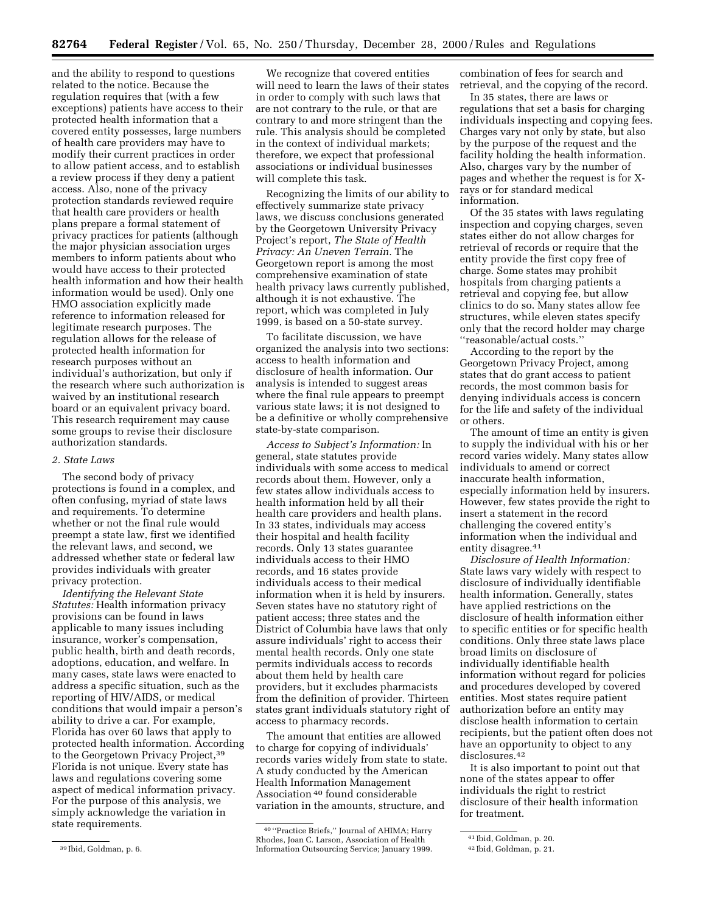and the ability to respond to questions related to the notice. Because the regulation requires that (with a few exceptions) patients have access to their protected health information that a covered entity possesses, large numbers of health care providers may have to modify their current practices in order to allow patient access, and to establish a review process if they deny a patient access. Also, none of the privacy protection standards reviewed require that health care providers or health plans prepare a formal statement of privacy practices for patients (although the major physician association urges members to inform patients about who would have access to their protected health information and how their health information would be used). Only one HMO association explicitly made reference to information released for legitimate research purposes. The regulation allows for the release of protected health information for research purposes without an individual's authorization, but only if the research where such authorization is waived by an institutional research board or an equivalent privacy board. This research requirement may cause some groups to revise their disclosure authorization standards.

*2. State Laws*

The second body of privacy protections is found in a complex, and often confusing, myriad of state laws and requirements. To determine whether or not the final rule would preempt a state law, first we identified the relevant laws, and second, we addressed whether state or federal law provides individuals with greater privacy protection.

*Identifying the Relevant State Statutes:* Health information privacy provisions can be found in laws applicable to many issues including insurance, worker's compensation, public health, birth and death records, adoptions, education, and welfare. In many cases, state laws were enacted to address a specific situation, such as the reporting of HIV/AIDS, or medical conditions that would impair a person's ability to drive a car. For example, Florida has over 60 laws that apply to protected health information. According to the Georgetown Privacy Project,[39] Florida is not unique. Every state has laws and regulations covering some aspect of medical information privacy. For the purpose of this analysis, we simply acknowledge the variation in state requirements.

We recognize that covered entities will need to learn the laws of their states in order to comply with such laws that are not contrary to the rule, or that are contrary to and more stringent than the rule. This analysis should be completed in the context of individual markets; therefore, we expect that professional associations or individual businesses will complete this task.

Recognizing the limits of our ability to effectively summarize state privacy laws, we discuss conclusions generated by the Georgetown University Privacy Project's report, *The State of Health Privacy: An Uneven Terrain.* The Georgetown report is among the most comprehensive examination of state health privacy laws currently published, although it is not exhaustive. The report, which was completed in July 1999, is based on a 50-state survey.

To facilitate discussion, we have organized the analysis into two sections: access to health information and disclosure of health information. Our analysis is intended to suggest areas where the final rule appears to preempt various state laws; it is not designed to be a definitive or wholly comprehensive state-by-state comparison.

*Access to Subject's Information:* In general, state statutes provide individuals with some access to medical records about them. However, only a few states allow individuals access to health information held by all their health care providers and health plans. In 33 states, individuals may access their hospital and health facility records. Only 13 states guarantee individuals access to their HMO records, and 16 states provide individuals access to their medical information when it is held by insurers. Seven states have no statutory right of patient access; three states and the District of Columbia have laws that only assure individuals' right to access their mental health records. Only one state permits individuals access to records about them held by health care providers, but it excludes pharmacists from the definition of provider. Thirteen states grant individuals statutory right of access to pharmacy records.

The amount that entities are allowed to charge for copying of individuals' records varies widely from state to state. A study conducted by the American Health Information Management Association[40] found considerable variation in the amounts, structure, and combination of fees for search and retrieval, and the copying of the record.

In 35 states, there are laws or regulations that set a basis for charging individuals inspecting and copying fees. Charges vary not only by state, but also by the purpose of the request and the facility holding the health information. Also, charges vary by the number of pages and whether the request is for X-rays or for standard medical information.

Of the 35 states with laws regulating inspection and copying charges, seven states either do not allow charges for retrieval of records or require that the entity provide the first copy free of charge. Some states may prohibit hospitals from charging patients a retrieval and copying fee, but allow clinics to do so. Many states allow fee structures, while eleven states specify only that the record holder may charge ''reasonable/actual costs.''

According to the report by the Georgetown Privacy Project, among states that do grant access to patient records, the most common basis for denying individuals access is concern for the life and safety of the individual or others.

The amount of time an entity is given to supply the individual with his or her record varies widely. Many states allow individuals to amend or correct inaccurate health information, especially information held by insurers. However, few states provide the right to insert a statement in the record challenging the covered entity's information when the individual and entity disagree.[41]

*Disclosure of Health Information:* State laws vary widely with respect to disclosure of individually identifiable health information. Generally, states have applied restrictions on the disclosure of health information either to specific entities or for specific health conditions. Only three state laws place broad limits on disclosure of individually identifiable health information without regard for policies and procedures developed by covered entities. Most states require patient authorization before an entity may disclose health information to certain recipients, but the patient often does not have an opportunity to object to any disclosures.[42]

It is also important to point out that none of the states appear to offer individuals the right to restrict disclosure of their health information for treatment.

[39] Ibid, Goldman, p. 6.

[40] ''Practice Briefs,'' Journal of AHIMA; Harry Rhodes, Joan C. Larson, Association of Health Information Outsourcing Service; January 1999.

[41] Ibid, Goldman, p. 20.

[42] Ibid, Goldman, p. 21.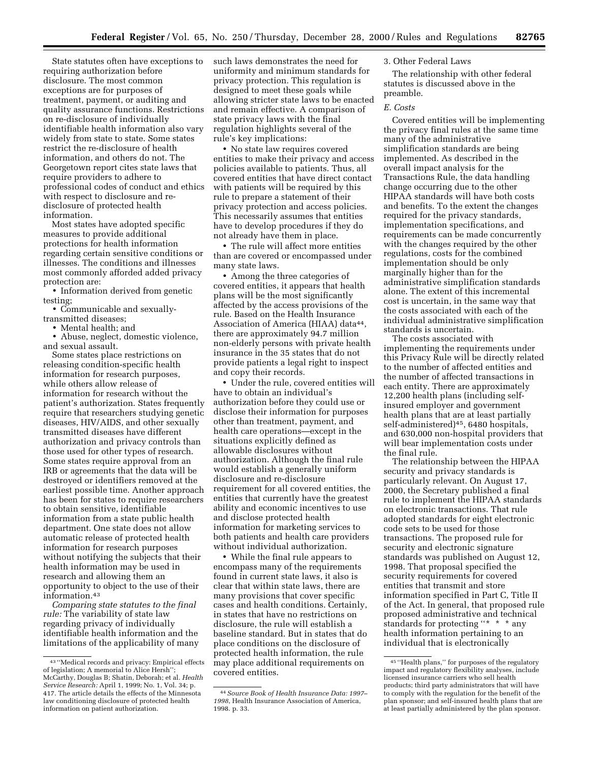State statutes often have exceptions to requiring authorization before disclosure. The most common exceptions are for purposes of treatment, payment, or auditing and quality assurance functions. Restrictions on re-disclosure of individually identifiable health information also vary widely from state to state. Some states restrict the re-disclosure of health information, and others do not. The Georgetown report cites state laws that require providers to adhere to professional codes of conduct and ethics with respect to disclosure and re-disclosure of protected health information.

Most states have adopted specific measures to provide additional protections for health information regarding certain sensitive conditions or illnesses. The conditions and illnesses most commonly afforded added privacy protection are:

- Information derived from genetic testing;
- Communicable and sexually-transmitted diseases;
- Mental health; and
- Abuse, neglect, domestic violence, and sexual assault.

Some states place restrictions on releasing condition-specific health information for research purposes, while others allow release of information for research without the patient's authorization. States frequently require that researchers studying genetic diseases, HIV/AIDS, and other sexually transmitted diseases have different authorization and privacy controls than those used for other types of research. Some states require approval from an IRB or agreements that the data will be destroyed or identifiers removed at the earliest possible time. Another approach has been for states to require researchers to obtain sensitive, identifiable information from a state public health department. One state does not allow automatic release of protected health information for research purposes without notifying the subjects that their health information may be used in research and allowing them an opportunity to object to the use of their information.[43]

*Comparing state statutes to the final rule:* The variability of state law regarding privacy of individually identifiable health information and the limitations of the applicability of many such laws demonstrates the need for uniformity and minimum standards for privacy protection. This regulation is designed to meet these goals while allowing stricter state laws to be enacted and remain effective. A comparison of state privacy laws with the final regulation highlights several of the rule's key implications:

- No state law requires covered entities to make their privacy and access policies available to patients. Thus, all covered entities that have direct contact with patients will be required by this rule to prepare a statement of their privacy protection and access policies. This necessarily assumes that entities have to develop procedures if they do not already have them in place.
- The rule will affect more entities than are covered or encompassed under many state laws.
- Among the three categories of covered entities, it appears that health plans will be the most significantly affected by the access provisions of the rule. Based on the Health Insurance Association of America (HIAA) data[44], there are approximately 94.7 million non-elderly persons with private health insurance in the 35 states that do not provide patients a legal right to inspect and copy their records.
- Under the rule, covered entities will have to obtain an individual's authorization before they could use or disclose their information for purposes other than treatment, payment, and health care operations—except in the situations explicitly defined as allowable disclosures without authorization. Although the final rule would establish a generally uniform disclosure and re-disclosure requirement for all covered entities, the entities that currently have the greatest ability and economic incentives to use and disclose protected health information for marketing services to both patients and health care providers without individual authorization.
- While the final rule appears to encompass many of the requirements found in current state laws, it also is clear that within state laws, there are many provisions that cover specific cases and health conditions. Certainly, in states that have no restrictions on disclosure, the rule will establish a baseline standard. But in states that do place conditions on the disclosure of protected health information, the rule may place additional requirements on covered entities.

3. Other Federal Laws

The relationship with other federal statutes is discussed above in the preamble.

*E. Costs*

Covered entities will be implementing the privacy final rules at the same time many of the administrative simplification standards are being implemented. As described in the overall impact analysis for the Transactions Rule, the data handling change occurring due to the other HIPAA standards will have both costs and benefits. To the extent the changes required for the privacy standards, implementation specifications, and requirements can be made concurrently with the changes required by the other regulations, costs for the combined implementation should be only marginally higher than for the administrative simplification standards alone. The extent of this incremental cost is uncertain, in the same way that the costs associated with each of the individual administrative simplification standards is uncertain.

The costs associated with implementing the requirements under this Privacy Rule will be directly related to the number of affected entities and the number of affected transactions in each entity. There are approximately 12,200 health plans (including self-insured employer and government health plans that are at least partially self-administered)[45], 6480 hospitals, and 630,000 non-hospital providers that will bear implementation costs under the final rule.

The relationship between the HIPAA security and privacy standards is particularly relevant. On August 17, 2000, the Secretary published a final rule to implement the HIPAA standards on electronic transactions. That rule adopted standards for eight electronic code sets to be used for those transactions. The proposed rule for security and electronic signature standards was published on August 12, 1998. That proposal specified the security requirements for covered entities that transmit and store information specified in Part C, Title II of the Act. In general, that proposed rule proposed administrative and technical standards for protecting "* * * any health information pertaining to an individual that is electronically

---

[43] "Medical records and privacy: Empirical effects of legislation; A memorial to Alice Hersh"; McCarthy, Douglas B; Shatin, Deborah; et al. *Health Service Research:* April 1, 1999; No. 1, Vol. 34; p. 417. The article details the effects of the Minnesota law conditioning disclosure of protected health information on patient authorization.

[44] *Source Book of Health Insurance Data: 1997–1998*, Health Insurance Association of America, 1998. p. 33.

[45] "Health plans," for purposes of the regulatory impact and regulatory flexibility analyses, include licensed insurance carriers who sell health products; third party administrators that will have to comply with the regulation for the benefit of the plan sponsor; and self-insured health plans that are at least partially administered by the plan sponsor.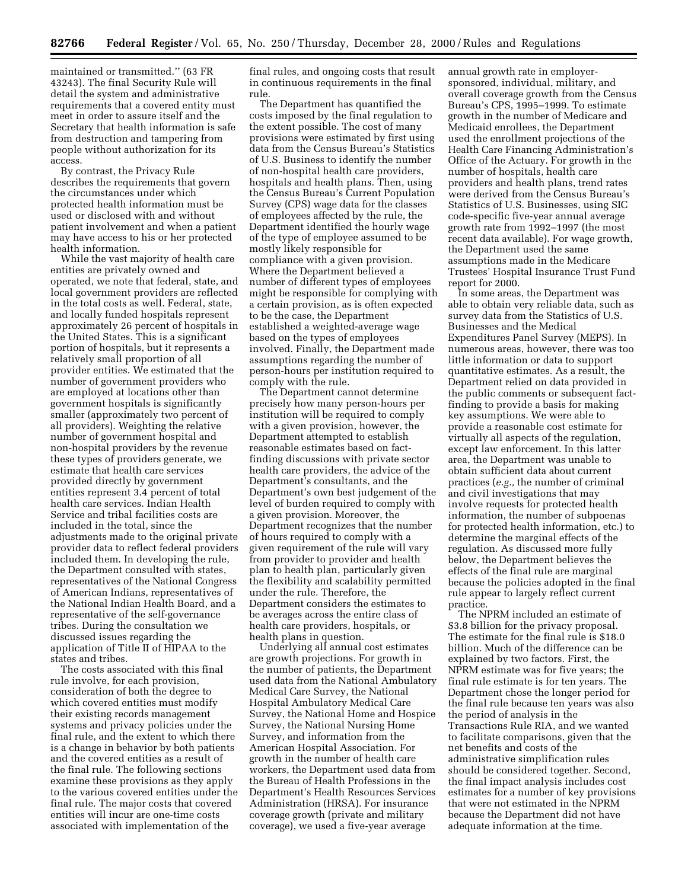maintained or transmitted.'' (63 FR 43243). The final Security Rule will detail the system and administrative requirements that a covered entity must meet in order to assure itself and the Secretary that health information is safe from destruction and tampering from people without authorization for its access.

By contrast, the Privacy Rule describes the requirements that govern the circumstances under which protected health information must be used or disclosed with and without patient involvement and when a patient may have access to his or her protected health information.

While the vast majority of health care entities are privately owned and operated, we note that federal, state, and local government providers are reflected in the total costs as well. Federal, state, and locally funded hospitals represent approximately 26 percent of hospitals in the United States. This is a significant portion of hospitals, but it represents a relatively small proportion of all provider entities. We estimated that the number of government providers who are employed at locations other than government hospitals is significantly smaller (approximately two percent of all providers). Weighting the relative number of government hospital and non-hospital providers by the revenue these types of providers generate, we estimate that health care services provided directly by government entities represent 3.4 percent of total health care services. Indian Health Service and tribal facilities costs are included in the total, since the adjustments made to the original private provider data to reflect federal providers included them. In developing the rule, the Department consulted with states, representatives of the National Congress of American Indians, representatives of the National Indian Health Board, and a representative of the self-governance tribes. During the consultation we discussed issues regarding the application of Title II of HIPAA to the states and tribes.

The costs associated with this final rule involve, for each provision, consideration of both the degree to which covered entities must modify their existing records management systems and privacy policies under the final rule, and the extent to which there is a change in behavior by both patients and the covered entities as a result of the final rule. The following sections examine these provisions as they apply to the various covered entities under the final rule. The major costs that covered entities will incur are one-time costs associated with implementation of the final rules, and ongoing costs that result in continuous requirements in the final rule.

The Department has quantified the costs imposed by the final regulation to the extent possible. The cost of many provisions were estimated by first using data from the Census Bureau's Statistics of U.S. Business to identify the number of non-hospital health care providers, hospitals and health plans. Then, using the Census Bureau's Current Population Survey (CPS) wage data for the classes of employees affected by the rule, the Department identified the hourly wage of the type of employee assumed to be mostly likely responsible for compliance with a given provision. Where the Department believed a number of different types of employees might be responsible for complying with a certain provision, as is often expected to be the case, the Department established a weighted-average wage based on the types of employees involved. Finally, the Department made assumptions regarding the number of person-hours per institution required to comply with the rule.

The Department cannot determine precisely how many person-hours per institution will be required to comply with a given provision, however, the Department attempted to establish reasonable estimates based on fact-finding discussions with private sector health care providers, the advice of the Department's consultants, and the Department's own best judgement of the level of burden required to comply with a given provision. Moreover, the Department recognizes that the number of hours required to comply with a given requirement of the rule will vary from provider to provider and health plan to health plan, particularly given the flexibility and scalability permitted under the rule. Therefore, the Department considers the estimates to be averages across the entire class of health care providers, hospitals, or health plans in question.

Underlying all annual cost estimates are growth projections. For growth in the number of patients, the Department used data from the National Ambulatory Medical Care Survey, the National Hospital Ambulatory Medical Care Survey, the National Home and Hospice Survey, the National Nursing Home Survey, and information from the American Hospital Association. For growth in the number of health care workers, the Department used data from the Bureau of Health Professions in the Department's Health Resources Services Administration (HRSA). For insurance coverage growth (private and military coverage), we used a five-year average annual growth rate in employer-sponsored, individual, military, and overall coverage growth from the Census Bureau's CPS, 1995–1999. To estimate growth in the number of Medicare and Medicaid enrollees, the Department used the enrollment projections of the Health Care Financing Administration's Office of the Actuary. For growth in the number of hospitals, health care providers and health plans, trend rates were derived from the Census Bureau's Statistics of U.S. Businesses, using SIC code-specific five-year annual average growth rate from 1992–1997 (the most recent data available). For wage growth, the Department used the same assumptions made in the Medicare Trustees' Hospital Insurance Trust Fund report for 2000.

In some areas, the Department was able to obtain very reliable data, such as survey data from the Statistics of U.S. Businesses and the Medical Expenditures Panel Survey (MEPS). In numerous areas, however, there was too little information or data to support quantitative estimates. As a result, the Department relied on data provided in the public comments or subsequent fact-finding to provide a basis for making key assumptions. We were able to provide a reasonable cost estimate for virtually all aspects of the regulation, except law enforcement. In this latter area, the Department was unable to obtain sufficient data about current practices (*e.g.,* the number of criminal and civil investigations that may involve requests for protected health information, the number of subpoenas for protected health information, etc.) to determine the marginal effects of the regulation. As discussed more fully below, the Department believes the effects of the final rule are marginal because the policies adopted in the final rule appear to largely reflect current practice.

The NPRM included an estimate of $3.8 billion for the privacy proposal. The estimate for the final rule is $18.0 billion. Much of the difference can be explained by two factors. First, the NPRM estimate was for five years; the final rule estimate is for ten years. The Department chose the longer period for the final rule because ten years was also the period of analysis in the Transactions Rule RIA, and we wanted to facilitate comparisons, given that the net benefits and costs of the administrative simplification rules should be considered together. Second, the final impact analysis includes cost estimates for a number of key provisions that were not estimated in the NPRM because the Department did not have adequate information at the time.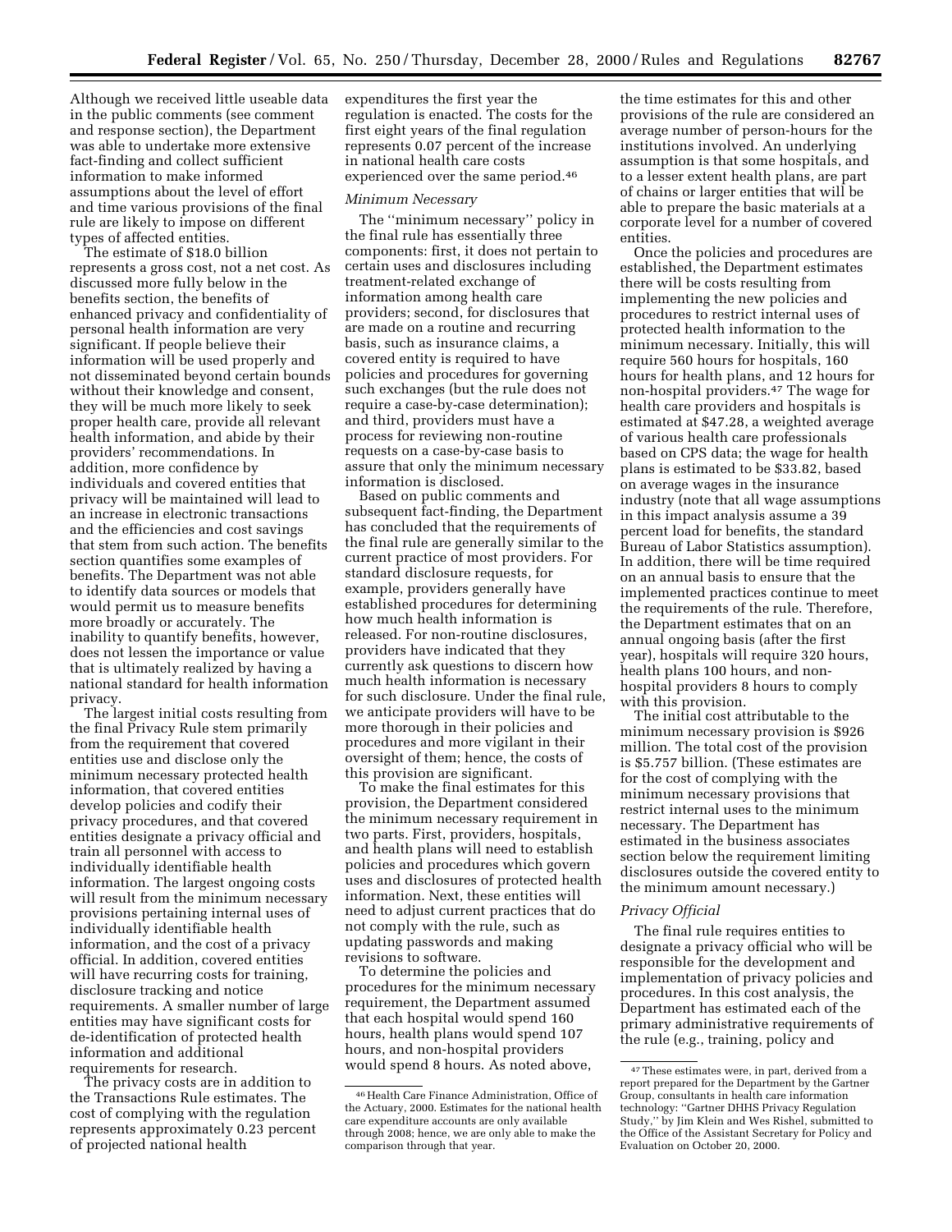Although we received little useable data in the public comments (see comment and response section), the Department was able to undertake more extensive fact-finding and collect sufficient information to make informed assumptions about the level of effort and time various provisions of the final rule are likely to impose on different types of affected entities.

The estimate of $18.0 billion represents a gross cost, not a net cost. As discussed more fully below in the benefits section, the benefits of enhanced privacy and confidentiality of personal health information are very significant. If people believe their information will be used properly and not disseminated beyond certain bounds without their knowledge and consent, they will be much more likely to seek proper health care, provide all relevant health information, and abide by their providers' recommendations. In addition, more confidence by individuals and covered entities that privacy will be maintained will lead to an increase in electronic transactions and the efficiencies and cost savings that stem from such action. The benefits section quantifies some examples of benefits. The Department was not able to identify data sources or models that would permit us to measure benefits more broadly or accurately. The inability to quantify benefits, however, does not lessen the importance or value that is ultimately realized by having a national standard for health information privacy.

The largest initial costs resulting from the final Privacy Rule stem primarily from the requirement that covered entities use and disclose only the minimum necessary protected health information, that covered entities develop policies and codify their privacy procedures, and that covered entities designate a privacy official and train all personnel with access to individually identifiable health information. The largest ongoing costs will result from the minimum necessary provisions pertaining internal uses of individually identifiable health information, and the cost of a privacy official. In addition, covered entities will have recurring costs for training, disclosure tracking and notice requirements. A smaller number of large entities may have significant costs for de-identification of protected health information and additional requirements for research.

The privacy costs are in addition to the Transactions Rule estimates. The cost of complying with the regulation represents approximately 0.23 percent of projected national health expenditures the first year the regulation is enacted. The costs for the first eight years of the final regulation represents 0.07 percent of the increase in national health care costs experienced over the same period.[46]

*Minimum Necessary*

The ''minimum necessary'' policy in the final rule has essentially three components: first, it does not pertain to certain uses and disclosures including treatment-related exchange of information among health care providers; second, for disclosures that are made on a routine and recurring basis, such as insurance claims, a covered entity is required to have policies and procedures for governing such exchanges (but the rule does not require a case-by-case determination); and third, providers must have a process for reviewing non-routine requests on a case-by-case basis to assure that only the minimum necessary information is disclosed.

Based on public comments and subsequent fact-finding, the Department has concluded that the requirements of the final rule are generally similar to the current practice of most providers. For standard disclosure requests, for example, providers generally have established procedures for determining how much health information is released. For non-routine disclosures, providers have indicated that they currently ask questions to discern how much health information is necessary for such disclosure. Under the final rule, we anticipate providers will have to be more thorough in their policies and procedures and more vigilant in their oversight of them; hence, the costs of this provision are significant.

To make the final estimates for this provision, the Department considered the minimum necessary requirement in two parts. First, providers, hospitals, and health plans will need to establish policies and procedures which govern uses and disclosures of protected health information. Next, these entities will need to adjust current practices that do not comply with the rule, such as updating passwords and making revisions to software.

To determine the policies and procedures for the minimum necessary requirement, the Department assumed that each hospital would spend 160 hours, health plans would spend 107 hours, and non-hospital providers would spend 8 hours. As noted above, the time estimates for this and other provisions of the rule are considered an average number of person-hours for the institutions involved. An underlying assumption is that some hospitals, and to a lesser extent health plans, are part of chains or larger entities that will be able to prepare the basic materials at a corporate level for a number of covered entities.

Once the policies and procedures are established, the Department estimates there will be costs resulting from implementing the new policies and procedures to restrict internal uses of protected health information to the minimum necessary. Initially, this will require 560 hours for hospitals, 160 hours for health plans, and 12 hours for non-hospital providers.[47] The wage for health care providers and hospitals is estimated at $47.28, a weighted average of various health care professionals based on CPS data; the wage for health plans is estimated to be $33.82, based on average wages in the insurance industry (note that all wage assumptions in this impact analysis assume a 39 percent load for benefits, the standard Bureau of Labor Statistics assumption). In addition, there will be time required on an annual basis to ensure that the implemented practices continue to meet the requirements of the rule. Therefore, the Department estimates that on an annual ongoing basis (after the first year), hospitals will require 320 hours, health plans 100 hours, and non-hospital providers 8 hours to comply with this provision.

The initial cost attributable to the minimum necessary provision is $926 million. The total cost of the provision is $5.757 billion. (These estimates are for the cost of complying with the minimum necessary provisions that restrict internal uses to the minimum necessary. The Department has estimated in the business associates section below the requirement limiting disclosures outside the covered entity to the minimum amount necessary.)

*Privacy Official*

The final rule requires entities to designate a privacy official who will be responsible for the development and implementation of privacy policies and procedures. In this cost analysis, the Department has estimated each of the primary administrative requirements of the rule (e.g., training, policy and

---

[46] Health Care Finance Administration, Office of the Actuary, 2000. Estimates for the national health care expenditure accounts are only available through 2008; hence, we are only able to make the comparison through that year.

[47] These estimates were, in part, derived from a report prepared for the Department by the Gartner Group, consultants in health care information technology: ''Gartner DHHS Privacy Regulation Study,'' by Jim Klein and Wes Rishel, submitted to the Office of the Assistant Secretary for Policy and Evaluation on October 20, 2000.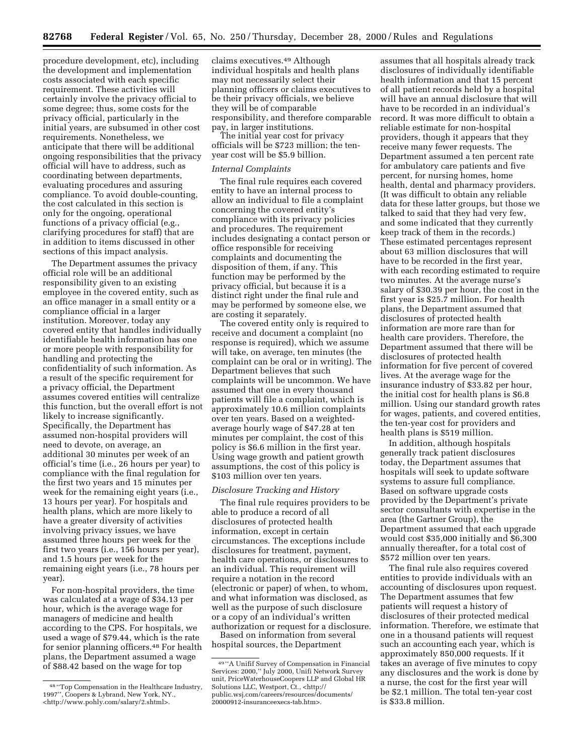procedure development, etc), including the development and implementation costs associated with each specific requirement. These activities will certainly involve the privacy official to some degree; thus, some costs for the privacy official, particularly in the initial years, are subsumed in other cost requirements. Nonetheless, we anticipate that there will be additional ongoing responsibilities that the privacy official will have to address, such as coordinating between departments, evaluating procedures and assuring compliance. To avoid double-counting, the cost calculated in this section is only for the ongoing, operational functions of a privacy official (e.g., clarifying procedures for staff) that are in addition to items discussed in other sections of this impact analysis.

The Department assumes the privacy official role will be an additional responsibility given to an existing employee in the covered entity, such as an office manager in a small entity or a compliance official in a larger institution. Moreover, today any covered entity that handles individually identifiable health information has one or more people with responsibility for handling and protecting the confidentiality of such information. As a result of the specific requirement for a privacy official, the Department assumes covered entities will centralize this function, but the overall effort is not likely to increase significantly. Specifically, the Department has assumed non-hospital providers will need to devote, on average, an additional 30 minutes per week of an official's time (i.e., 26 hours per year) to compliance with the final regulation for the first two years and 15 minutes per week for the remaining eight years (i.e., 13 hours per year). For hospitals and health plans, which are more likely to have a greater diversity of activities involving privacy issues, we have assumed three hours per week for the first two years (i.e., 156 hours per year), and 1.5 hours per week for the remaining eight years (i.e., 78 hours per year).

For non-hospital providers, the time was calculated at a wage of $34.13 per hour, which is the average wage for managers of medicine and health according to the CPS. For hospitals, we used a wage of $79.44, which is the rate for senior planning officers.[48] For health plans, the Department assumed a wage of $88.42 based on the wage for top claims executives.[49] Although individual hospitals and health plans may not necessarily select their planning officers or claims executives to be their privacy officials, we believe they will be of comparable responsibility, and therefore comparable pay, in larger institutions.

The initial year cost for privacy officials will be $723 million; the ten-year cost will be $5.9 billion.

*Internal Complaints*

The final rule requires each covered entity to have an internal process to allow an individual to file a complaint concerning the covered entity's compliance with its privacy policies and procedures. The requirement includes designating a contact person or office responsible for receiving complaints and documenting the disposition of them, if any. This function may be performed by the privacy official, but because it is a distinct right under the final rule and may be performed by someone else, we are costing it separately.

The covered entity only is required to receive and document a complaint (no response is required), which we assume will take, on average, ten minutes (the complaint can be oral or in writing). The Department believes that such complaints will be uncommon. We have assumed that one in every thousand patients will file a complaint, which is approximately 10.6 million complaints over ten years. Based on a weighted-average hourly wage of $47.28 at ten minutes per complaint, the cost of this policy is $6.6 million in the first year. Using wage growth and patient growth assumptions, the cost of this policy is $103 million over ten years.

*Disclosure Tracking and History*

The final rule requires providers to be able to produce a record of all disclosures of protected health information, except in certain circumstances. The exceptions include disclosures for treatment, payment, health care operations, or disclosures to an individual. This requirement will require a notation in the record (electronic or paper) of when, to whom, and what information was disclosed, as well as the purpose of such disclosure or a copy of an individual's written authorization or request for a disclosure.

Based on information from several hospital sources, the Department assumes that all hospitals already track disclosures of individually identifiable health information and that 15 percent of all patient records held by a hospital will have an annual disclosure that will have to be recorded in an individual's record. It was more difficult to obtain a reliable estimate for non-hospital providers, though it appears that they receive many fewer requests. The Department assumed a ten percent rate for ambulatory care patients and five percent, for nursing homes, home health, dental and pharmacy providers. (It was difficult to obtain any reliable data for these latter groups, but those we talked to said that they had very few, and some indicated that they currently keep track of them in the records.) These estimated percentages represent about 63 million disclosures that will have to be recorded in the first year, with each recording estimated to require two minutes. At the average nurse's salary of $30.39 per hour, the cost in the first year is $25.7 million. For health plans, the Department assumed that disclosures of protected health information are more rare than for health care providers. Therefore, the Department assumed that there will be disclosures of protected health information for five percent of covered lives. At the average wage for the insurance industry of $33.82 per hour, the initial cost for health plans is $6.8 million. Using our standard growth rates for wages, patients, and covered entities, the ten-year cost for providers and health plans is $519 million.

In addition, although hospitals generally track patient disclosures today, the Department assumes that hospitals will seek to update software systems to assure full compliance. Based on software upgrade costs provided by the Department's private sector consultants with expertise in the area (the Gartner Group), the Department assumed that each upgrade would cost $35,000 initially and $6,300 annually thereafter, for a total cost of $572 million over ten years.

The final rule also requires covered entities to provide individuals with an accounting of disclosures upon request. The Department assumes that few patients will request a history of disclosures of their protected medical information. Therefore, we estimate that one in a thousand patients will request such an accounting each year, which is approximately 850,000 requests. If it takes an average of five minutes to copy any disclosures and the work is done by a nurse, the cost for the first year will be $2.1 million. The total ten-year cost is $33.8 million.

---

[48] "Top Compensation in the Healthcare Industry, 1997", Coopers & Lybrand, New York, NY., <http://www.pohly.com/salary/2.shtml>.

[49] "A Unifi Survey of Compensation in Financial Services: 2000," July 2000, Unifi Network Survey unit, PriceWaterhouseCoopers LLP and Global HR Solutions LLC, Westport, Ct., <http://public.wsj.com/careers/resources/documents/20000912-insuranceexecs-tab.htm>.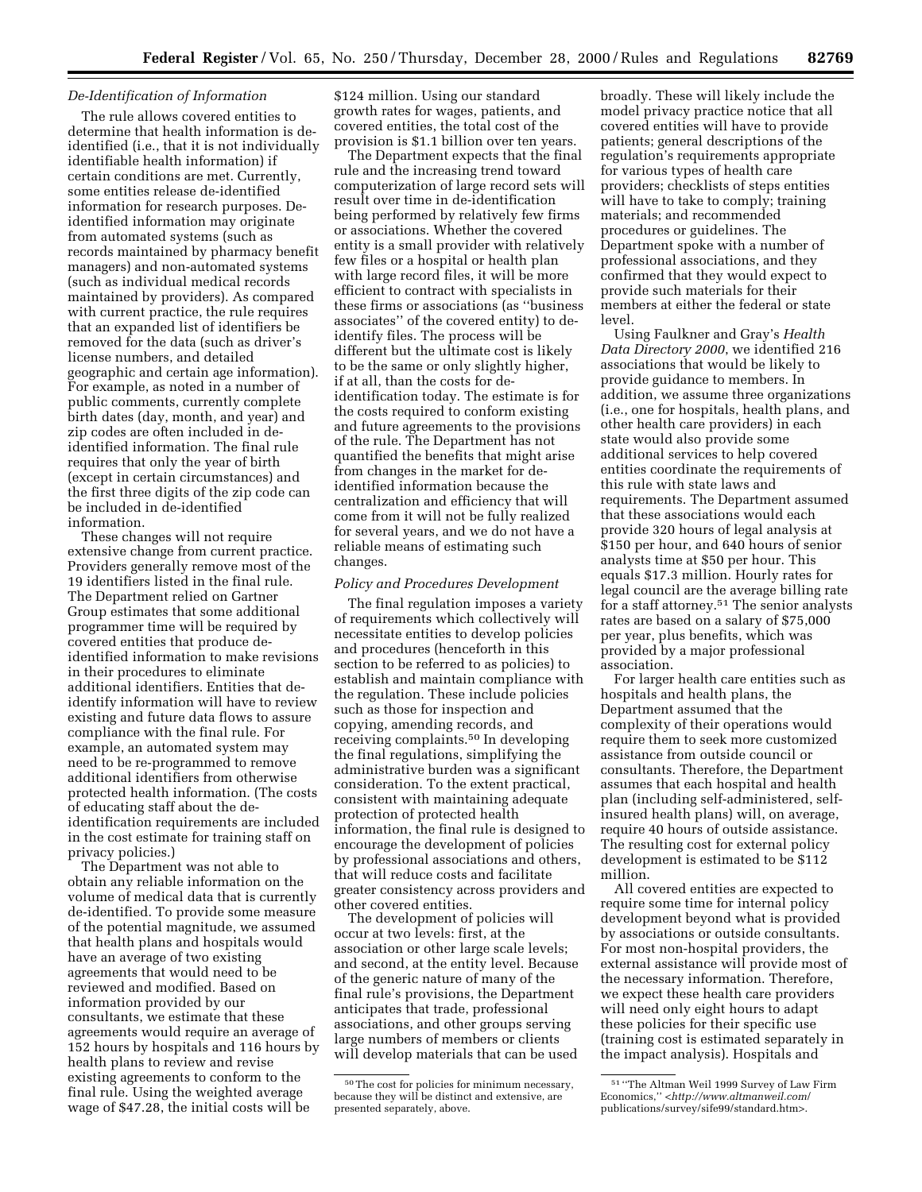*De-Identification of Information*

The rule allows covered entities to determine that health information is de-identified (i.e., that it is not individually identifiable health information) if certain conditions are met. Currently, some entities release de-identified information for research purposes. De-identified information may originate from automated systems (such as records maintained by pharmacy benefit managers) and non-automated systems (such as individual medical records maintained by providers). As compared with current practice, the rule requires that an expanded list of identifiers be removed for the data (such as driver's license numbers, and detailed geographic and certain age information). For example, as noted in a number of public comments, currently complete birth dates (day, month, and year) and zip codes are often included in de-identified information. The final rule requires that only the year of birth (except in certain circumstances) and the first three digits of the zip code can be included in de-identified information.

These changes will not require extensive change from current practice. Providers generally remove most of the 19 identifiers listed in the final rule. The Department relied on Gartner Group estimates that some additional programmer time will be required by covered entities that produce de-identified information to make revisions in their procedures to eliminate additional identifiers. Entities that de-identify information will have to review existing and future data flows to assure compliance with the final rule. For example, an automated system may need to be re-programmed to remove additional identifiers from otherwise protected health information. (The costs of educating staff about the de-identification requirements are included in the cost estimate for training staff on privacy policies.)

The Department was not able to obtain any reliable information on the volume of medical data that is currently de-identified. To provide some measure of the potential magnitude, we assumed that health plans and hospitals would have an average of two existing agreements that would need to be reviewed and modified. Based on information provided by our consultants, we estimate that these agreements would require an average of 152 hours by hospitals and 116 hours by health plans to review and revise existing agreements to conform to the final rule. Using the weighted average wage of $47.28, the initial costs will be $124 million. Using our standard growth rates for wages, patients, and covered entities, the total cost of the provision is $1.1 billion over ten years.

The Department expects that the final rule and the increasing trend toward computerization of large record sets will result over time in de-identification being performed by relatively few firms or associations. Whether the covered entity is a small provider with relatively few files or a hospital or health plan with large record files, it will be more efficient to contract with specialists in these firms or associations (as "business associates" of the covered entity) to de-identify files. The process will be different but the ultimate cost is likely to be the same or only slightly higher, if at all, than the costs for de-identification today. The estimate is for the costs required to conform existing and future agreements to the provisions of the rule. The Department has not quantified the benefits that might arise from changes in the market for de-identified information because the centralization and efficiency that will come from it will not be fully realized for several years, and we do not have a reliable means of estimating such changes.

*Policy and Procedures Development*

The final regulation imposes a variety of requirements which collectively will necessitate entities to develop policies and procedures (henceforth in this section to be referred to as policies) to establish and maintain compliance with the regulation. These include policies such as those for inspection and copying, amending records, and receiving complaints.[50] In developing the final regulations, simplifying the administrative burden was a significant consideration. To the extent practical, consistent with maintaining adequate protection of protected health information, the final rule is designed to encourage the development of policies by professional associations and others, that will reduce costs and facilitate greater consistency across providers and other covered entities.

The development of policies will occur at two levels: first, at the association or other large scale levels; and second, at the entity level. Because of the generic nature of many of the final rule's provisions, the Department anticipates that trade, professional associations, and other groups serving large numbers of members or clients will develop materials that can be used broadly. These will likely include the model privacy practice notice that all covered entities will have to provide patients; general descriptions of the regulation's requirements appropriate for various types of health care providers; checklists of steps entities will have to take to comply; training materials; and recommended procedures or guidelines. The Department spoke with a number of professional associations, and they confirmed that they would expect to provide such materials for their members at either the federal or state level.

Using Faulkner and Gray's *Health Data Directory 2000*, we identified 216 associations that would be likely to provide guidance to members. In addition, we assume three organizations (i.e., one for hospitals, health plans, and other health care providers) in each state would also provide some additional services to help covered entities coordinate the requirements of this rule with state laws and requirements. The Department assumed that these associations would each provide 320 hours of legal analysis at $150 per hour, and 640 hours of senior analysts time at $50 per hour. This equals $17.3 million. Hourly rates for legal council are the average billing rate for a staff attorney.[51] The senior analysts rates are based on a salary of $75,000 per year, plus benefits, which was provided by a major professional association.

For larger health care entities such as hospitals and health plans, the Department assumed that the complexity of their operations would require them to seek more customized assistance from outside council or consultants. Therefore, the Department assumes that each hospital and health plan (including self-administered, self-insured health plans) will, on average, require 40 hours of outside assistance. The resulting cost for external policy development is estimated to be $112 million.

All covered entities are expected to require some time for internal policy development beyond what is provided by associations or outside consultants. For most non-hospital providers, the external assistance will provide most of the necessary information. Therefore, we expect these health care providers will need only eight hours to adapt these policies for their specific use (training cost is estimated separately in the impact analysis). Hospitals and

[50] The cost for policies for minimum necessary, because they will be distinct and extensive, are presented separately, above.

[51] "The Altman Weil 1999 Survey of Law Firm Economics," <*http://www.altmanweil.com/publications/survey/sife99/standard.htm*>.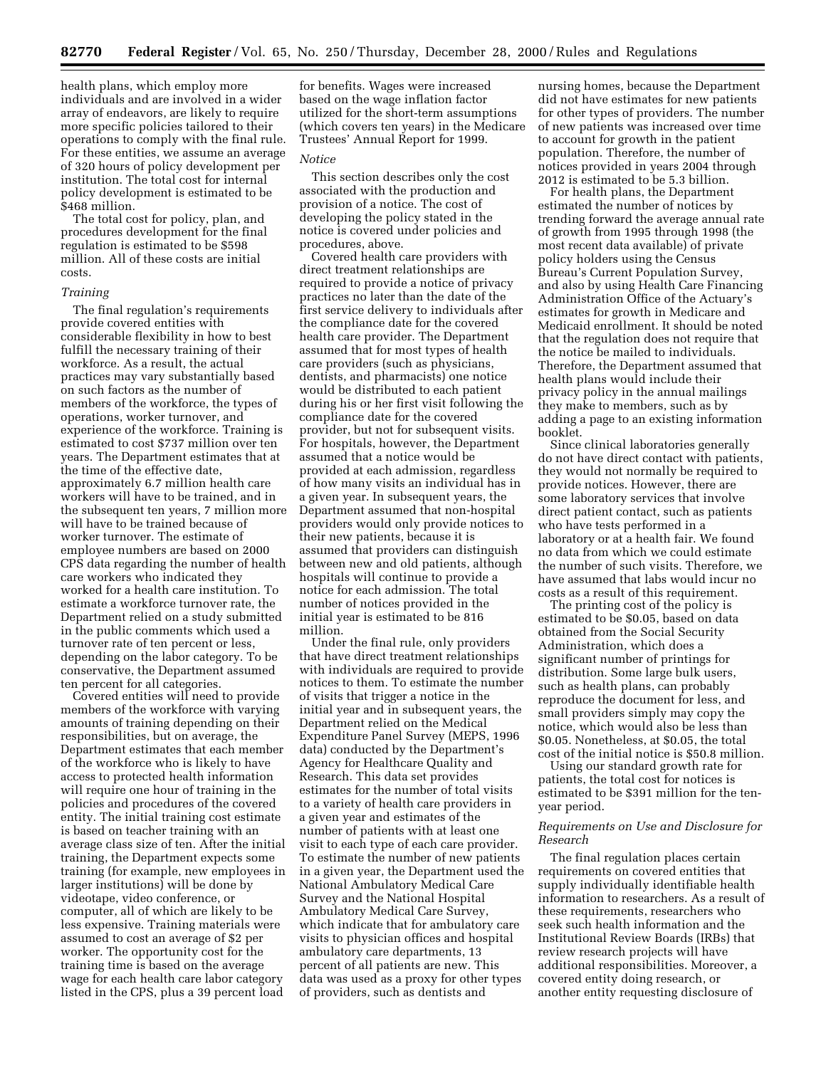health plans, which employ more individuals and are involved in a wider array of endeavors, are likely to require more specific policies tailored to their operations to comply with the final rule. For these entities, we assume an average of 320 hours of policy development per institution. The total cost for internal policy development is estimated to be $468 million.

The total cost for policy, plan, and procedures development for the final regulation is estimated to be $598 million. All of these costs are initial costs.

*Training*

The final regulation's requirements provide covered entities with considerable flexibility in how to best fulfill the necessary training of their workforce. As a result, the actual practices may vary substantially based on such factors as the number of members of the workforce, the types of operations, worker turnover, and experience of the workforce. Training is estimated to cost $737 million over ten years. The Department estimates that at the time of the effective date, approximately 6.7 million health care workers will have to be trained, and in the subsequent ten years, 7 million more will have to be trained because of worker turnover. The estimate of employee numbers are based on 2000 CPS data regarding the number of health care workers who indicated they worked for a health care institution. To estimate a workforce turnover rate, the Department relied on a study submitted in the public comments which used a turnover rate of ten percent or less, depending on the labor category. To be conservative, the Department assumed ten percent for all categories.

Covered entities will need to provide members of the workforce with varying amounts of training depending on their responsibilities, but on average, the Department estimates that each member of the workforce who is likely to have access to protected health information will require one hour of training in the policies and procedures of the covered entity. The initial training cost estimate is based on teacher training with an average class size of ten. After the initial training, the Department expects some training (for example, new employees in larger institutions) will be done by videotape, video conference, or computer, all of which are likely to be less expensive. Training materials were assumed to cost an average of $2 per worker. The opportunity cost for the training time is based on the average wage for each health care labor category listed in the CPS, plus a 39 percent load for benefits. Wages were increased based on the wage inflation factor utilized for the short-term assumptions (which covers ten years) in the Medicare Trustees' Annual Report for 1999.

*Notice*

This section describes only the cost associated with the production and provision of a notice. The cost of developing the policy stated in the notice is covered under policies and procedures, above.

Covered health care providers with direct treatment relationships are required to provide a notice of privacy practices no later than the date of the first service delivery to individuals after the compliance date for the covered health care provider. The Department assumed that for most types of health care providers (such as physicians, dentists, and pharmacists) one notice would be distributed to each patient during his or her first visit following the compliance date for the covered provider, but not for subsequent visits. For hospitals, however, the Department assumed that a notice would be provided at each admission, regardless of how many visits an individual has in a given year. In subsequent years, the Department assumed that non-hospital providers would only provide notices to their new patients, because it is assumed that providers can distinguish between new and old patients, although hospitals will continue to provide a notice for each admission. The total number of notices provided in the initial year is estimated to be 816 million.

Under the final rule, only providers that have direct treatment relationships with individuals are required to provide notices to them. To estimate the number of visits that trigger a notice in the initial year and in subsequent years, the Department relied on the Medical Expenditure Panel Survey (MEPS, 1996 data) conducted by the Department's Agency for Healthcare Quality and Research. This data set provides estimates for the number of total visits to a variety of health care providers in a given year and estimates of the number of patients with at least one visit to each type of each care provider. To estimate the number of new patients in a given year, the Department used the National Ambulatory Medical Care Survey and the National Hospital Ambulatory Medical Care Survey, which indicate that for ambulatory care visits to physician offices and hospital ambulatory care departments, 13 percent of all patients are new. This data was used as a proxy for other types of providers, such as dentists and nursing homes, because the Department did not have estimates for new patients for other types of providers. The number of new patients was increased over time to account for growth in the patient population. Therefore, the number of notices provided in years 2004 through 2012 is estimated to be 5.3 billion.

For health plans, the Department estimated the number of notices by trending forward the average annual rate of growth from 1995 through 1998 (the most recent data available) of private policy holders using the Census Bureau's Current Population Survey, and also by using Health Care Financing Administration Office of the Actuary's estimates for growth in Medicare and Medicaid enrollment. It should be noted that the regulation does not require that the notice be mailed to individuals. Therefore, the Department assumed that health plans would include their privacy policy in the annual mailings they make to members, such as by adding a page to an existing information booklet.

Since clinical laboratories generally do not have direct contact with patients, they would not normally be required to provide notices. However, there are some laboratory services that involve direct patient contact, such as patients who have tests performed in a laboratory or at a health fair. We found no data from which we could estimate the number of such visits. Therefore, we have assumed that labs would incur no costs as a result of this requirement.

The printing cost of the policy is estimated to be $0.05, based on data obtained from the Social Security Administration, which does a significant number of printings for distribution. Some large bulk users, such as health plans, can probably reproduce the document for less, and small providers simply may copy the notice, which would also be less than $0.05. Nonetheless, at $0.05, the total cost of the initial notice is $50.8 million.

Using our standard growth rate for patients, the total cost for notices is estimated to be $391 million for the ten-year period.

*Requirements on Use and Disclosure for Research*

The final regulation places certain requirements on covered entities that supply individually identifiable health information to researchers. As a result of these requirements, researchers who seek such health information and the Institutional Review Boards (IRBs) that review research projects will have additional responsibilities. Moreover, a covered entity doing research, or another entity requesting disclosure of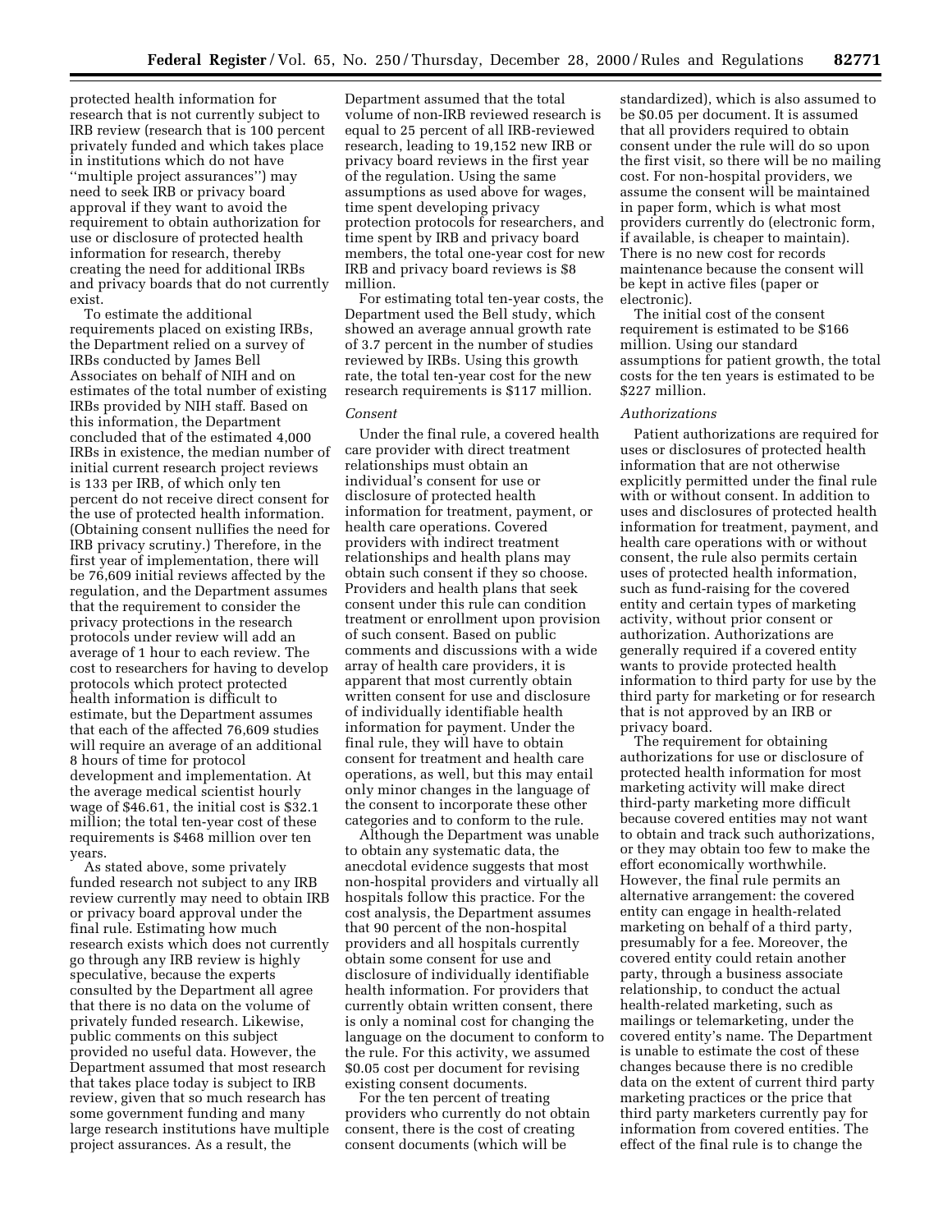protected health information for research that is not currently subject to IRB review (research that is 100 percent privately funded and which takes place in institutions which do not have ''multiple project assurances'') may need to seek IRB or privacy board approval if they want to avoid the requirement to obtain authorization for use or disclosure of protected health information for research, thereby creating the need for additional IRBs and privacy boards that do not currently exist.

To estimate the additional requirements placed on existing IRBs, the Department relied on a survey of IRBs conducted by James Bell Associates on behalf of NIH and on estimates of the total number of existing IRBs provided by NIH staff. Based on this information, the Department concluded that of the estimated 4,000 IRBs in existence, the median number of initial current research project reviews is 133 per IRB, of which only ten percent do not receive direct consent for the use of protected health information. (Obtaining consent nullifies the need for IRB privacy scrutiny.) Therefore, in the first year of implementation, there will be 76,609 initial reviews affected by the regulation, and the Department assumes that the requirement to consider the privacy protections in the research protocols under review will add an average of 1 hour to each review. The cost to researchers for having to develop protocols which protect protected health information is difficult to estimate, but the Department assumes that each of the affected 76,609 studies will require an average of an additional 8 hours of time for protocol development and implementation. At the average medical scientist hourly wage of $46.61, the initial cost is $32.1 million; the total ten-year cost of these requirements is $468 million over ten years.

As stated above, some privately funded research not subject to any IRB review currently may need to obtain IRB or privacy board approval under the final rule. Estimating how much research exists which does not currently go through any IRB review is highly speculative, because the experts consulted by the Department all agree that there is no data on the volume of privately funded research. Likewise, public comments on this subject provided no useful data. However, the Department assumed that most research that takes place today is subject to IRB review, given that so much research has some government funding and many large research institutions have multiple project assurances. As a result, the Department assumed that the total volume of non-IRB reviewed research is equal to 25 percent of all IRB-reviewed research, leading to 19,152 new IRB or privacy board reviews in the first year of the regulation. Using the same assumptions as used above for wages, time spent developing privacy protection protocols for researchers, and time spent by IRB and privacy board members, the total one-year cost for new IRB and privacy board reviews is $8 million.

For estimating total ten-year costs, the Department used the Bell study, which showed an average annual growth rate of 3.7 percent in the number of studies reviewed by IRBs. Using this growth rate, the total ten-year cost for the new research requirements is $117 million.

*Consent*

Under the final rule, a covered health care provider with direct treatment relationships must obtain an individual's consent for use or disclosure of protected health information for treatment, payment, or health care operations. Covered providers with indirect treatment relationships and health plans may obtain such consent if they so choose. Providers and health plans that seek consent under this rule can condition treatment or enrollment upon provision of such consent. Based on public comments and discussions with a wide array of health care providers, it is apparent that most currently obtain written consent for use and disclosure of individually identifiable health information for payment. Under the final rule, they will have to obtain consent for treatment and health care operations, as well, but this may entail only minor changes in the language of the consent to incorporate these other categories and to conform to the rule.

Although the Department was unable to obtain any systematic data, the anecdotal evidence suggests that most non-hospital providers and virtually all hospitals follow this practice. For the cost analysis, the Department assumes that 90 percent of the non-hospital providers and all hospitals currently obtain some consent for use and disclosure of individually identifiable health information. For providers that currently obtain written consent, there is only a nominal cost for changing the language on the document to conform to the rule. For this activity, we assumed $0.05 cost per document for revising existing consent documents.

For the ten percent of treating providers who currently do not obtain consent, there is the cost of creating consent documents (which will be standardized), which is also assumed to be $0.05 per document. It is assumed that all providers required to obtain consent under the rule will do so upon the first visit, so there will be no mailing cost. For non-hospital providers, we assume the consent will be maintained in paper form, which is what most providers currently do (electronic form, if available, is cheaper to maintain). There is no new cost for records maintenance because the consent will be kept in active files (paper or electronic).

The initial cost of the consent requirement is estimated to be $166 million. Using our standard assumptions for patient growth, the total costs for the ten years is estimated to be $227 million.

*Authorizations*

Patient authorizations are required for uses or disclosures of protected health information that are not otherwise explicitly permitted under the final rule with or without consent. In addition to uses and disclosures of protected health information for treatment, payment, and health care operations with or without consent, the rule also permits certain uses of protected health information, such as fund-raising for the covered entity and certain types of marketing activity, without prior consent or authorization. Authorizations are generally required if a covered entity wants to provide protected health information to third party for use by the third party for marketing or for research that is not approved by an IRB or privacy board.

The requirement for obtaining authorizations for use or disclosure of protected health information for most marketing activity will make direct third-party marketing more difficult because covered entities may not want to obtain and track such authorizations, or they may obtain too few to make the effort economically worthwhile. However, the final rule permits an alternative arrangement: the covered entity can engage in health-related marketing on behalf of a third party, presumably for a fee. Moreover, the covered entity could retain another party, through a business associate relationship, to conduct the actual health-related marketing, such as mailings or telemarketing, under the covered entity's name. The Department is unable to estimate the cost of these changes because there is no credible data on the extent of current third party marketing practices or the price that third party marketers currently pay for information from covered entities. The effect of the final rule is to change the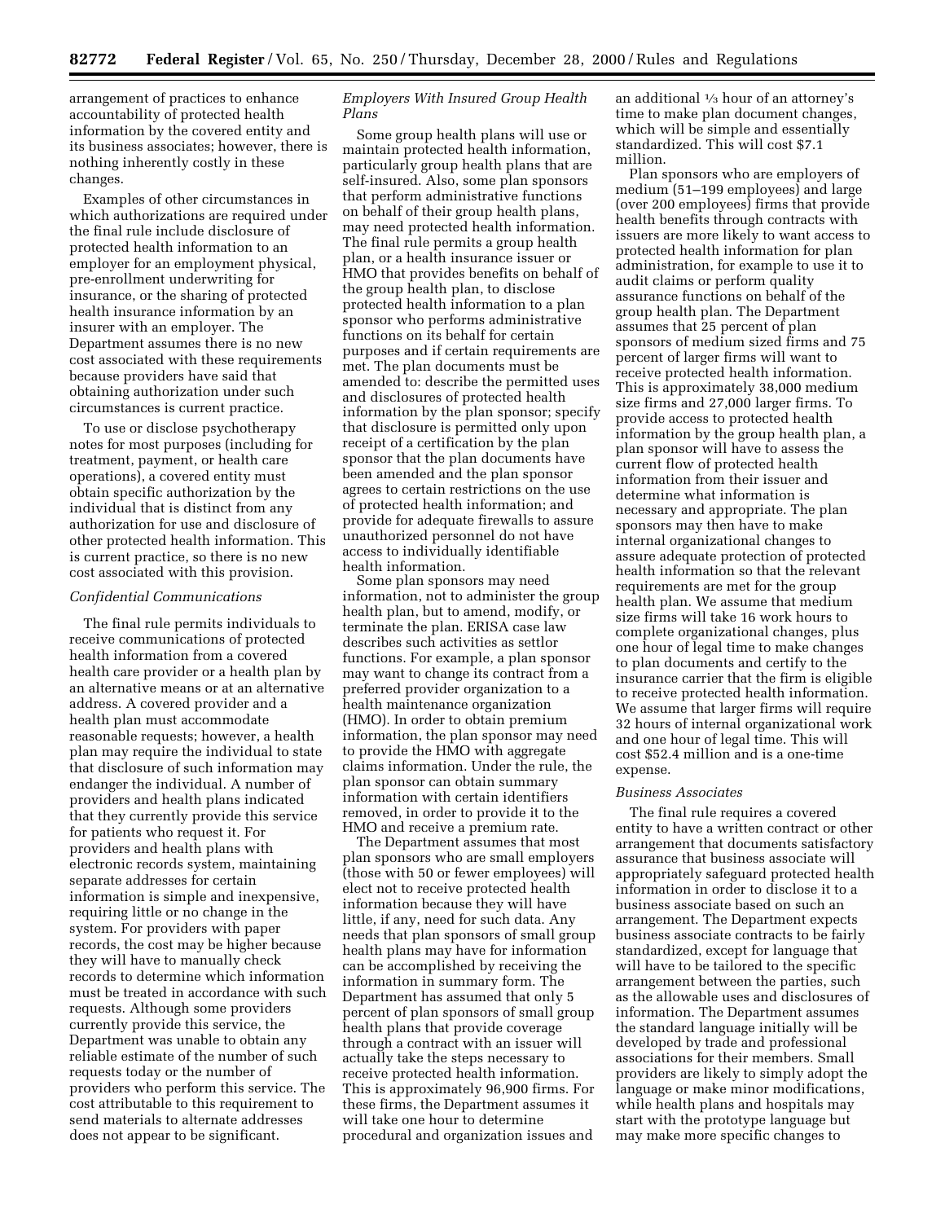arrangement of practices to enhance accountability of protected health information by the covered entity and its business associates; however, there is nothing inherently costly in these changes.

Examples of other circumstances in which authorizations are required under the final rule include disclosure of protected health information to an employer for an employment physical, pre-enrollment underwriting for insurance, or the sharing of protected health insurance information by an insurer with an employer. The Department assumes there is no new cost associated with these requirements because providers have said that obtaining authorization under such circumstances is current practice.

To use or disclose psychotherapy notes for most purposes (including for treatment, payment, or health care operations), a covered entity must obtain specific authorization by the individual that is distinct from any authorization for use and disclosure of other protected health information. This is current practice, so there is no new cost associated with this provision.

*Confidential Communications*

The final rule permits individuals to receive communications of protected health information from a covered health care provider or a health plan by an alternative means or at an alternative address. A covered provider and a health plan must accommodate reasonable requests; however, a health plan may require the individual to state that disclosure of such information may endanger the individual. A number of providers and health plans indicated that they currently provide this service for patients who request it. For providers and health plans with electronic records system, maintaining separate addresses for certain information is simple and inexpensive, requiring little or no change in the system. For providers with paper records, the cost may be higher because they will have to manually check records to determine which information must be treated in accordance with such requests. Although some providers currently provide this service, the Department was unable to obtain any reliable estimate of the number of such requests today or the number of providers who perform this service. The cost attributable to this requirement to send materials to alternate addresses does not appear to be significant.

*Employers With Insured Group Health Plans*

Some group health plans will use or maintain protected health information, particularly group health plans that are self-insured. Also, some plan sponsors that perform administrative functions on behalf of their group health plans, may need protected health information. The final rule permits a group health plan, or a health insurance issuer or HMO that provides benefits on behalf of the group health plan, to disclose protected health information to a plan sponsor who performs administrative functions on its behalf for certain purposes and if certain requirements are met. The plan documents must be amended to: describe the permitted uses and disclosures of protected health information by the plan sponsor; specify that disclosure is permitted only upon receipt of a certification by the plan sponsor that the plan documents have been amended and the plan sponsor agrees to certain restrictions on the use of protected health information; and provide for adequate firewalls to assure unauthorized personnel do not have access to individually identifiable health information.

Some plan sponsors may need information, not to administer the group health plan, but to amend, modify, or terminate the plan. ERISA case law describes such activities as settlor functions. For example, a plan sponsor may want to change its contract from a preferred provider organization to a health maintenance organization (HMO). In order to obtain premium information, the plan sponsor may need to provide the HMO with aggregate claims information. Under the rule, the plan sponsor can obtain summary information with certain identifiers removed, in order to provide it to the HMO and receive a premium rate.

The Department assumes that most plan sponsors who are small employers (those with 50 or fewer employees) will elect not to receive protected health information because they will have little, if any, need for such data. Any needs that plan sponsors of small group health plans may have for information can be accomplished by receiving the information in summary form. The Department has assumed that only 5 percent of plan sponsors of small group health plans that provide coverage through a contract with an issuer will actually take the steps necessary to receive protected health information. This is approximately 96,900 firms. For these firms, the Department assumes it will take one hour to determine procedural and organization issues and an additional ⅓ hour of an attorney's time to make plan document changes, which will be simple and essentially standardized. This will cost $7.1 million.

Plan sponsors who are employers of medium (51–199 employees) and large (over 200 employees) firms that provide health benefits through contracts with issuers are more likely to want access to protected health information for plan administration, for example to use it to audit claims or perform quality assurance functions on behalf of the group health plan. The Department assumes that 25 percent of plan sponsors of medium sized firms and 75 percent of larger firms will want to receive protected health information. This is approximately 38,000 medium size firms and 27,000 larger firms. To provide access to protected health information by the group health plan, a plan sponsor will have to assess the current flow of protected health information from their issuer and determine what information is necessary and appropriate. The plan sponsors may then have to make internal organizational changes to assure adequate protection of protected health information so that the relevant requirements are met for the group health plan. We assume that medium size firms will take 16 work hours to complete organizational changes, plus one hour of legal time to make changes to plan documents and certify to the insurance carrier that the firm is eligible to receive protected health information. We assume that larger firms will require 32 hours of internal organizational work and one hour of legal time. This will cost $52.4 million and is a one-time expense.

*Business Associates*

The final rule requires a covered entity to have a written contract or other arrangement that documents satisfactory assurance that business associate will appropriately safeguard protected health information in order to disclose it to a business associate based on such an arrangement. The Department expects business associate contracts to be fairly standardized, except for language that will have to be tailored to the specific arrangement between the parties, such as the allowable uses and disclosures of information. The Department assumes the standard language initially will be developed by trade and professional associations for their members. Small providers are likely to simply adopt the language or make minor modifications, while health plans and hospitals may start with the prototype language but may make more specific changes to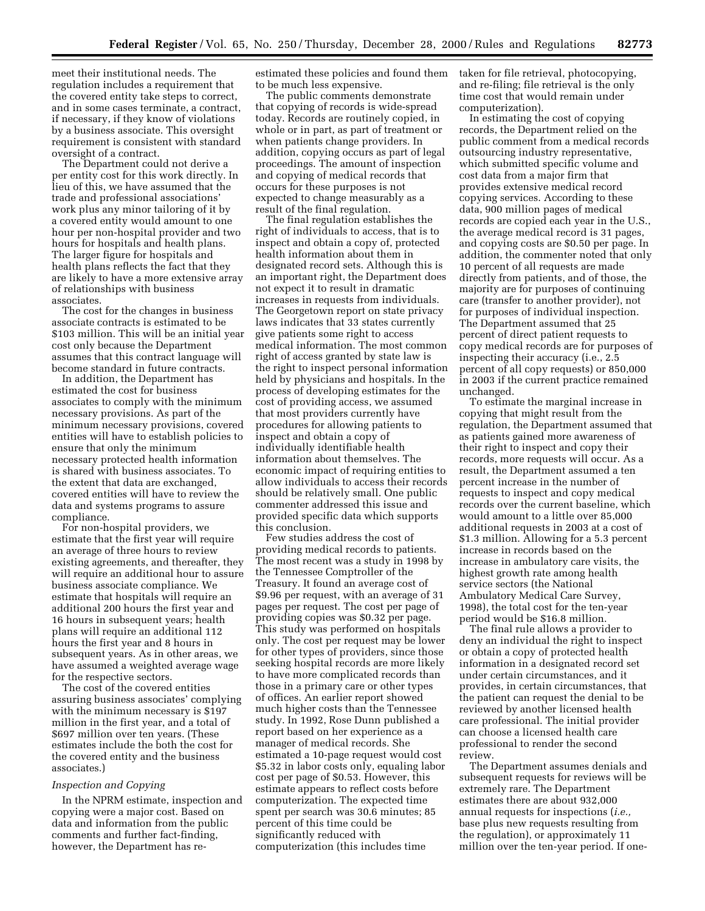meet their institutional needs. The regulation includes a requirement that the covered entity take steps to correct, and in some cases terminate, a contract, if necessary, if they know of violations by a business associate. This oversight requirement is consistent with standard oversight of a contract.

The Department could not derive a per entity cost for this work directly. In lieu of this, we have assumed that the trade and professional associations' work plus any minor tailoring of it by a covered entity would amount to one hour per non-hospital provider and two hours for hospitals and health plans. The larger figure for hospitals and health plans reflects the fact that they are likely to have a more extensive array of relationships with business associates.

The cost for the changes in business associate contracts is estimated to be $103 million. This will be an initial year cost only because the Department assumes that this contract language will become standard in future contracts.

In addition, the Department has estimated the cost for business associates to comply with the minimum necessary provisions. As part of the minimum necessary provisions, covered entities will have to establish policies to ensure that only the minimum necessary protected health information is shared with business associates. To the extent that data are exchanged, covered entities will have to review the data and systems programs to assure compliance.

For non-hospital providers, we estimate that the first year will require an average of three hours to review existing agreements, and thereafter, they will require an additional hour to assure business associate compliance. We estimate that hospitals will require an additional 200 hours the first year and 16 hours in subsequent years; health plans will require an additional 112 hours the first year and 8 hours in subsequent years. As in other areas, we have assumed a weighted average wage for the respective sectors.

The cost of the covered entities assuring business associates' complying with the minimum necessary is $197 million in the first year, and a total of $697 million over ten years. (These estimates include the both the cost for the covered entity and the business associates.)

*Inspection and Copying*

In the NPRM estimate, inspection and copying were a major cost. Based on data and information from the public comments and further fact-finding, however, the Department has re-estimated these policies and found them to be much less expensive.

The public comments demonstrate that copying of records is wide-spread today. Records are routinely copied, in whole or in part, as part of treatment or when patients change providers. In addition, copying occurs as part of legal proceedings. The amount of inspection and copying of medical records that occurs for these purposes is not expected to change measurably as a result of the final regulation.

The final regulation establishes the right of individuals to access, that is to inspect and obtain a copy of, protected health information about them in designated record sets. Although this is an important right, the Department does not expect it to result in dramatic increases in requests from individuals. The Georgetown report on state privacy laws indicates that 33 states currently give patients some right to access medical information. The most common right of access granted by state law is the right to inspect personal information held by physicians and hospitals. In the process of developing estimates for the cost of providing access, we assumed that most providers currently have procedures for allowing patients to inspect and obtain a copy of individually identifiable health information about themselves. The economic impact of requiring entities to allow individuals to access their records should be relatively small. One public commenter addressed this issue and provided specific data which supports this conclusion.

Few studies address the cost of providing medical records to patients. The most recent was a study in 1998 by the Tennessee Comptroller of the Treasury. It found an average cost of $9.96 per request, with an average of 31 pages per request. The cost per page of providing copies was $0.32 per page. This study was performed on hospitals only. The cost per request may be lower for other types of providers, since those seeking hospital records are more likely to have more complicated records than those in a primary care or other types of offices. An earlier report showed much higher costs than the Tennessee study. In 1992, Rose Dunn published a report based on her experience as a manager of medical records. She estimated a 10-page request would cost $5.32 in labor costs only, equaling labor cost per page of $0.53. However, this estimate appears to reflect costs before computerization. The expected time spent per search was 30.6 minutes; 85 percent of this time could be significantly reduced with computerization (this includes time taken for file retrieval, photocopying, and re-filing; file retrieval is the only time cost that would remain under computerization).

In estimating the cost of copying records, the Department relied on the public comment from a medical records outsourcing industry representative, which submitted specific volume and cost data from a major firm that provides extensive medical record copying services. According to these data, 900 million pages of medical records are copied each year in the U.S., the average medical record is 31 pages, and copying costs are $0.50 per page. In addition, the commenter noted that only 10 percent of all requests are made directly from patients, and of those, the majority are for purposes of continuing care (transfer to another provider), not for purposes of individual inspection. The Department assumed that 25 percent of direct patient requests to copy medical records are for purposes of inspecting their accuracy (i.e., 2.5 percent of all copy requests) or 850,000 in 2003 if the current practice remained unchanged.

To estimate the marginal increase in copying that might result from the regulation, the Department assumed that as patients gained more awareness of their right to inspect and copy their records, more requests will occur. As a result, the Department assumed a ten percent increase in the number of requests to inspect and copy medical records over the current baseline, which would amount to a little over 85,000 additional requests in 2003 at a cost of $1.3 million. Allowing for a 5.3 percent increase in records based on the increase in ambulatory care visits, the highest growth rate among health service sectors (the National Ambulatory Medical Care Survey, 1998), the total cost for the ten-year period would be $16.8 million.

The final rule allows a provider to deny an individual the right to inspect or obtain a copy of protected health information in a designated record set under certain circumstances, and it provides, in certain circumstances, that the patient can request the denial to be reviewed by another licensed health care professional. The initial provider can choose a licensed health care professional to render the second review.

The Department assumes denials and subsequent requests for reviews will be extremely rare. The Department estimates there are about 932,000 annual requests for inspections (*i.e.,* base plus new requests resulting from the regulation), or approximately 11 million over the ten-year period. If one-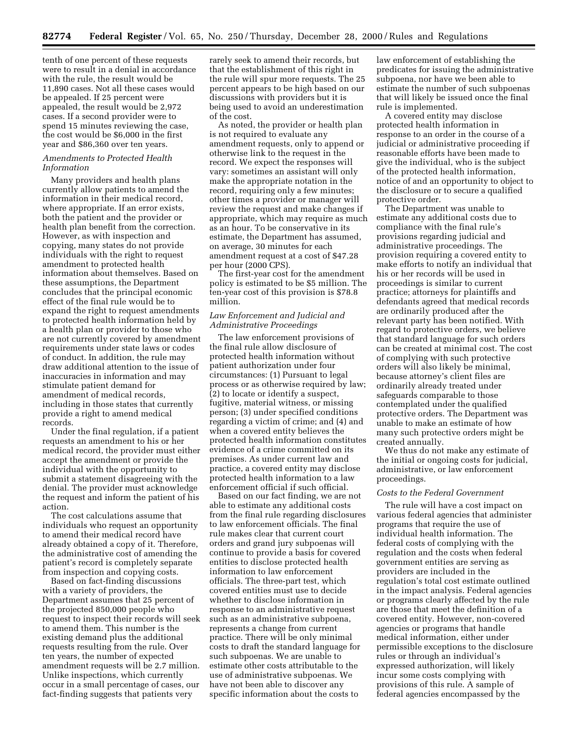tenth of one percent of these requests were to result in a denial in accordance with the rule, the result would be 11,890 cases. Not all these cases would be appealed. If 25 percent were appealed, the result would be 2,972 cases. If a second provider were to spend 15 minutes reviewing the case, the cost would be $6,000 in the first year and $86,360 over ten years.

*Amendments to Protected Health Information*

Many providers and health plans currently allow patients to amend the information in their medical record, where appropriate. If an error exists, both the patient and the provider or health plan benefit from the correction. However, as with inspection and copying, many states do not provide individuals with the right to request amendment to protected health information about themselves. Based on these assumptions, the Department concludes that the principal economic effect of the final rule would be to expand the right to request amendments to protected health information held by a health plan or provider to those who are not currently covered by amendment requirements under state laws or codes of conduct. In addition, the rule may draw additional attention to the issue of inaccuracies in information and may stimulate patient demand for amendment of medical records, including in those states that currently provide a right to amend medical records.

Under the final regulation, if a patient requests an amendment to his or her medical record, the provider must either accept the amendment or provide the individual with the opportunity to submit a statement disagreeing with the denial. The provider must acknowledge the request and inform the patient of his action.

The cost calculations assume that individuals who request an opportunity to amend their medical record have already obtained a copy of it. Therefore, the administrative cost of amending the patient's record is completely separate from inspection and copying costs.

Based on fact-finding discussions with a variety of providers, the Department assumes that 25 percent of the projected 850,000 people who request to inspect their records will seek to amend them. This number is the existing demand plus the additional requests resulting from the rule. Over ten years, the number of expected amendment requests will be 2.7 million. Unlike inspections, which currently occur in a small percentage of cases, our fact-finding suggests that patients very rarely seek to amend their records, but that the establishment of this right in the rule will spur more requests. The 25 percent appears to be high based on our discussions with providers but it is being used to avoid an underestimation of the cost.

As noted, the provider or health plan is not required to evaluate any amendment requests, only to append or otherwise link to the request in the record. We expect the responses will vary: sometimes an assistant will only make the appropriate notation in the record, requiring only a few minutes; other times a provider or manager will review the request and make changes if appropriate, which may require as much as an hour. To be conservative in its estimate, the Department has assumed, on average, 30 minutes for each amendment request at a cost of $47.28 per hour (2000 CPS).

The first-year cost for the amendment policy is estimated to be $5 million. The ten-year cost of this provision is $78.8 million.

*Law Enforcement and Judicial and Administrative Proceedings*

The law enforcement provisions of the final rule allow disclosure of protected health information without patient authorization under four circumstances: (1) Pursuant to legal process or as otherwise required by law; (2) to locate or identify a suspect, fugitive, material witness, or missing person; (3) under specified conditions regarding a victim of crime; and (4) and when a covered entity believes the protected health information constitutes evidence of a crime committed on its premises. As under current law and practice, a covered entity may disclose protected health information to a law enforcement official if such official.

Based on our fact finding, we are not able to estimate any additional costs from the final rule regarding disclosures to law enforcement officials. The final rule makes clear that current court orders and grand jury subpoenas will continue to provide a basis for covered entities to disclose protected health information to law enforcement officials. The three-part test, which covered entities must use to decide whether to disclose information in response to an administrative request such as an administrative subpoena, represents a change from current practice. There will be only minimal costs to draft the standard language for such subpoenas. We are unable to estimate other costs attributable to the use of administrative subpoenas. We have not been able to discover any specific information about the costs to law enforcement of establishing the predicates for issuing the administrative subpoena, nor have we been able to estimate the number of such subpoenas that will likely be issued once the final rule is implemented.

A covered entity may disclose protected health information in response to an order in the course of a judicial or administrative proceeding if reasonable efforts have been made to give the individual, who is the subject of the protected health information, notice of and an opportunity to object to the disclosure or to secure a qualified protective order.

The Department was unable to estimate any additional costs due to compliance with the final rule's provisions regarding judicial and administrative proceedings. The provision requiring a covered entity to make efforts to notify an individual that his or her records will be used in proceedings is similar to current practice; attorneys for plaintiffs and defendants agreed that medical records are ordinarily produced after the relevant party has been notified. With regard to protective orders, we believe that standard language for such orders can be created at minimal cost. The cost of complying with such protective orders will also likely be minimal, because attorney's client files are ordinarily already treated under safeguards comparable to those contemplated under the qualified protective orders. The Department was unable to make an estimate of how many such protective orders might be created annually.

We thus do not make any estimate of the initial or ongoing costs for judicial, administrative, or law enforcement proceedings.

*Costs to the Federal Government*

The rule will have a cost impact on various federal agencies that administer programs that require the use of individual health information. The federal costs of complying with the regulation and the costs when federal government entities are serving as providers are included in the regulation's total cost estimate outlined in the impact analysis. Federal agencies or programs clearly affected by the rule are those that meet the definition of a covered entity. However, non-covered agencies or programs that handle medical information, either under permissible exceptions to the disclosure rules or through an individual's expressed authorization, will likely incur some costs complying with provisions of this rule. A sample of federal agencies encompassed by the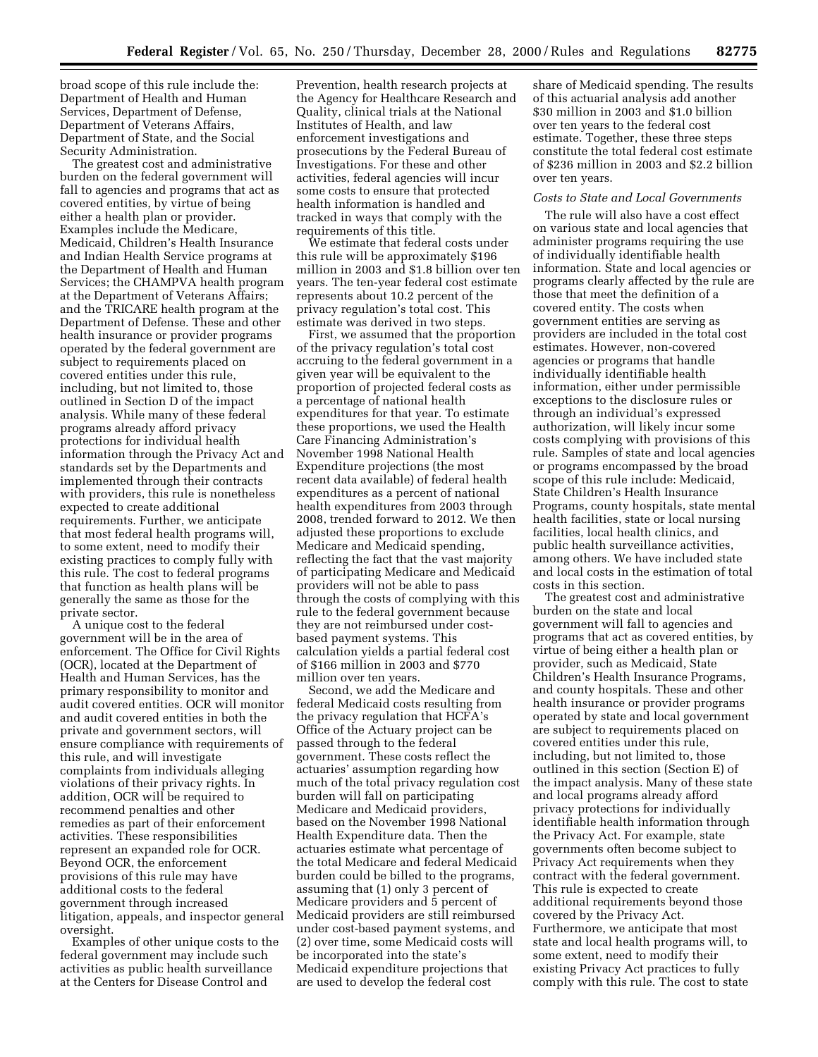broad scope of this rule include the: Department of Health and Human Services, Department of Defense, Department of Veterans Affairs, Department of State, and the Social Security Administration.

The greatest cost and administrative burden on the federal government will fall to agencies and programs that act as covered entities, by virtue of being either a health plan or provider. Examples include the Medicare, Medicaid, Children's Health Insurance and Indian Health Service programs at the Department of Health and Human Services; the CHAMPVA health program at the Department of Veterans Affairs; and the TRICARE health program at the Department of Defense. These and other health insurance or provider programs operated by the federal government are subject to requirements placed on covered entities under this rule, including, but not limited to, those outlined in Section D of the impact analysis. While many of these federal programs already afford privacy protections for individual health information through the Privacy Act and standards set by the Departments and implemented through their contracts with providers, this rule is nonetheless expected to create additional requirements. Further, we anticipate that most federal health programs will, to some extent, need to modify their existing practices to comply fully with this rule. The cost to federal programs that function as health plans will be generally the same as those for the private sector.

A unique cost to the federal government will be in the area of enforcement. The Office for Civil Rights (OCR), located at the Department of Health and Human Services, has the primary responsibility to monitor and audit covered entities. OCR will monitor and audit covered entities in both the private and government sectors, will ensure compliance with requirements of this rule, and will investigate complaints from individuals alleging violations of their privacy rights. In addition, OCR will be required to recommend penalties and other remedies as part of their enforcement activities. These responsibilities represent an expanded role for OCR. Beyond OCR, the enforcement provisions of this rule may have additional costs to the federal government through increased litigation, appeals, and inspector general oversight.

Examples of other unique costs to the federal government may include such activities as public health surveillance at the Centers for Disease Control and Prevention, health research projects at the Agency for Healthcare Research and Quality, clinical trials at the National Institutes of Health, and law enforcement investigations and prosecutions by the Federal Bureau of Investigations. For these and other activities, federal agencies will incur some costs to ensure that protected health information is handled and tracked in ways that comply with the requirements of this title.

We estimate that federal costs under this rule will be approximately $196 million in 2003 and $1.8 billion over ten years. The ten-year federal cost estimate represents about 10.2 percent of the privacy regulation's total cost. This estimate was derived in two steps.

First, we assumed that the proportion of the privacy regulation's total cost accruing to the federal government in a given year will be equivalent to the proportion of projected federal costs as a percentage of national health expenditures for that year. To estimate these proportions, we used the Health Care Financing Administration's November 1998 National Health Expenditure projections (the most recent data available) of federal health expenditures as a percent of national health expenditures from 2003 through 2008, trended forward to 2012. We then adjusted these proportions to exclude Medicare and Medicaid spending, reflecting the fact that the vast majority of participating Medicare and Medicaid providers will not be able to pass through the costs of complying with this rule to the federal government because they are not reimbursed under cost-based payment systems. This calculation yields a partial federal cost of $166 million in 2003 and $770 million over ten years.

Second, we add the Medicare and federal Medicaid costs resulting from the privacy regulation that HCFA's Office of the Actuary project can be passed through to the federal government. These costs reflect the actuaries' assumption regarding how much of the total privacy regulation cost burden will fall on participating Medicare and Medicaid providers, based on the November 1998 National Health Expenditure data. Then the actuaries estimate what percentage of the total Medicare and federal Medicaid burden could be billed to the programs, assuming that (1) only 3 percent of Medicare providers and 5 percent of Medicaid providers are still reimbursed under cost-based payment systems, and (2) over time, some Medicaid costs will be incorporated into the state's Medicaid expenditure projections that are used to develop the federal cost share of Medicaid spending. The results of this actuarial analysis add another $30 million in 2003 and $1.0 billion over ten years to the federal cost estimate. Together, these three steps constitute the total federal cost estimate of $236 million in 2003 and $2.2 billion over ten years.

*Costs to State and Local Governments*

The rule will also have a cost effect on various state and local agencies that administer programs requiring the use of individually identifiable health information. State and local agencies or programs clearly affected by the rule are those that meet the definition of a covered entity. The costs when government entities are serving as providers are included in the total cost estimates. However, non-covered agencies or programs that handle individually identifiable health information, either under permissible exceptions to the disclosure rules or through an individual's expressed authorization, will likely incur some costs complying with provisions of this rule. Samples of state and local agencies or programs encompassed by the broad scope of this rule include: Medicaid, State Children's Health Insurance Programs, county hospitals, state mental health facilities, state or local nursing facilities, local health clinics, and public health surveillance activities, among others. We have included state and local costs in the estimation of total costs in this section.

The greatest cost and administrative burden on the state and local government will fall to agencies and programs that act as covered entities, by virtue of being either a health plan or provider, such as Medicaid, State Children's Health Insurance Programs, and county hospitals. These and other health insurance or provider programs operated by state and local government are subject to requirements placed on covered entities under this rule, including, but not limited to, those outlined in this section (Section E) of the impact analysis. Many of these state and local programs already afford privacy protections for individually identifiable health information through the Privacy Act. For example, state governments often become subject to Privacy Act requirements when they contract with the federal government. This rule is expected to create additional requirements beyond those covered by the Privacy Act. Furthermore, we anticipate that most state and local health programs will, to some extent, need to modify their existing Privacy Act practices to fully comply with this rule. The cost to state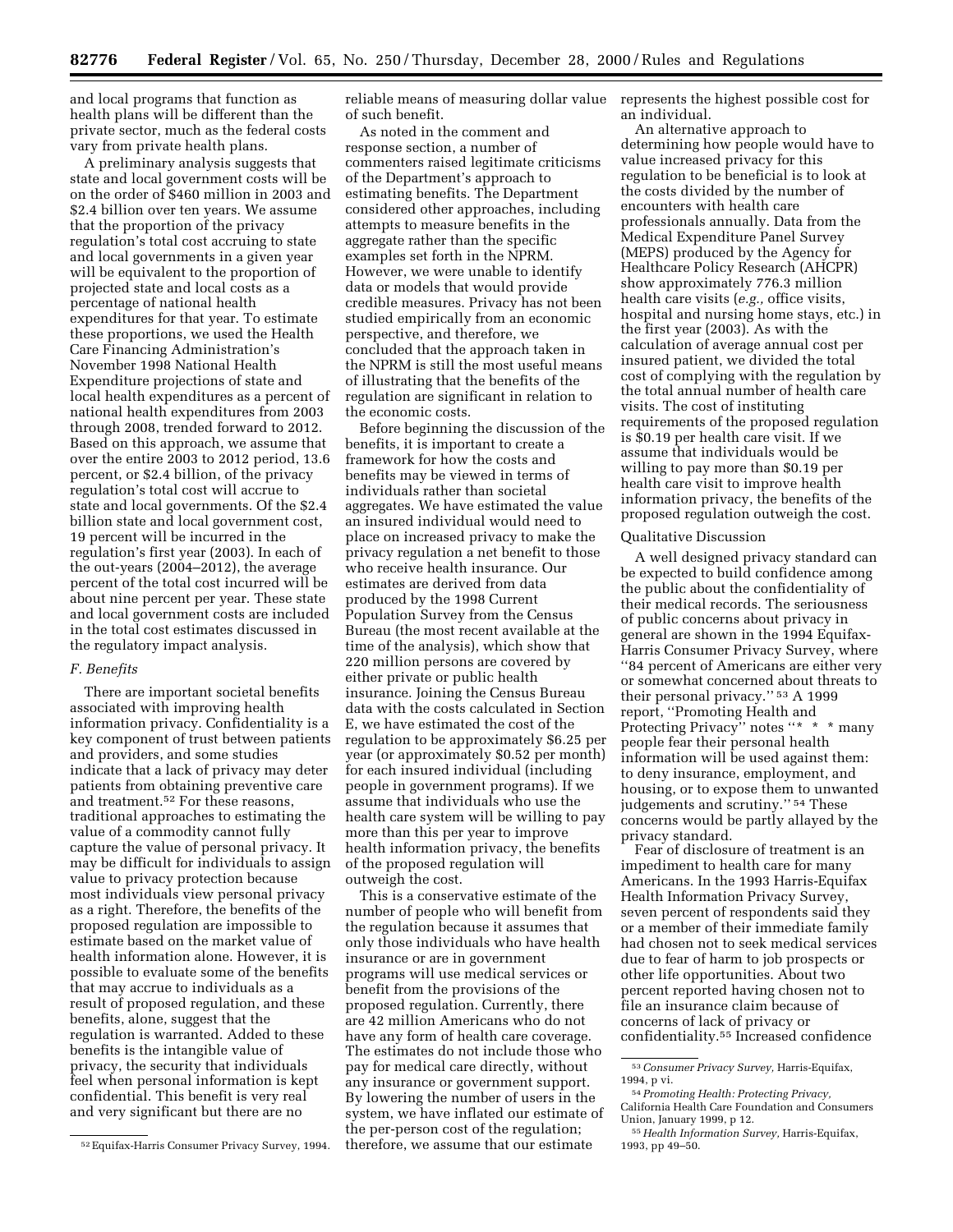and local programs that function as health plans will be different than the private sector, much as the federal costs vary from private health plans.

A preliminary analysis suggests that state and local government costs will be on the order of $460 million in 2003 and $2.4 billion over ten years. We assume that the proportion of the privacy regulation's total cost accruing to state and local governments in a given year will be equivalent to the proportion of projected state and local costs as a percentage of national health expenditures for that year. To estimate these proportions, we used the Health Care Financing Administration's November 1998 National Health Expenditure projections of state and local health expenditures as a percent of national health expenditures from 2003 through 2008, trended forward to 2012. Based on this approach, we assume that over the entire 2003 to 2012 period, 13.6 percent, or $2.4 billion, of the privacy regulation's total cost will accrue to state and local governments. Of the $2.4 billion state and local government cost, 19 percent will be incurred in the regulation's first year (2003). In each of the out-years (2004–2012), the average percent of the total cost incurred will be about nine percent per year. These state and local government costs are included in the total cost estimates discussed in the regulatory impact analysis.

### F. Benefits

There are important societal benefits associated with improving health information privacy. Confidentiality is a key component of trust between patients and providers, and some studies indicate that a lack of privacy may deter patients from obtaining preventive care and treatment.[52] For these reasons, traditional approaches to estimating the value of a commodity cannot fully capture the value of personal privacy. It may be difficult for individuals to assign value to privacy protection because most individuals view personal privacy as a right. Therefore, the benefits of the proposed regulation are impossible to estimate based on the market value of health information alone. However, it is possible to evaluate some of the benefits that may accrue to individuals as a result of proposed regulation, and these benefits, alone, suggest that the regulation is warranted. Added to these benefits is the intangible value of privacy, the security that individuals feel when personal information is kept confidential. This benefit is very real and very significant but there are no reliable means of measuring dollar value of such benefit.

As noted in the comment and response section, a number of commenters raised legitimate criticisms of the Department's approach to estimating benefits. The Department considered other approaches, including attempts to measure benefits in the aggregate rather than the specific examples set forth in the NPRM. However, we were unable to identify data or models that would provide credible measures. Privacy has not been studied empirically from an economic perspective, and therefore, we concluded that the approach taken in the NPRM is still the most useful means of illustrating that the benefits of the regulation are significant in relation to the economic costs.

Before beginning the discussion of the benefits, it is important to create a framework for how the costs and benefits may be viewed in terms of individuals rather than societal aggregates. We have estimated the value an insured individual would need to place on increased privacy to make the privacy regulation a net benefit to those who receive health insurance. Our estimates are derived from data produced by the 1998 Current Population Survey from the Census Bureau (the most recent available at the time of the analysis), which show that 220 million persons are covered by either private or public health insurance. Joining the Census Bureau data with the costs calculated in Section E, we have estimated the cost of the regulation to be approximately $6.25 per year (or approximately $0.52 per month) for each insured individual (including people in government programs). If we assume that individuals who use the health care system will be willing to pay more than this per year to improve health information privacy, the benefits of the proposed regulation will outweigh the cost.

This is a conservative estimate of the number of people who will benefit from the regulation because it assumes that only those individuals who have health insurance or are in government programs will use medical services or benefit from the provisions of the proposed regulation. Currently, there are 42 million Americans who do not have any form of health care coverage. The estimates do not include those who pay for medical care directly, without any insurance or government support. By lowering the number of users in the system, we have inflated our estimate of the per-person cost of the regulation; therefore, we assume that our estimate represents the highest possible cost for an individual.

An alternative approach to determining how people would have to value increased privacy for this regulation to be beneficial is to look at the costs divided by the number of encounters with health care professionals annually. Data from the Medical Expenditure Panel Survey (MEPS) produced by the Agency for Healthcare Policy Research (AHCPR) show approximately 776.3 million health care visits (*e.g.,* office visits, hospital and nursing home stays, etc.) in the first year (2003). As with the calculation of average annual cost per insured patient, we divided the total cost of complying with the regulation by the total annual number of health care visits. The cost of instituting requirements of the proposed regulation is $0.19 per health care visit. If we assume that individuals would be willing to pay more than $0.19 per health care visit to improve health information privacy, the benefits of the proposed regulation outweigh the cost.

#### Qualitative Discussion

A well designed privacy standard can be expected to build confidence among the public about the confidentiality of their medical records. The seriousness of public concerns about privacy in general are shown in the 1994 Equifax-Harris Consumer Privacy Survey, where ''84 percent of Americans are either very or somewhat concerned about threats to their personal privacy.'' [53] A 1999 report, ''Promoting Health and Protecting Privacy'' notes ''* * * many people fear their personal health information will be used against them: to deny insurance, employment, and housing, or to expose them to unwanted judgements and scrutiny.'' [54] These concerns would be partly allayed by the privacy standard.

Fear of disclosure of treatment is an impediment to health care for many Americans. In the 1993 Harris-Equifax Health Information Privacy Survey, seven percent of respondents said they or a member of their immediate family had chosen not to seek medical services due to fear of harm to job prospects or other life opportunities. About two percent reported having chosen not to file an insurance claim because of concerns of lack of privacy or confidentiality.[55] Increased confidence

---

[52] Equifax-Harris Consumer Privacy Survey, 1994.

[53] *Consumer Privacy Survey,* Harris-Equifax, 1994, p vi.

[54] *Promoting Health: Protecting Privacy,* California Health Care Foundation and Consumers Union, January 1999, p 12.

[55] *Health Information Survey,* Harris-Equifax, 1993, pp 49–50.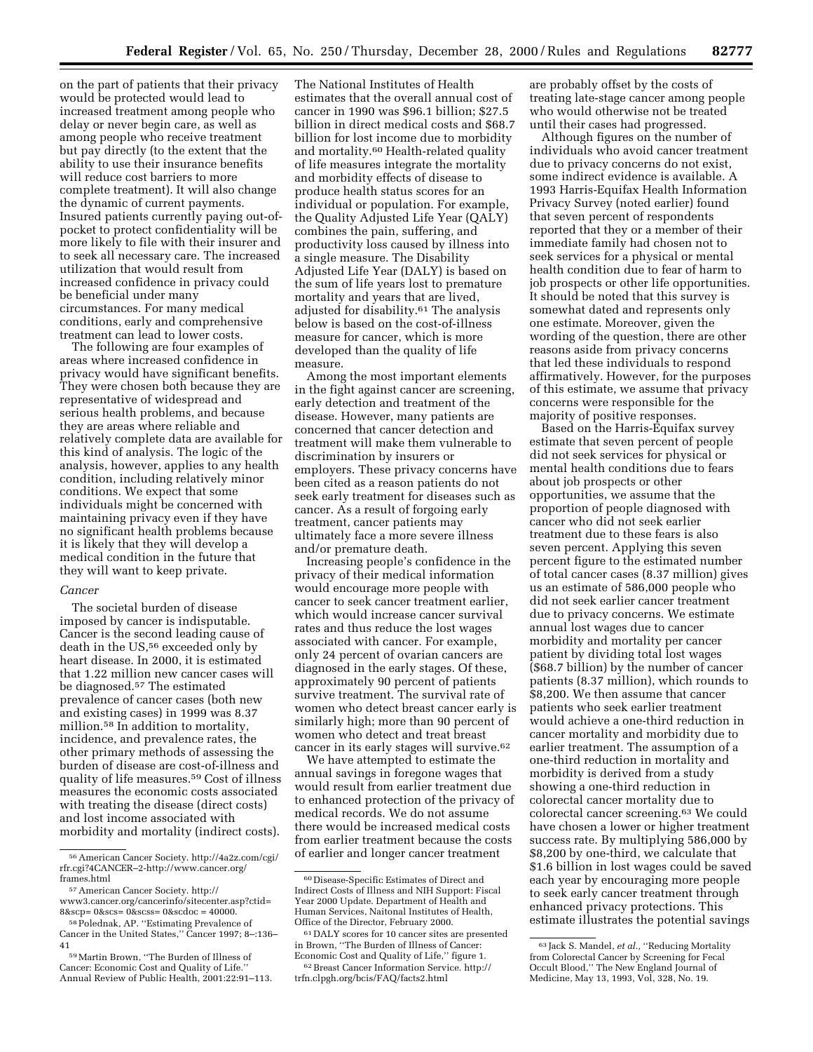on the part of patients that their privacy would be protected would lead to increased treatment among people who delay or never begin care, as well as among people who receive treatment but pay directly (to the extent that the ability to use their insurance benefits will reduce cost barriers to more complete treatment). It will also change the dynamic of current payments. Insured patients currently paying out-of-pocket to protect confidentiality will be more likely to file with their insurer and to seek all necessary care. The increased utilization that would result from increased confidence in privacy could be beneficial under many circumstances. For many medical conditions, early and comprehensive treatment can lead to lower costs.

The following are four examples of areas where increased confidence in privacy would have significant benefits. They were chosen both because they are representative of widespread and serious health problems, and because they are areas where reliable and relatively complete data are available for this kind of analysis. The logic of the analysis, however, applies to any health condition, including relatively minor conditions. We expect that some individuals might be concerned with maintaining privacy even if they have no significant health problems because it is likely that they will develop a medical condition in the future that they will want to keep private.

*Cancer*

The societal burden of disease imposed by cancer is indisputable. Cancer is the second leading cause of death in the US,[56] exceeded only by heart disease. In 2000, it is estimated that 1.22 million new cancer cases will be diagnosed.[57] The estimated prevalence of cancer cases (both new and existing cases) in 1999 was 8.37 million.[58] In addition to mortality, incidence, and prevalence rates, the other primary methods of assessing the burden of disease are cost-of-illness and quality of life measures.[59] Cost of illness measures the economic costs associated with treating the disease (direct costs) and lost income associated with morbidity and mortality (indirect costs). The National Institutes of Health estimates that the overall annual cost of cancer in 1990 was $96.1 billion; $27.5 billion in direct medical costs and $68.7 billion for lost income due to morbidity and mortality.[60] Health-related quality of life measures integrate the mortality and morbidity effects of disease to produce health status scores for an individual or population. For example, the Quality Adjusted Life Year (QALY) combines the pain, suffering, and productivity loss caused by illness into a single measure. The Disability Adjusted Life Year (DALY) is based on the sum of life years lost to premature mortality and years that are lived, adjusted for disability.[61] The analysis below is based on the cost-of-illness measure for cancer, which is more developed than the quality of life measure.

Among the most important elements in the fight against cancer are screening, early detection and treatment of the disease. However, many patients are concerned that cancer detection and treatment will make them vulnerable to discrimination by insurers or employers. These privacy concerns have been cited as a reason patients do not seek early treatment for diseases such as cancer. As a result of forgoing early treatment, cancer patients may ultimately face a more severe illness and/or premature death.

Increasing people's confidence in the privacy of their medical information would encourage more people with cancer to seek cancer treatment earlier, which would increase cancer survival rates and thus reduce the lost wages associated with cancer. For example, only 24 percent of ovarian cancers are diagnosed in the early stages. Of these, approximately 90 percent of patients survive treatment. The survival rate of women who detect breast cancer early is similarly high; more than 90 percent of women who detect and treat breast cancer in its early stages will survive.[62]

We have attempted to estimate the annual savings in foregone wages that would result from earlier treatment due to enhanced protection of the privacy of medical records. We do not assume there would be increased medical costs from earlier treatment because the costs of earlier and longer cancer treatment are probably offset by the costs of treating late-stage cancer among people who would otherwise not be treated until their cases had progressed.

Although figures on the number of individuals who avoid cancer treatment due to privacy concerns do not exist, some indirect evidence is available. A 1993 Harris-Equifax Health Information Privacy Survey (noted earlier) found that seven percent of respondents reported that they or a member of their immediate family had chosen not to seek services for a physical or mental health condition due to fear of harm to job prospects or other life opportunities. It should be noted that this survey is somewhat dated and represents only one estimate. Moreover, given the wording of the question, there are other reasons aside from privacy concerns that led these individuals to respond affirmatively. However, for the purposes of this estimate, we assume that privacy concerns were responsible for the majority of positive responses.

Based on the Harris-Equifax survey estimate that seven percent of people did not seek services for physical or mental health conditions due to fears about job prospects or other opportunities, we assume that the proportion of people diagnosed with cancer who did not seek earlier treatment due to these fears is also seven percent. Applying this seven percent figure to the estimated number of total cancer cases (8.37 million) gives us an estimate of 586,000 people who did not seek earlier cancer treatment due to privacy concerns. We estimate annual lost wages due to cancer morbidity and mortality per cancer patient by dividing total lost wages ($68.7 billion) by the number of cancer patients (8.37 million), which rounds to $8,200. We then assume that cancer patients who seek earlier treatment would achieve a one-third reduction in cancer mortality and morbidity due to earlier treatment. The assumption of a one-third reduction in mortality and morbidity is derived from a study showing a one-third reduction in colorectal cancer mortality due to colorectal cancer screening.[63] We could have chosen a lower or higher treatment success rate. By multiplying 586,000 by $8,200 by one-third, we calculate that $1.6 billion in lost wages could be saved each year by encouraging more people to seek early cancer treatment through enhanced privacy protections. This estimate illustrates the potential savings

---

[56] American Cancer Society. http://4a2z.com/cgi/rfr.cgi?4CANCER–2-http://www.cancer.org/frames.html

[57] American Cancer Society. http://www3.cancer.org/cancerinfo/sitecenter.asp?ctid=8&scp= 0&scs= 0&scss= 0&scdoc = 40000.

[58] Polednak, AP. ''Estimating Prevalence of Cancer in the United States,'' Cancer 1997; 8–:136–41

[59] Martin Brown, ''The Burden of Illness of Cancer: Economic Cost and Quality of Life.'' Annual Review of Public Health, 2001:22:91–113.

[60] Disease-Specific Estimates of Direct and Indirect Costs of Illness and NIH Support: Fiscal Year 2000 Update. Department of Health and Human Services, Naitonal Institutes of Health, Office of the Director, February 2000.

[61] DALY scores for 10 cancer sites are presented in Brown, ''The Burden of Illness of Cancer: Economic Cost and Quality of Life,'' figure 1.

[62] Breast Cancer Information Service. http://trfn.clpgh.org/bcis/FAQ/facts2.html

[63] Jack S. Mandel, *et al.*, ''Reducing Mortality from Colorectal Cancer by Screening for Fecal Occult Blood,'' The New England Journal of Medicine, May 13, 1993, Vol, 328, No. 19.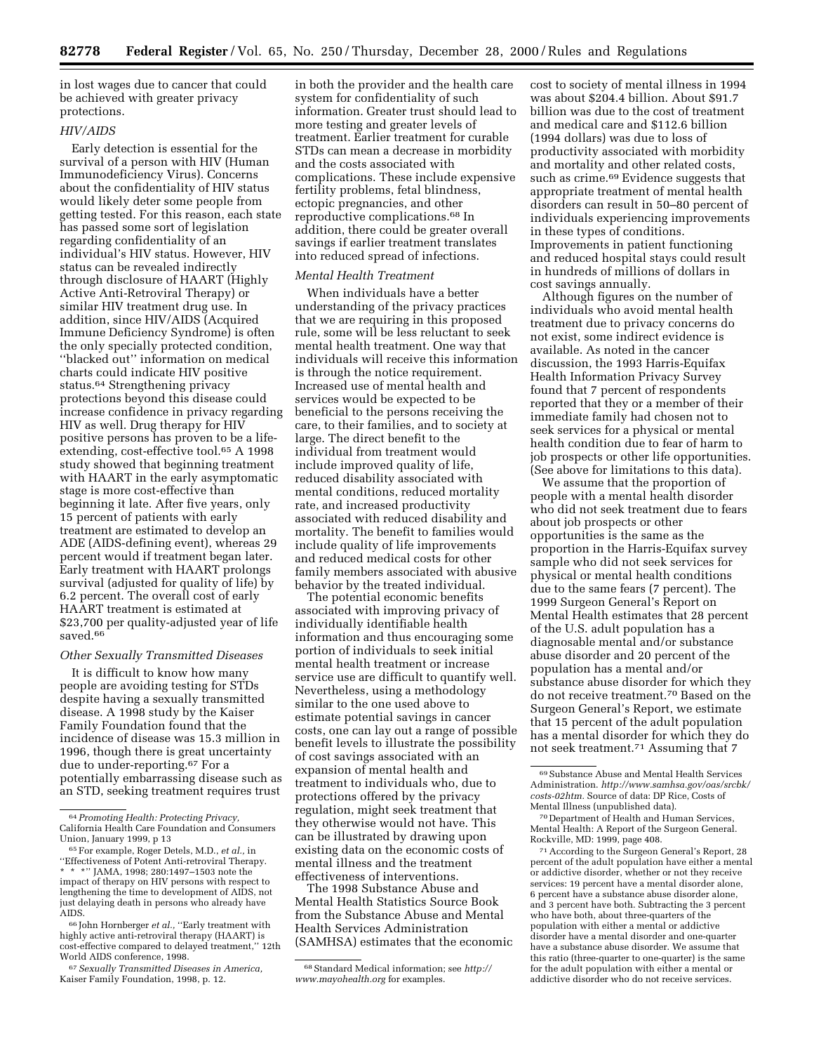in lost wages due to cancer that could be achieved with greater privacy protections.

*HIV/AIDS*

Early detection is essential for the survival of a person with HIV (Human Immunodeficiency Virus). Concerns about the confidentiality of HIV status would likely deter some people from getting tested. For this reason, each state has passed some sort of legislation regarding confidentiality of an individual's HIV status. However, HIV status can be revealed indirectly through disclosure of HAART (Highly Active Anti-Retroviral Therapy) or similar HIV treatment drug use. In addition, since HIV/AIDS (Acquired Immune Deficiency Syndrome) is often the only specially protected condition, ''blacked out'' information on medical charts could indicate HIV positive status.[64] Strengthening privacy protections beyond this disease could increase confidence in privacy regarding HIV as well. Drug therapy for HIV positive persons has proven to be a life-extending, cost-effective tool.[65] A 1998 study showed that beginning treatment with HAART in the early asymptomatic stage is more cost-effective than beginning it late. After five years, only 15 percent of patients with early treatment are estimated to develop an ADE (AIDS-defining event), whereas 29 percent would if treatment began later. Early treatment with HAART prolongs survival (adjusted for quality of life) by 6.2 percent. The overall cost of early HAART treatment is estimated at $23,700 per quality-adjusted year of life saved.[66]

*Other Sexually Transmitted Diseases*

It is difficult to know how many people are avoiding testing for STDs despite having a sexually transmitted disease. A 1998 study by the Kaiser Family Foundation found that the incidence of disease was 15.3 million in 1996, though there is great uncertainty due to under-reporting.[67] For a potentially embarrassing disease such as an STD, seeking treatment requires trust in both the provider and the health care system for confidentiality of such information. Greater trust should lead to more testing and greater levels of treatment. Earlier treatment for curable STDs can mean a decrease in morbidity and the costs associated with complications. These include expensive fertility problems, fetal blindness, ectopic pregnancies, and other reproductive complications.[68] In addition, there could be greater overall savings if earlier treatment translates into reduced spread of infections.

*Mental Health Treatment*

When individuals have a better understanding of the privacy practices that we are requiring in this proposed rule, some will be less reluctant to seek mental health treatment. One way that individuals will receive this information is through the notice requirement. Increased use of mental health and services would be expected to be beneficial to the persons receiving the care, to their families, and to society at large. The direct benefit to the individual from treatment would include improved quality of life, reduced disability associated with mental conditions, reduced mortality rate, and increased productivity associated with reduced disability and mortality. The benefit to families would include quality of life improvements and reduced medical costs for other family members associated with abusive behavior by the treated individual.

The potential economic benefits associated with improving privacy of individually identifiable health information and thus encouraging some portion of individuals to seek initial mental health treatment or increase service use are difficult to quantify well. Nevertheless, using a methodology similar to the one used above to estimate potential savings in cancer costs, one can lay out a range of possible benefit levels to illustrate the possibility of cost savings associated with an expansion of mental health and treatment to individuals who, due to protections offered by the privacy regulation, might seek treatment that they otherwise would not have. This can be illustrated by drawing upon existing data on the economic costs of mental illness and the treatment effectiveness of interventions.

The 1998 Substance Abuse and Mental Health Statistics Source Book from the Substance Abuse and Mental Health Services Administration (SAMHSA) estimates that the economic cost to society of mental illness in 1994 was about $204.4 billion. About $91.7 billion was due to the cost of treatment and medical care and $112.6 billion (1994 dollars) was due to loss of productivity associated with morbidity and mortality and other related costs, such as crime.[69] Evidence suggests that appropriate treatment of mental health disorders can result in 50–80 percent of individuals experiencing improvements in these types of conditions. Improvements in patient functioning and reduced hospital stays could result in hundreds of millions of dollars in cost savings annually.

Although figures on the number of individuals who avoid mental health treatment due to privacy concerns do not exist, some indirect evidence is available. As noted in the cancer discussion, the 1993 Harris-Equifax Health Information Privacy Survey found that 7 percent of respondents reported that they or a member of their immediate family had chosen not to seek services for a physical or mental health condition due to fear of harm to job prospects or other life opportunities. (See above for limitations to this data).

We assume that the proportion of people with a mental health disorder who did not seek treatment due to fears about job prospects or other opportunities is the same as the proportion in the Harris-Equifax survey sample who did not seek services for physical or mental health conditions due to the same fears (7 percent). The 1999 Surgeon General's Report on Mental Health estimates that 28 percent of the U.S. adult population has a diagnosable mental and/or substance abuse disorder and 20 percent of the population has a mental and/or substance abuse disorder for which they do not receive treatment.[70] Based on the Surgeon General's Report, we estimate that 15 percent of the adult population has a mental disorder for which they do not seek treatment.[71] Assuming that 7

---

[64] *Promoting Health: Protecting Privacy,* California Health Care Foundation and Consumers Union, January 1999, p 13

[65] For example, Roger Detels, M.D., *et al.,* in ''Effectiveness of Potent Anti-retroviral Therapy. * * *'' JAMA, 1998; 280:1497–1503 note the impact of therapy on HIV persons with respect to lengthening the time to development of AIDS, not just delaying death in persons who already have AIDS.

[66] John Hornberger *et al.,* ''Early treatment with highly active anti-retroviral therapy (HAART) is cost-effective compared to delayed treatment,'' 12th World AIDS conference, 1998.

[67] *Sexually Transmitted Diseases in America,* Kaiser Family Foundation, 1998, p. 12.

[68] Standard Medical information; see *http://www.mayohealth.org* for examples.

[69] Substance Abuse and Mental Health Services Administration. *http://www.samhsa.gov/oas/srcbk/costs-02htm.* Source of data: DP Rice, Costs of Mental Illness (unpublished data).

[70] Department of Health and Human Services, Mental Health: A Report of the Surgeon General. Rockville, MD: 1999, page 408.

[71] According to the Surgeon General's Report, 28 percent of the adult population have either a mental or addictive disorder, whether or not they receive services: 19 percent have a mental disorder alone, 6 percent have a substance abuse disorder alone, and 3 percent have both. Subtracting the 3 percent who have both, about three-quarters of the population with either a mental or addictive disorder have a mental disorder and one-quarter have a substance abuse disorder. We assume that this ratio (three-quarter to one-quarter) is the same for the adult population with either a mental or addictive disorder who do not receive services.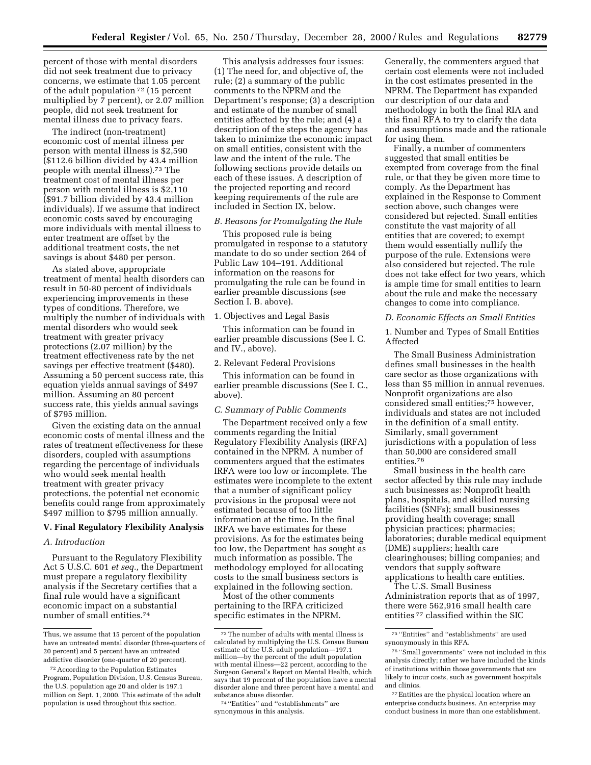percent of those with mental disorders did not seek treatment due to privacy concerns, we estimate that 1.05 percent of the adult population [72] (15 percent multiplied by 7 percent), or 2.07 million people, did not seek treatment for mental illness due to privacy fears.

The indirect (non-treatment) economic cost of mental illness per person with mental illness is $2,590 ($112.6 billion divided by 43.4 million people with mental illness).[73] The treatment cost of mental illness per person with mental illness is $2,110 ($91.7 billion divided by 43.4 million individuals). If we assume that indirect economic costs saved by encouraging more individuals with mental illness to enter treatment are offset by the additional treatment costs, the net savings is about $480 per person.

As stated above, appropriate treatment of mental health disorders can result in 50-80 percent of individuals experiencing improvements in these types of conditions. Therefore, we multiply the number of individuals with mental disorders who would seek treatment with greater privacy protections (2.07 million) by the treatment effectiveness rate by the net savings per effective treatment ($480). Assuming a 50 percent success rate, this equation yields annual savings of $497 million. Assuming an 80 percent success rate, this yields annual savings of $795 million.

Given the existing data on the annual economic costs of mental illness and the rates of treatment effectiveness for these disorders, coupled with assumptions regarding the percentage of individuals who would seek mental health treatment with greater privacy protections, the potential net economic benefits could range from approximately $497 million to $795 million annually.

## V. Final Regulatory Flexibility Analysis

### *A. Introduction*

Pursuant to the Regulatory Flexibility Act 5 U.S.C. 601 *et seq.,* the Department must prepare a regulatory flexibility analysis if the Secretary certifies that a final rule would have a significant economic impact on a substantial number of small entities.[74]

This analysis addresses four issues: (1) The need for, and objective of, the rule; (2) a summary of the public comments to the NPRM and the Department's response; (3) a description and estimate of the number of small entities affected by the rule; and (4) a description of the steps the agency has taken to minimize the economic impact on small entities, consistent with the law and the intent of the rule. The following sections provide details on each of these issues. A description of the projected reporting and record keeping requirements of the rule are included in Section IX, below.

### *B. Reasons for Promulgating the Rule*

This proposed rule is being promulgated in response to a statutory mandate to do so under section 264 of Public Law 104–191. Additional information on the reasons for promulgating the rule can be found in earlier preamble discussions (see Section I. B. above).

1. Objectives and Legal Basis

This information can be found in earlier preamble discussions (See I. C. and IV., above).

2. Relevant Federal Provisions

This information can be found in earlier preamble discussions (See I. C., above).

### *C. Summary of Public Comments*

The Department received only a few comments regarding the Initial Regulatory Flexibility Analysis (IRFA) contained in the NPRM. A number of commenters argued that the estimates IRFA were too low or incomplete. The estimates were incomplete to the extent that a number of significant policy provisions in the proposal were not estimated because of too little information at the time. In the final IRFA we have estimates for these provisions. As for the estimates being too low, the Department has sought as much information as possible. The methodology employed for allocating costs to the small business sectors is explained in the following section.

Most of the other comments pertaining to the IRFA criticized specific estimates in the NPRM. Generally, the commenters argued that certain cost elements were not included in the cost estimates presented in the NPRM. The Department has expanded our description of our data and methodology in both the final RIA and this final RFA to try to clarify the data and assumptions made and the rationale for using them.

Finally, a number of commenters suggested that small entities be exempted from coverage from the final rule, or that they be given more time to comply. As the Department has explained in the Response to Comment section above, such changes were considered but rejected. Small entities constitute the vast majority of all entities that are covered; to exempt them would essentially nullify the purpose of the rule. Extensions were also considered but rejected. The rule does not take effect for two years, which is ample time for small entities to learn about the rule and make the necessary changes to come into compliance.

### *D. Economic Effects on Small Entities*

1. Number and Types of Small Entities Affected

The Small Business Administration defines small businesses in the health care sector as those organizations with less than $5 million in annual revenues. Nonprofit organizations are also considered small entities;[75] however, individuals and states are not included in the definition of a small entity. Similarly, small government jurisdictions with a population of less than 50,000 are considered small entities.[76]

Small business in the health care sector affected by this rule may include such businesses as: Nonprofit health plans, hospitals, and skilled nursing facilities (SNFs); small businesses providing health coverage; small physician practices; pharmacies; laboratories; durable medical equipment (DME) suppliers; health care clearinghouses; billing companies; and vendors that supply software applications to health care entities.

The U.S. Small Business Administration reports that as of 1997, there were 562,916 small health care entities [77] classified within the SIC

---

Thus, we assume that 15 percent of the population have an untreated mental disorder (three-quarters of 20 percent) and 5 percent have an untreated addictive disorder (one-quarter of 20 percent).

[72] According to the Population Estimates Program, Population Division, U.S. Census Bureau, the U.S. population age 20 and older is 197.1 million on Sept. 1, 2000. This estimate of the adult population is used throughout this section.

[73] The number of adults with mental illness is calculated by multiplying the U.S. Census Bureau estimate of the U.S. adult population—197.1 million—by the percent of the adult population with mental illness—22 percent, according to the Surgeon General's Report on Mental Health, which says that 19 percent of the population have a mental disorder alone and three percent have a mental and substance abuse disorder.

[74] ''Entities'' and ''establishments'' are synonymous in this analysis.

[75] ''Entities'' and ''establishments'' are used synonymously in this RFA.

[76] ''Small governments'' were not included in this analysis directly; rather we have included the kinds of institutions within those governments that are likely to incur costs, such as government hospitals and clinics.

[77] Entities are the physical location where an enterprise conducts business. An enterprise may conduct business in more than one establishment.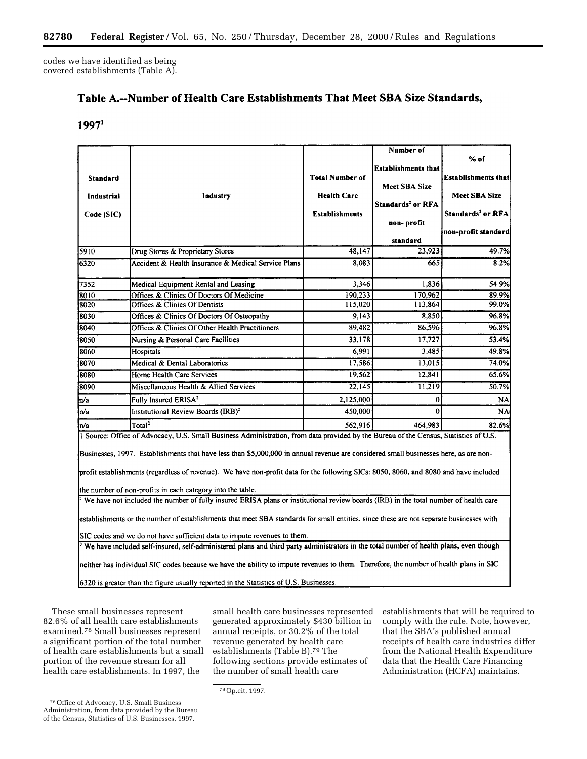codes we have identified as being covered establishments (Table A).

## Table A.--Number of Health Care Establishments That Meet SBA Size Standards, 1997[1]

| Standard Industrial Code (SIC) | Industry | Total Number of Health Care Establishments | Number of Establishments that Meet SBA Size Standards[2] or RFA non-profit standard | % of Establishments that Meet SBA Size Standards[2] or RFA non-profit standard |
|---|---|---|---|---|
| 5910 | Drug Stores & Proprietary Stores | 48,147 | 23,923 | 49.7% |
| 6320 | Accident & Health Insurance & Medical Service Plans | 8,083 | 665 | 8.2% |
| 7352 | Medical Equipment Rental and Leasing | 3,346 | 1,836 | 54.9% |
| 8010 | Offices & Clinics Of Doctors Of Medicine | 190,233 | 170,962 | 89.9% |
| 8020 | Offices & Clinics Of Dentists | 115,020 | 113,864 | 99.0% |
| 8030 | Offices & Clinics Of Doctors Of Osteopathy | 9,143 | 8,850 | 96.8% |
| 8040 | Offices & Clinics Of Other Health Practitioners | 89,482 | 86,596 | 96.8% |
| 8050 | Nursing & Personal Care Facilities | 33,178 | 17,727 | 53.4% |
| 8060 | Hospitals | 6,991 | 3,485 | 49.8% |
| 8070 | Medical & Dental Laboratories | 17,586 | 13,015 | 74.0% |
| 8080 | Home Health Care Services | 19,562 | 12,841 | 65.6% |
| 8090 | Miscellaneous Health & Allied Services | 22,145 | 11,219 | 50.7% |
| n/a | Fully Insured ERISA[2] | 2,125,000 | 0 | NA |
| n/a | Institutional Review Boards (IRB)[2] | 450,000 | 0 | NA |
| n/a | Total[2] | 562,916 | 464,983 | 82.6% |

1 Source: Office of Advocacy, U.S. Small Business Administration, from data provided by the Bureau of the Census, Statistics of U.S. Businesses, 1997. Establishments that have less than $5,000,000 in annual revenue are considered small businesses here, as are non-profit establishments (regardless of revenue). We have non-profit data for the following SICs: 8050, 8060, and 8080 and have included the number of non-profits in each category into the table.

2 We have not included the number of fully insured ERISA plans or institutional review boards (IRB) in the total number of health care establishments or the number of establishments that meet SBA standards for small entities, since these are not separate businesses with SIC codes and we do not have sufficient data to impute revenues to them.

3 We have included self-insured, self-administered plans and third party administrators in the total number of health plans, even though neither has individual SIC codes because we have the ability to impute revenues to them. Therefore, the number of health plans in SIC 6320 is greater than the figure usually reported in the Statistics of U.S. Businesses.

These small businesses represent 82.6% of all health care establishments examined.[78] Small businesses represent a significant portion of the total number of health care establishments but a small portion of the revenue stream for all health care establishments. In 1997, the small health care businesses represented generated approximately $430 billion in annual receipts, or 30.2% of the total revenue generated by health care establishments (Table B).[79] The following sections provide estimates of the number of small health care establishments that will be required to comply with the rule. Note, however, that the SBA's published annual receipts of health care industries differ from the National Health Expenditure data that the Health Care Financing Administration (HCFA) maintains.

[78] Office of Advocacy, U.S. Small Business Administration, from data provided by the Bureau of the Census, Statistics of U.S. Businesses, 1997.

[79] Op.cit, 1997.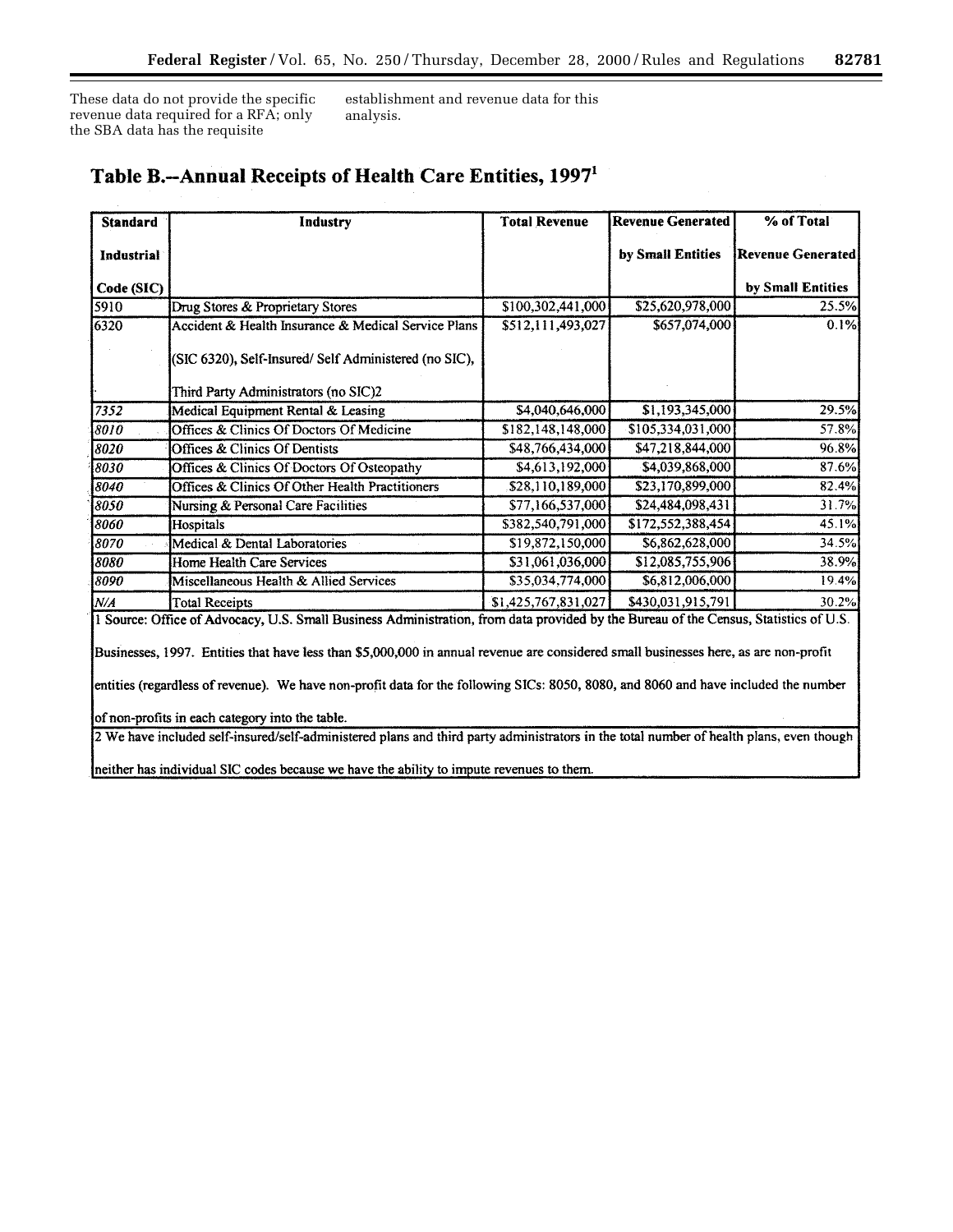These data do not provide the specific revenue data required for a RFA; only the SBA data has the requisite establishment and revenue data for this analysis.

## Table B.--Annual Receipts of Health Care Entities, 1997[1]

| Standard Industrial Code (SIC) | Industry | Total Revenue | Revenue Generated by Small Entities | % of Total Revenue Generated by Small Entities |
|---|---|---|---|---|
| 5910 | Drug Stores & Proprietary Stores | $100,302,441,000 | $25,620,978,000 | 25.5% |
| 6320 | Accident & Health Insurance & Medical Service Plans (SIC 6320), Self-Insured/ Self Administered (no SIC), Third Party Administrators (no SIC)2 | $512,111,493,027 | $657,074,000 | 0.1% |
| 7352 | Medical Equipment Rental & Leasing | $4,040,646,000 | $1,193,345,000 | 29.5% |
| 8010 | Offices & Clinics Of Doctors Of Medicine | $182,148,148,000 | $105,334,031,000 | 57.8% |
| 8020 | Offices & Clinics Of Dentists | $48,766,434,000 | $47,218,844,000 | 96.8% |
| 8030 | Offices & Clinics Of Doctors Of Osteopathy | $4,613,192,000 | $4,039,868,000 | 87.6% |
| 8040 | Offices & Clinics Of Other Health Practitioners | $28,110,189,000 | $23,170,899,000 | 82.4% |
| 8050 | Nursing & Personal Care Facilities | $77,166,537,000 | $24,484,098,431 | 31.7% |
| 8060 | Hospitals | $382,540,791,000 | $172,552,388,454 | 45.1% |
| 8070 | Medical & Dental Laboratories | $19,872,150,000 | $6,862,628,000 | 34.5% |
| 8080 | Home Health Care Services | $31,061,036,000 | $12,085,755,906 | 38.9% |
| 8090 | Miscellaneous Health & Allied Services | $35,034,774,000 | $6,812,006,000 | 19.4% |
| N/A | Total Receipts | $1,425,767,831,027 | $430,031,915,791 | 30.2% |

1 Source: Office of Advocacy, U.S. Small Business Administration, from data provided by the Bureau of the Census, Statistics of U.S. Businesses, 1997. Entities that have less than $5,000,000 in annual revenue are considered small businesses here, as are non-profit entities (regardless of revenue). We have non-profit data for the following SICs: 8050, 8080, and 8060 and have included the number of non-profits in each category into the table.

2 We have included self-insured/self-administered plans and third party administrators in the total number of health plans, even though neither has individual SIC codes because we have the ability to impute revenues to them.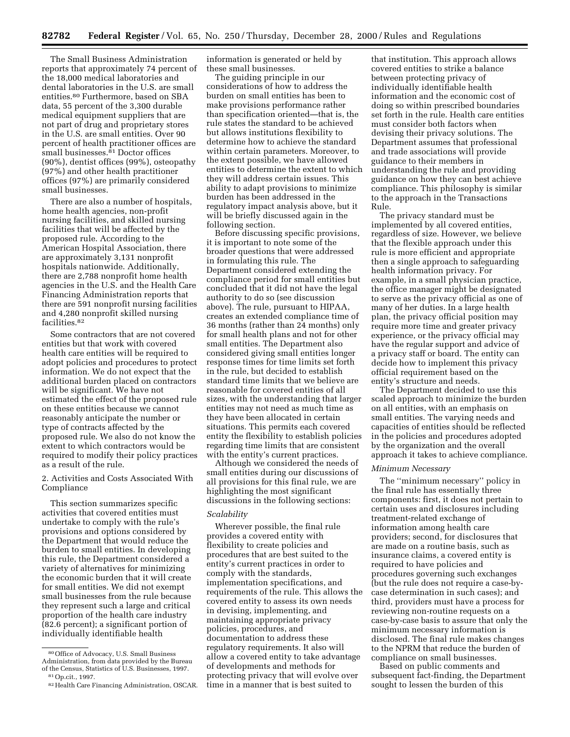The Small Business Administration reports that approximately 74 percent of the 18,000 medical laboratories and dental laboratories in the U.S. are small entities.[80] Furthermore, based on SBA data, 55 percent of the 3,300 durable medical equipment suppliers that are not part of drug and proprietary stores in the U.S. are small entities. Over 90 percent of health practitioner offices are small businesses.[81] Doctor offices (90%), dentist offices (99%), osteopathy (97%) and other health practitioner offices (97%) are primarily considered small businesses.

There are also a number of hospitals, home health agencies, non-profit nursing facilities, and skilled nursing facilities that will be affected by the proposed rule. According to the American Hospital Association, there are approximately 3,131 nonprofit hospitals nationwide. Additionally, there are 2,788 nonprofit home health agencies in the U.S. and the Health Care Financing Administration reports that there are 591 nonprofit nursing facilities and 4,280 nonprofit skilled nursing facilities.[82]

Some contractors that are not covered entities but that work with covered health care entities will be required to adopt policies and procedures to protect information. We do not expect that the additional burden placed on contractors will be significant. We have not estimated the effect of the proposed rule on these entities because we cannot reasonably anticipate the number or type of contracts affected by the proposed rule. We also do not know the extent to which contractors would be required to modify their policy practices as a result of the rule.

2. Activities and Costs Associated With Compliance

This section summarizes specific activities that covered entities must undertake to comply with the rule's provisions and options considered by the Department that would reduce the burden to small entities. In developing this rule, the Department considered a variety of alternatives for minimizing the economic burden that it will create for small entities. We did not exempt small businesses from the rule because they represent such a large and critical proportion of the health care industry (82.6 percent); a significant portion of individually identifiable health information is generated or held by these small businesses.

The guiding principle in our considerations of how to address the burden on small entities has been to make provisions performance rather than specification oriented—that is, the rule states the standard to be achieved but allows institutions flexibility to determine how to achieve the standard within certain parameters. Moreover, to the extent possible, we have allowed entities to determine the extent to which they will address certain issues. This ability to adapt provisions to minimize burden has been addressed in the regulatory impact analysis above, but it will be briefly discussed again in the following section.

Before discussing specific provisions, it is important to note some of the broader questions that were addressed in formulating this rule. The Department considered extending the compliance period for small entities but concluded that it did not have the legal authority to do so (see discussion above). The rule, pursuant to HIPAA, creates an extended compliance time of 36 months (rather than 24 months) only for small health plans and not for other small entities. The Department also considered giving small entities longer response times for time limits set forth in the rule, but decided to establish standard time limits that we believe are reasonable for covered entities of all sizes, with the understanding that larger entities may not need as much time as they have been allocated in certain situations. This permits each covered entity the flexibility to establish policies regarding time limits that are consistent with the entity's current practices.

Although we considered the needs of small entities during our discussions of all provisions for this final rule, we are highlighting the most significant discussions in the following sections:

*Scalability*

Wherever possible, the final rule provides a covered entity with flexibility to create policies and procedures that are best suited to the entity's current practices in order to comply with the standards, implementation specifications, and requirements of the rule. This allows the covered entity to assess its own needs in devising, implementing, and maintaining appropriate privacy policies, procedures, and documentation to address these regulatory requirements. It also will allow a covered entity to take advantage of developments and methods for protecting privacy that will evolve over time in a manner that is best suited to that institution. This approach allows covered entities to strike a balance between protecting privacy of individually identifiable health information and the economic cost of doing so within prescribed boundaries set forth in the rule. Health care entities must consider both factors when devising their privacy solutions. The Department assumes that professional and trade associations will provide guidance to their members in understanding the rule and providing guidance on how they can best achieve compliance. This philosophy is similar to the approach in the Transactions Rule.

The privacy standard must be implemented by all covered entities, regardless of size. However, we believe that the flexible approach under this rule is more efficient and appropriate then a single approach to safeguarding health information privacy. For example, in a small physician practice, the office manager might be designated to serve as the privacy official as one of many of her duties. In a large health plan, the privacy official position may require more time and greater privacy experience, or the privacy official may have the regular support and advice of a privacy staff or board. The entity can decide how to implement this privacy official requirement based on the entity's structure and needs.

The Department decided to use this scaled approach to minimize the burden on all entities, with an emphasis on small entities. The varying needs and capacities of entities should be reflected in the policies and procedures adopted by the organization and the overall approach it takes to achieve compliance.

*Minimum Necessary*

The ''minimum necessary'' policy in the final rule has essentially three components: first, it does not pertain to certain uses and disclosures including treatment-related exchange of information among health care providers; second, for disclosures that are made on a routine basis, such as insurance claims, a covered entity is required to have policies and procedures governing such exchanges (but the rule does not require a case-by-case determination in such cases); and third, providers must have a process for reviewing non-routine requests on a case-by-case basis to assure that only the minimum necessary information is disclosed. The final rule makes changes to the NPRM that reduce the burden of compliance on small businesses.

Based on public comments and subsequent fact-finding, the Department sought to lessen the burden of this

---

[80] Office of Advocacy, U.S. Small Business Administration, from data provided by the Bureau of the Census, Statistics of U.S. Businesses, 1997.

[81] Op.cit., 1997.

[82] Health Care Financing Administration, OSCAR.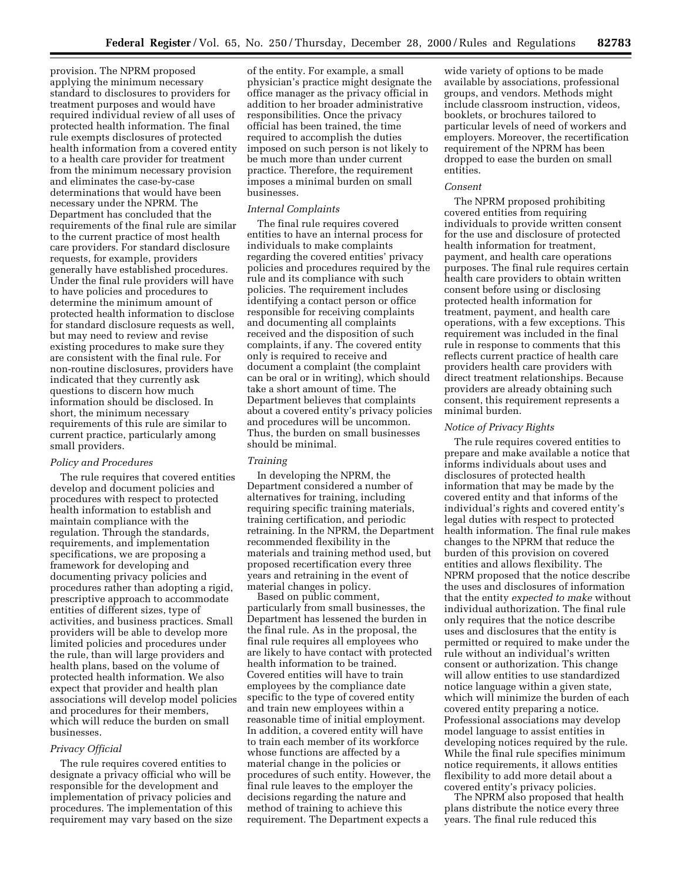provision. The NPRM proposed applying the minimum necessary standard to disclosures to providers for treatment purposes and would have required individual review of all uses of protected health information. The final rule exempts disclosures of protected health information from a covered entity to a health care provider for treatment from the minimum necessary provision and eliminates the case-by-case determinations that would have been necessary under the NPRM. The Department has concluded that the requirements of the final rule are similar to the current practice of most health care providers. For standard disclosure requests, for example, providers generally have established procedures. Under the final rule providers will have to have policies and procedures to determine the minimum amount of protected health information to disclose for standard disclosure requests as well, but may need to review and revise existing procedures to make sure they are consistent with the final rule. For non-routine disclosures, providers have indicated that they currently ask questions to discern how much information should be disclosed. In short, the minimum necessary requirements of this rule are similar to current practice, particularly among small providers.

*Policy and Procedures*

The rule requires that covered entities develop and document policies and procedures with respect to protected health information to establish and maintain compliance with the regulation. Through the standards, requirements, and implementation specifications, we are proposing a framework for developing and documenting privacy policies and procedures rather than adopting a rigid, prescriptive approach to accommodate entities of different sizes, type of activities, and business practices. Small providers will be able to develop more limited policies and procedures under the rule, than will large providers and health plans, based on the volume of protected health information. We also expect that provider and health plan associations will develop model policies and procedures for their members, which will reduce the burden on small businesses.

*Privacy Official*

The rule requires covered entities to designate a privacy official who will be responsible for the development and implementation of privacy policies and procedures. The implementation of this requirement may vary based on the size of the entity. For example, a small physician's practice might designate the office manager as the privacy official in addition to her broader administrative responsibilities. Once the privacy official has been trained, the time required to accomplish the duties imposed on such person is not likely to be much more than under current practice. Therefore, the requirement imposes a minimal burden on small businesses.

*Internal Complaints*

The final rule requires covered entities to have an internal process for individuals to make complaints regarding the covered entities' privacy policies and procedures required by the rule and its compliance with such policies. The requirement includes identifying a contact person or office responsible for receiving complaints and documenting all complaints received and the disposition of such complaints, if any. The covered entity only is required to receive and document a complaint (the complaint can be oral or in writing), which should take a short amount of time. The Department believes that complaints about a covered entity's privacy policies and procedures will be uncommon. Thus, the burden on small businesses should be minimal.

*Training*

In developing the NPRM, the Department considered a number of alternatives for training, including requiring specific training materials, training certification, and periodic retraining. In the NPRM, the Department recommended flexibility in the materials and training method used, but proposed recertification every three years and retraining in the event of material changes in policy.

Based on public comment, particularly from small businesses, the Department has lessened the burden in the final rule. As in the proposal, the final rule requires all employees who are likely to have contact with protected health information to be trained. Covered entities will have to train employees by the compliance date specific to the type of covered entity and train new employees within a reasonable time of initial employment. In addition, a covered entity will have to train each member of its workforce whose functions are affected by a material change in the policies or procedures of such entity. However, the final rule leaves to the employer the decisions regarding the nature and method of training to achieve this requirement. The Department expects a wide variety of options to be made available by associations, professional groups, and vendors. Methods might include classroom instruction, videos, booklets, or brochures tailored to particular levels of need of workers and employers. Moreover, the recertification requirement of the NPRM has been dropped to ease the burden on small entities.

*Consent*

The NPRM proposed prohibiting covered entities from requiring individuals to provide written consent for the use and disclosure of protected health information for treatment, payment, and health care operations purposes. The final rule requires certain health care providers to obtain written consent before using or disclosing protected health information for treatment, payment, and health care operations, with a few exceptions. This requirement was included in the final rule in response to comments that this reflects current practice of health care providers health care providers with direct treatment relationships. Because providers are already obtaining such consent, this requirement represents a minimal burden.

*Notice of Privacy Rights*

The rule requires covered entities to prepare and make available a notice that informs individuals about uses and disclosures of protected health information that may be made by the covered entity and that informs of the individual's rights and covered entity's legal duties with respect to protected health information. The final rule makes changes to the NPRM that reduce the burden of this provision on covered entities and allows flexibility. The NPRM proposed that the notice describe the uses and disclosures of information that the entity *expected to make* without individual authorization. The final rule only requires that the notice describe uses and disclosures that the entity is permitted or required to make under the rule without an individual's written consent or authorization. This change will allow entities to use standardized notice language within a given state, which will minimize the burden of each covered entity preparing a notice. Professional associations may develop model language to assist entities in developing notices required by the rule. While the final rule specifies minimum notice requirements, it allows entities flexibility to add more detail about a covered entity's privacy policies.

The NPRM also proposed that health plans distribute the notice every three years. The final rule reduced this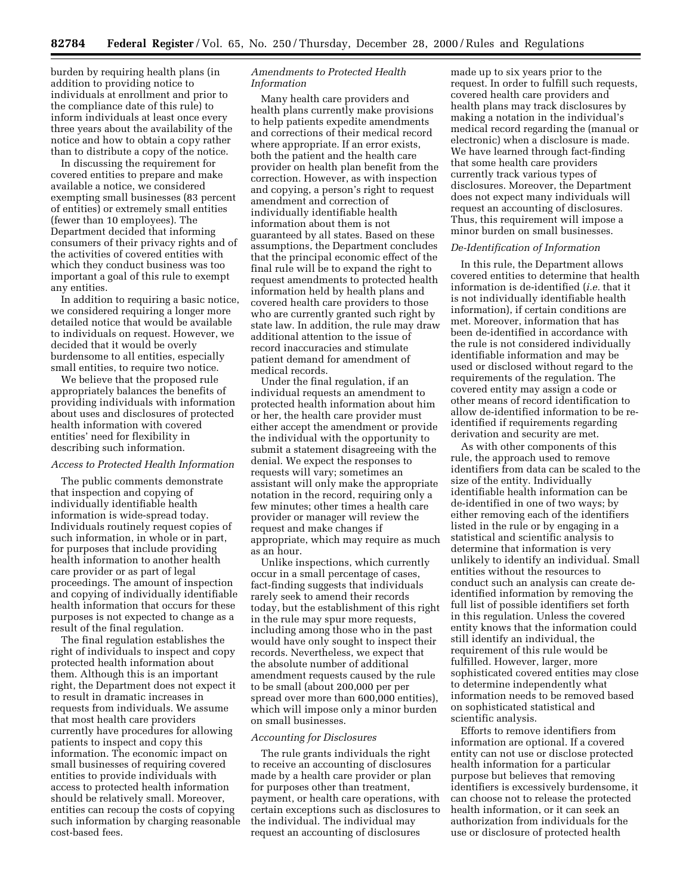burden by requiring health plans (in addition to providing notice to individuals at enrollment and prior to the compliance date of this rule) to inform individuals at least once every three years about the availability of the notice and how to obtain a copy rather than to distribute a copy of the notice.

In discussing the requirement for covered entities to prepare and make available a notice, we considered exempting small businesses (83 percent of entities) or extremely small entities (fewer than 10 employees). The Department decided that informing consumers of their privacy rights and of the activities of covered entities with which they conduct business was too important a goal of this rule to exempt any entities.

In addition to requiring a basic notice, we considered requiring a longer more detailed notice that would be available to individuals on request. However, we decided that it would be overly burdensome to all entities, especially small entities, to require two notice.

We believe that the proposed rule appropriately balances the benefits of providing individuals with information about uses and disclosures of protected health information with covered entities' need for flexibility in describing such information.

*Access to Protected Health Information*

The public comments demonstrate that inspection and copying of individually identifiable health information is wide-spread today. Individuals routinely request copies of such information, in whole or in part, for purposes that include providing health information to another health care provider or as part of legal proceedings. The amount of inspection and copying of individually identifiable health information that occurs for these purposes is not expected to change as a result of the final regulation.

The final regulation establishes the right of individuals to inspect and copy protected health information about them. Although this is an important right, the Department does not expect it to result in dramatic increases in requests from individuals. We assume that most health care providers currently have procedures for allowing patients to inspect and copy this information. The economic impact on small businesses of requiring covered entities to provide individuals with access to protected health information should be relatively small. Moreover, entities can recoup the costs of copying such information by charging reasonable cost-based fees.

*Amendments to Protected Health Information*

Many health care providers and health plans currently make provisions to help patients expedite amendments and corrections of their medical record where appropriate. If an error exists, both the patient and the health care provider on health plan benefit from the correction. However, as with inspection and copying, a person's right to request amendment and correction of individually identifiable health information about them is not guaranteed by all states. Based on these assumptions, the Department concludes that the principal economic effect of the final rule will be to expand the right to request amendments to protected health information held by health plans and covered health care providers to those who are currently granted such right by state law. In addition, the rule may draw additional attention to the issue of record inaccuracies and stimulate patient demand for amendment of medical records.

Under the final regulation, if an individual requests an amendment to protected health information about him or her, the health care provider must either accept the amendment or provide the individual with the opportunity to submit a statement disagreeing with the denial. We expect the responses to requests will vary; sometimes an assistant will only make the appropriate notation in the record, requiring only a few minutes; other times a health care provider or manager will review the request and make changes if appropriate, which may require as much as an hour.

Unlike inspections, which currently occur in a small percentage of cases, fact-finding suggests that individuals rarely seek to amend their records today, but the establishment of this right in the rule may spur more requests, including among those who in the past would have only sought to inspect their records. Nevertheless, we expect that the absolute number of additional amendment requests caused by the rule to be small (about 200,000 per per spread over more than 600,000 entities), which will impose only a minor burden on small businesses.

*Accounting for Disclosures*

The rule grants individuals the right to receive an accounting of disclosures made by a health care provider or plan for purposes other than treatment, payment, or health care operations, with certain exceptions such as disclosures to the individual. The individual may request an accounting of disclosures made up to six years prior to the request. In order to fulfill such requests, covered health care providers and health plans may track disclosures by making a notation in the individual's medical record regarding the (manual or electronic) when a disclosure is made. We have learned through fact-finding that some health care providers currently track various types of disclosures. Moreover, the Department does not expect many individuals will request an accounting of disclosures. Thus, this requirement will impose a minor burden on small businesses.

*De-Identification of Information*

In this rule, the Department allows covered entities to determine that health information is de-identified (*i.e.* that it is not individually identifiable health information), if certain conditions are met. Moreover, information that has been de-identified in accordance with the rule is not considered individually identifiable information and may be used or disclosed without regard to the requirements of the regulation. The covered entity may assign a code or other means of record identification to allow de-identified information to be re-identified if requirements regarding derivation and security are met.

As with other components of this rule, the approach used to remove identifiers from data can be scaled to the size of the entity. Individually identifiable health information can be de-identified in one of two ways; by either removing each of the identifiers listed in the rule or by engaging in a statistical and scientific analysis to determine that information is very unlikely to identify an individual. Small entities without the resources to conduct such an analysis can create de-identified information by removing the full list of possible identifiers set forth in this regulation. Unless the covered entity knows that the information could still identify an individual, the requirement of this rule would be fulfilled. However, larger, more sophisticated covered entities may close to determine independently what information needs to be removed based on sophisticated statistical and scientific analysis.

Efforts to remove identifiers from information are optional. If a covered entity can not use or disclose protected health information for a particular purpose but believes that removing identifiers is excessively burdensome, it can choose not to release the protected health information, or it can seek an authorization from individuals for the use or disclosure of protected health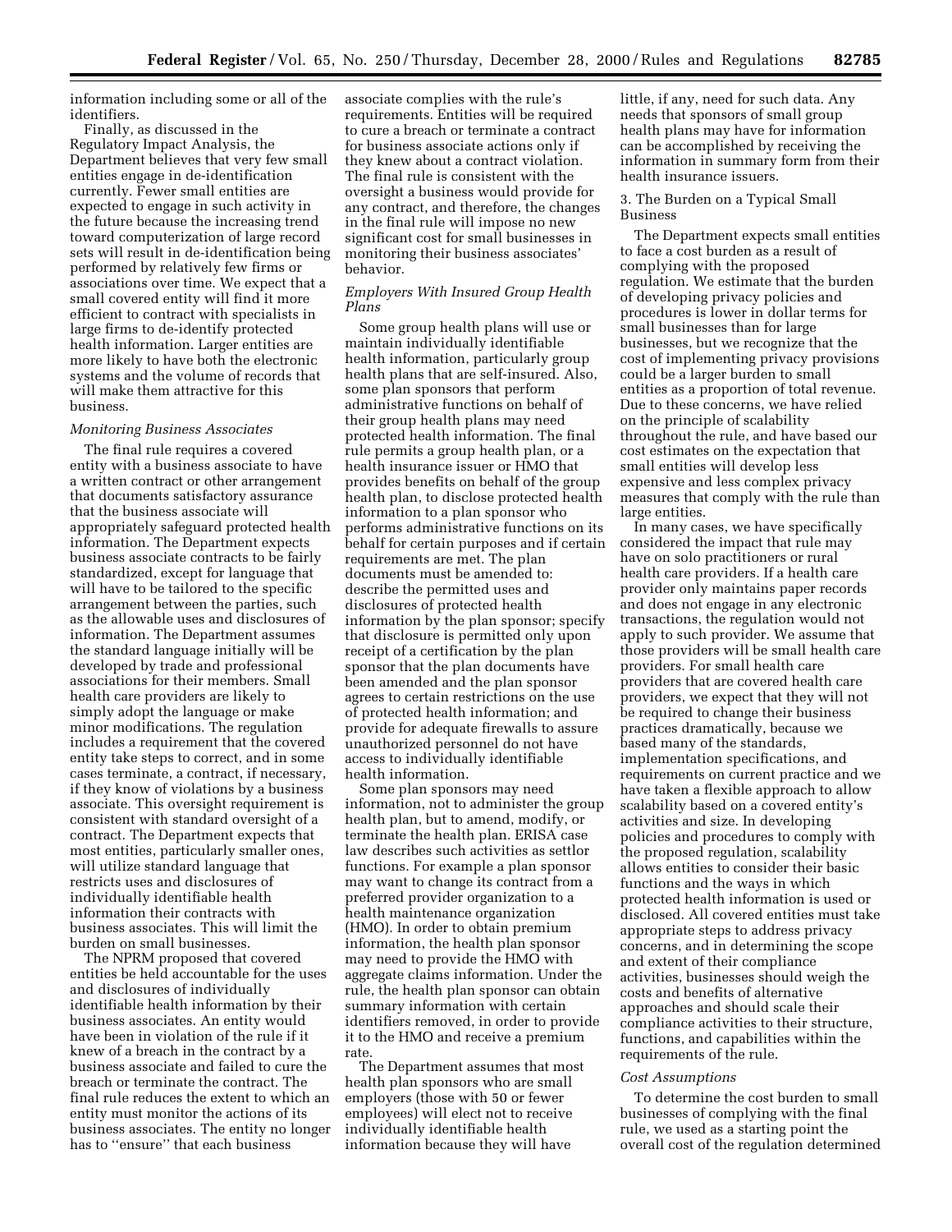information including some or all of the identifiers.

Finally, as discussed in the Regulatory Impact Analysis, the Department believes that very few small entities engage in de-identification currently. Fewer small entities are expected to engage in such activity in the future because the increasing trend toward computerization of large record sets will result in de-identification being performed by relatively few firms or associations over time. We expect that a small covered entity will find it more efficient to contract with specialists in large firms to de-identify protected health information. Larger entities are more likely to have both the electronic systems and the volume of records that will make them attractive for this business.

*Monitoring Business Associates*

The final rule requires a covered entity with a business associate to have a written contract or other arrangement that documents satisfactory assurance that the business associate will appropriately safeguard protected health information. The Department expects business associate contracts to be fairly standardized, except for language that will have to be tailored to the specific arrangement between the parties, such as the allowable uses and disclosures of information. The Department assumes the standard language initially will be developed by trade and professional associations for their members. Small health care providers are likely to simply adopt the language or make minor modifications. The regulation includes a requirement that the covered entity take steps to correct, and in some cases terminate, a contract, if necessary, if they know of violations by a business associate. This oversight requirement is consistent with standard oversight of a contract. The Department expects that most entities, particularly smaller ones, will utilize standard language that restricts uses and disclosures of individually identifiable health information their contracts with business associates. This will limit the burden on small businesses.

The NPRM proposed that covered entities be held accountable for the uses and disclosures of individually identifiable health information by their business associates. An entity would have been in violation of the rule if it knew of a breach in the contract by a business associate and failed to cure the breach or terminate the contract. The final rule reduces the extent to which an entity must monitor the actions of its business associates. The entity no longer has to "ensure" that each business associate complies with the rule's requirements. Entities will be required to cure a breach or terminate a contract for business associate actions only if they knew about a contract violation. The final rule is consistent with the oversight a business would provide for any contract, and therefore, the changes in the final rule will impose no new significant cost for small businesses in monitoring their business associates' behavior.

*Employers With Insured Group Health Plans*

Some group health plans will use or maintain individually identifiable health information, particularly group health plans that are self-insured. Also, some plan sponsors that perform administrative functions on behalf of their group health plans may need protected health information. The final rule permits a group health plan, or a health insurance issuer or HMO that provides benefits on behalf of the group health plan, to disclose protected health information to a plan sponsor who performs administrative functions on its behalf for certain purposes and if certain requirements are met. The plan documents must be amended to: describe the permitted uses and disclosures of protected health information by the plan sponsor; specify that disclosure is permitted only upon receipt of a certification by the plan sponsor that the plan documents have been amended and the plan sponsor agrees to certain restrictions on the use of protected health information; and provide for adequate firewalls to assure unauthorized personnel do not have access to individually identifiable health information.

Some plan sponsors may need information, not to administer the group health plan, but to amend, modify, or terminate the health plan. ERISA case law describes such activities as settlor functions. For example a plan sponsor may want to change its contract from a preferred provider organization to a health maintenance organization (HMO). In order to obtain premium information, the health plan sponsor may need to provide the HMO with aggregate claims information. Under the rule, the health plan sponsor can obtain summary information with certain identifiers removed, in order to provide it to the HMO and receive a premium rate.

The Department assumes that most health plan sponsors who are small employers (those with 50 or fewer employees) will elect not to receive individually identifiable health information because they will have little, if any, need for such data. Any needs that sponsors of small group health plans may have for information can be accomplished by receiving the information in summary form from their health insurance issuers.

3. The Burden on a Typical Small Business

The Department expects small entities to face a cost burden as a result of complying with the proposed regulation. We estimate that the burden of developing privacy policies and procedures is lower in dollar terms for small businesses than for large businesses, but we recognize that the cost of implementing privacy provisions could be a larger burden to small entities as a proportion of total revenue. Due to these concerns, we have relied on the principle of scalability throughout the rule, and have based our cost estimates on the expectation that small entities will develop less expensive and less complex privacy measures that comply with the rule than large entities.

In many cases, we have specifically considered the impact that rule may have on solo practitioners or rural health care providers. If a health care provider only maintains paper records and does not engage in any electronic transactions, the regulation would not apply to such provider. We assume that those providers will be small health care providers. For small health care providers that are covered health care providers, we expect that they will not be required to change their business practices dramatically, because we based many of the standards, implementation specifications, and requirements on current practice and we have taken a flexible approach to allow scalability based on a covered entity's activities and size. In developing policies and procedures to comply with the proposed regulation, scalability allows entities to consider their basic functions and the ways in which protected health information is used or disclosed. All covered entities must take appropriate steps to address privacy concerns, and in determining the scope and extent of their compliance activities, businesses should weigh the costs and benefits of alternative approaches and should scale their compliance activities to their structure, functions, and capabilities within the requirements of the rule.

*Cost Assumptions*

To determine the cost burden to small businesses of complying with the final rule, we used as a starting point the overall cost of the regulation determined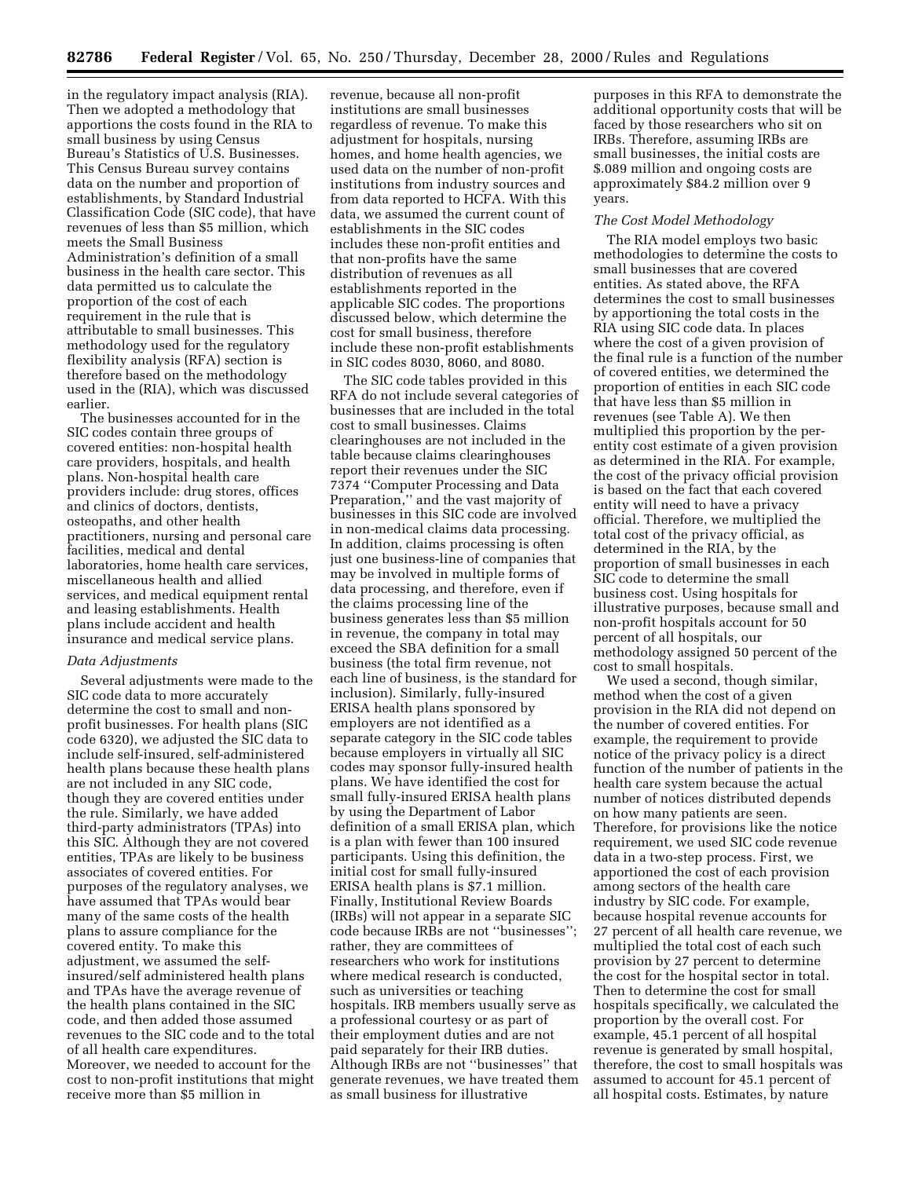in the regulatory impact analysis (RIA). Then we adopted a methodology that apportions the costs found in the RIA to small business by using Census Bureau's Statistics of U.S. Businesses. This Census Bureau survey contains data on the number and proportion of establishments, by Standard Industrial Classification Code (SIC code), that have revenues of less than $5 million, which meets the Small Business Administration's definition of a small business in the health care sector. This data permitted us to calculate the proportion of the cost of each requirement in the rule that is attributable to small businesses. This methodology used for the regulatory flexibility analysis (RFA) section is therefore based on the methodology used in the (RIA), which was discussed earlier.

The businesses accounted for in the SIC codes contain three groups of covered entities: non-hospital health care providers, hospitals, and health plans. Non-hospital health care providers include: drug stores, offices and clinics of doctors, dentists, osteopaths, and other health practitioners, nursing and personal care facilities, medical and dental laboratories, home health care services, miscellaneous health and allied services, and medical equipment rental and leasing establishments. Health plans include accident and health insurance and medical service plans.

*Data Adjustments*

Several adjustments were made to the SIC code data to more accurately determine the cost to small and non-profit businesses. For health plans (SIC code 6320), we adjusted the SIC data to include self-insured, self-administered health plans because these health plans are not included in any SIC code, though they are covered entities under the rule. Similarly, we have added third-party administrators (TPAs) into this SIC. Although they are not covered entities, TPAs are likely to be business associates of covered entities. For purposes of the regulatory analyses, we have assumed that TPAs would bear many of the same costs of the health plans to assure compliance for the covered entity. To make this adjustment, we assumed the self-insured/self administered health plans and TPAs have the average revenue of the health plans contained in the SIC code, and then added those assumed revenues to the SIC code and to the total of all health care expenditures. Moreover, we needed to account for the cost to non-profit institutions that might receive more than $5 million in revenue, because all non-profit institutions are small businesses regardless of revenue. To make this adjustment for hospitals, nursing homes, and home health agencies, we used data on the number of non-profit institutions from industry sources and from data reported to HCFA. With this data, we assumed the current count of establishments in the SIC codes includes these non-profit entities and that non-profits have the same distribution of revenues as all establishments reported in the applicable SIC codes. The proportions discussed below, which determine the cost for small business, therefore include these non-profit establishments in SIC codes 8030, 8060, and 8080.

The SIC code tables provided in this RFA do not include several categories of businesses that are included in the total cost to small businesses. Claims clearinghouses are not included in the table because claims clearinghouses report their revenues under the SIC 7374 "Computer Processing and Data Preparation," and the vast majority of businesses in this SIC code are involved in non-medical claims data processing. In addition, claims processing is often just one business-line of companies that may be involved in multiple forms of data processing, and therefore, even if the claims processing line of the business generates less than $5 million in revenue, the company in total may exceed the SBA definition for a small business (the total firm revenue, not each line of business, is the standard for inclusion). Similarly, fully-insured ERISA health plans sponsored by employers are not identified as a separate category in the SIC code tables because employers in virtually all SIC codes may sponsor fully-insured health plans. We have identified the cost for small fully-insured ERISA health plans by using the Department of Labor definition of a small ERISA plan, which is a plan with fewer than 100 insured participants. Using this definition, the initial cost for small fully-insured ERISA health plans is $7.1 million. Finally, Institutional Review Boards (IRBs) will not appear in a separate SIC code because IRBs are not "businesses"; rather, they are committees of researchers who work for institutions where medical research is conducted, such as universities or teaching hospitals. IRB members usually serve as a professional courtesy or as part of their employment duties and are not paid separately for their IRB duties. Although IRBs are not "businesses" that generate revenues, we have treated them as small business for illustrative purposes in this RFA to demonstrate the additional opportunity costs that will be faced by those researchers who sit on IRBs. Therefore, assuming IRBs are small businesses, the initial costs are $.089 million and ongoing costs are approximately $84.2 million over 9 years.

*The Cost Model Methodology*

The RIA model employs two basic methodologies to determine the costs to small businesses that are covered entities. As stated above, the RFA determines the cost to small businesses by apportioning the total costs in the RIA using SIC code data. In places where the cost of a given provision of the final rule is a function of the number of covered entities, we determined the proportion of entities in each SIC code that have less than $5 million in revenues (see Table A). We then multiplied this proportion by the per-entity cost estimate of a given provision as determined in the RIA. For example, the cost of the privacy official provision is based on the fact that each covered entity will need to have a privacy official. Therefore, we multiplied the total cost of the privacy official, as determined in the RIA, by the proportion of small businesses in each SIC code to determine the small business cost. Using hospitals for illustrative purposes, because small and non-profit hospitals account for 50 percent of all hospitals, our methodology assigned 50 percent of the cost to small hospitals.

We used a second, though similar, method when the cost of a given provision in the RIA did not depend on the number of covered entities. For example, the requirement to provide notice of the privacy policy is a direct function of the number of patients in the health care system because the actual number of notices distributed depends on how many patients are seen. Therefore, for provisions like the notice requirement, we used SIC code revenue data in a two-step process. First, we apportioned the cost of each provision among sectors of the health care industry by SIC code. For example, because hospital revenue accounts for 27 percent of all health care revenue, we multiplied the total cost of each such provision by 27 percent to determine the cost for the hospital sector in total. Then to determine the cost for small hospitals specifically, we calculated the proportion by the overall cost. For example, 45.1 percent of all hospital revenue is generated by small hospital, therefore, the cost to small hospitals was assumed to account for 45.1 percent of all hospital costs. Estimates, by nature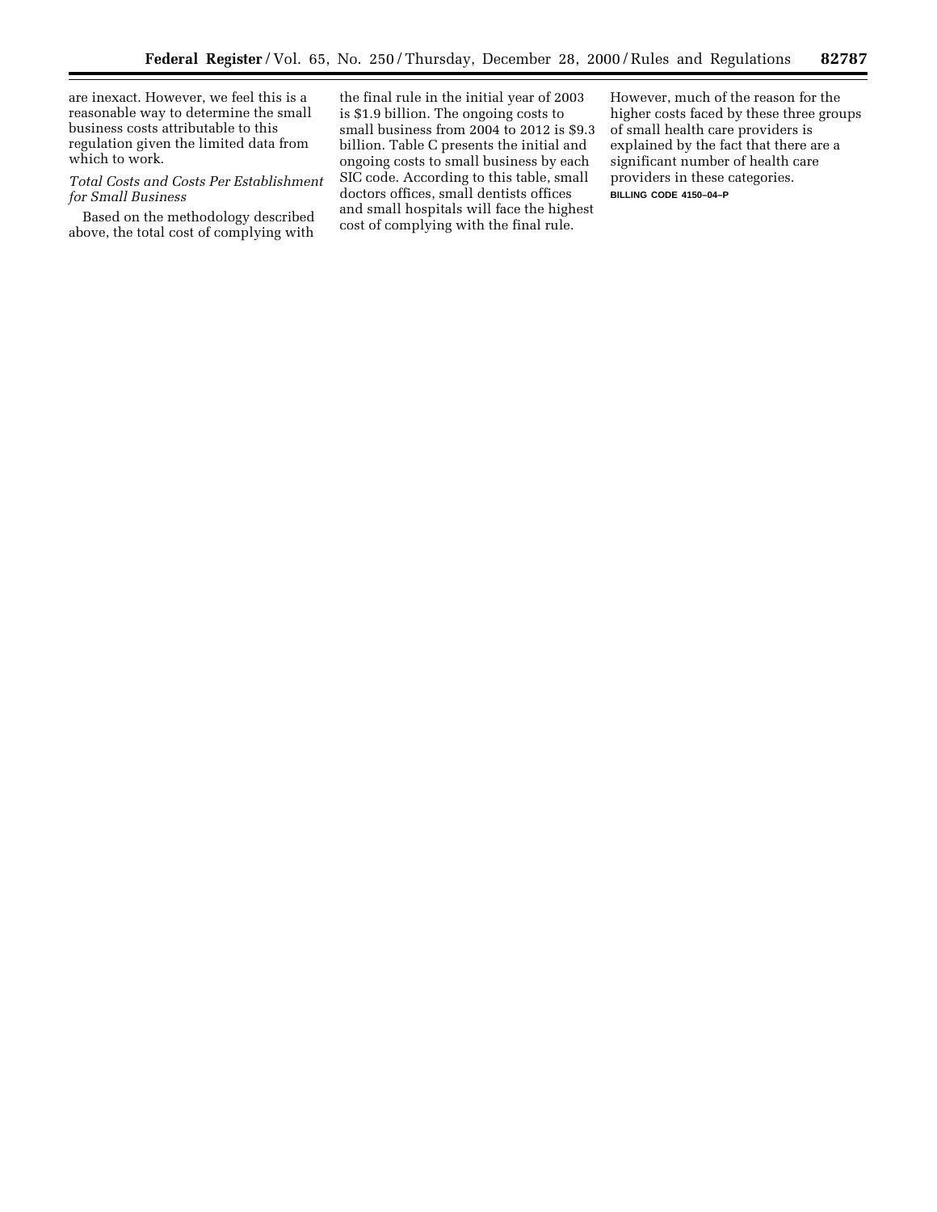are inexact. However, we feel this is a reasonable way to determine the small business costs attributable to this regulation given the limited data from which to work.

*Total Costs and Costs Per Establishment for Small Business*

Based on the methodology described above, the total cost of complying with the final rule in the initial year of 2003 is $1.9 billion. The ongoing costs to small business from 2004 to 2012 is $9.3 billion. Table C presents the initial and ongoing costs to small business by each SIC code. According to this table, small doctors offices, small dentists offices and small hospitals will face the highest cost of complying with the final rule. However, much of the reason for the higher costs faced by these three groups of small health care providers is explained by the fact that there are a significant number of health care providers in these categories.

BILLING CODE 4150–04–P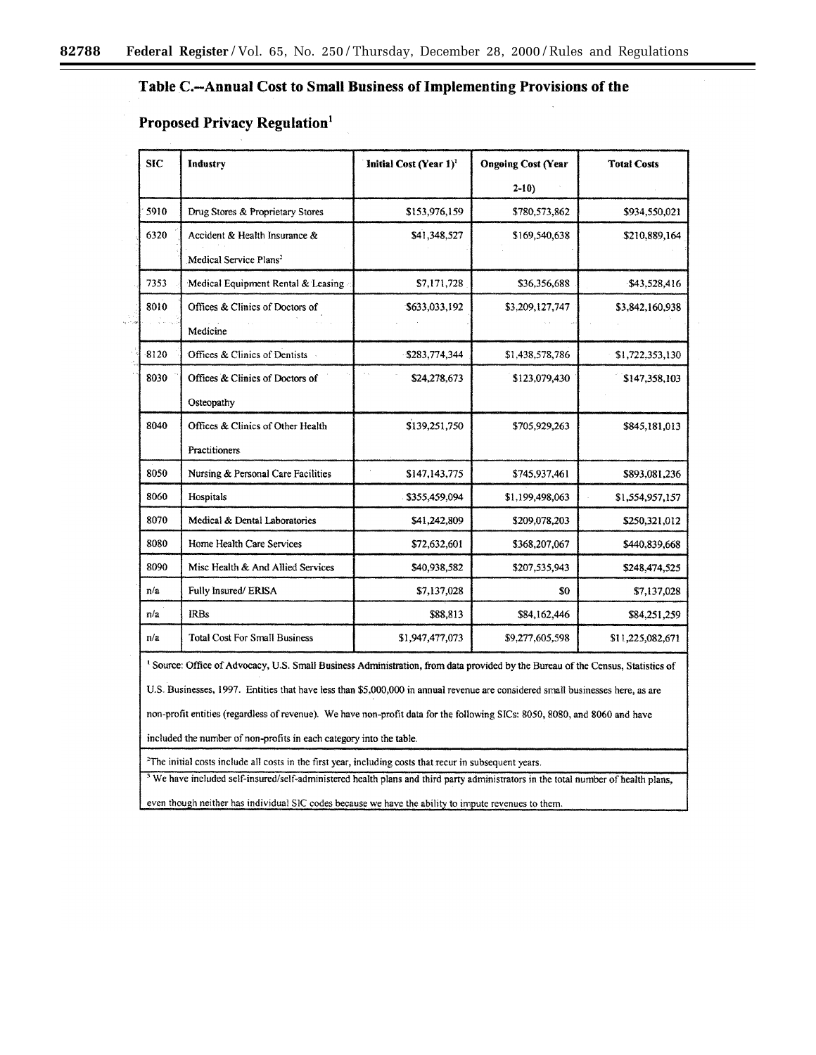## Table C.--Annual Cost to Small Business of Implementing Provisions of the Proposed Privacy Regulation[1]

| SIC | Industry | Initial Cost (Year 1)[1] | Ongoing Cost (Year 2-10) | Total Costs |
|---|---|---|---|---|
| 5910 | Drug Stores & Proprietary Stores | $153,976,159 | $780,573,862 | $934,550,021 |
| 6320 | Accident & Health Insurance & Medical Service Plans[2] | $41,348,527 | $169,540,638 | $210,889,164 |
| 7353 | Medical Equipment Rental & Leasing | $7,171,728 | $36,356,688 | $43,528,416 |
| 8010 | Offices & Clinics of Doctors of Medicine | $633,033,192 | $3,209,127,747 | $3,842,160,938 |
| 8120 | Offices & Clinics of Dentists | $283,774,344 | $1,438,578,786 | $1,722,353,130 |
| 8030 | Offices & Clinics of Doctors of Osteopathy | $24,278,673 | $123,079,430 | $147,358,103 |
| 8040 | Offices & Clinics of Other Health Practitioners | $139,251,750 | $705,929,263 | $845,181,013 |
| 8050 | Nursing & Personal Care Facilities | $147,143,775 | $745,937,461 | $893,081,236 |
| 8060 | Hospitals | $355,459,094 | $1,199,498,063 | $1,554,957,157 |
| 8070 | Medical & Dental Laboratories | $41,242,809 | $209,078,203 | $250,321,012 |
| 8080 | Home Health Care Services | $72,632,601 | $368,207,067 | $440,839,668 |
| 8090 | Misc Health & And Allied Services | $40,938,582 | $207,535,943 | $248,474,525 |
| n/a | Fully Insured/ ERISA | $7,137,028 | $0 | $7,137,028 |
| n/a | IRBs | $88,813 | $84,162,446 | $84,251,259 |
| n/a | Total Cost For Small Business | $1,947,477,073 | $9,277,605,598 | $11,225,082,671 |

[1] Source: Office of Advocacy, U.S. Small Business Administration, from data provided by the Bureau of the Census, Statistics of U.S. Businesses, 1997. Entities that have less than $5,000,000 in annual revenue are considered small businesses here, as are non-profit entities (regardless of revenue). We have non-profit data for the following SICs: 8050, 8080, and 8060 and have included the number of non-profits in each category into the table.

[2] The initial costs include all costs in the first year, including costs that recur in subsequent years.

[3] We have included self-insured/self-administered health plans and third party administrators in the total number of health plans, even though neither has individual SIC codes because we have the ability to impute revenues to them.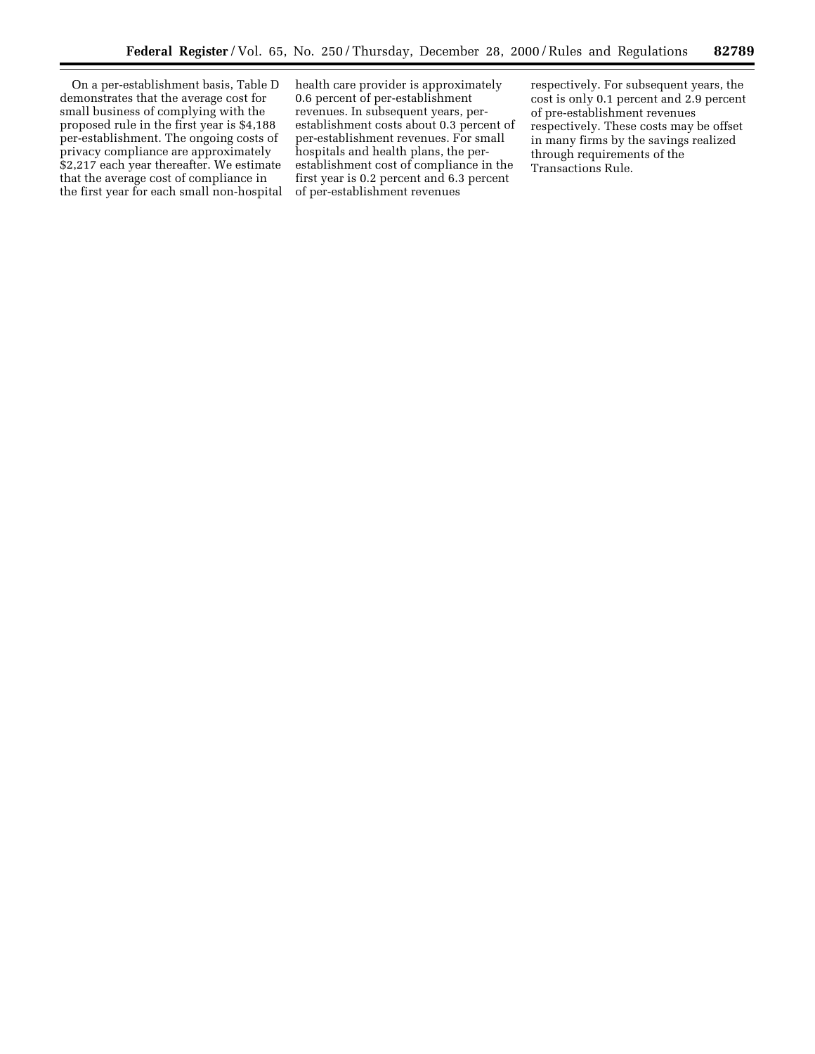On a per-establishment basis, Table D demonstrates that the average cost for small business of complying with the proposed rule in the first year is $4,188 per-establishment. The ongoing costs of privacy compliance are approximately $2,217 each year thereafter. We estimate that the average cost of compliance in the first year for each small non-hospital health care provider is approximately 0.6 percent of per-establishment revenues. In subsequent years, per-establishment costs about 0.3 percent of per-establishment revenues. For small hospitals and health plans, the per-establishment cost of compliance in the first year is 0.2 percent and 6.3 percent of per-establishment revenues respectively. For subsequent years, the cost is only 0.1 percent and 2.9 percent of pre-establishment revenues respectively. These costs may be offset in many firms by the savings realized through requirements of the Transactions Rule.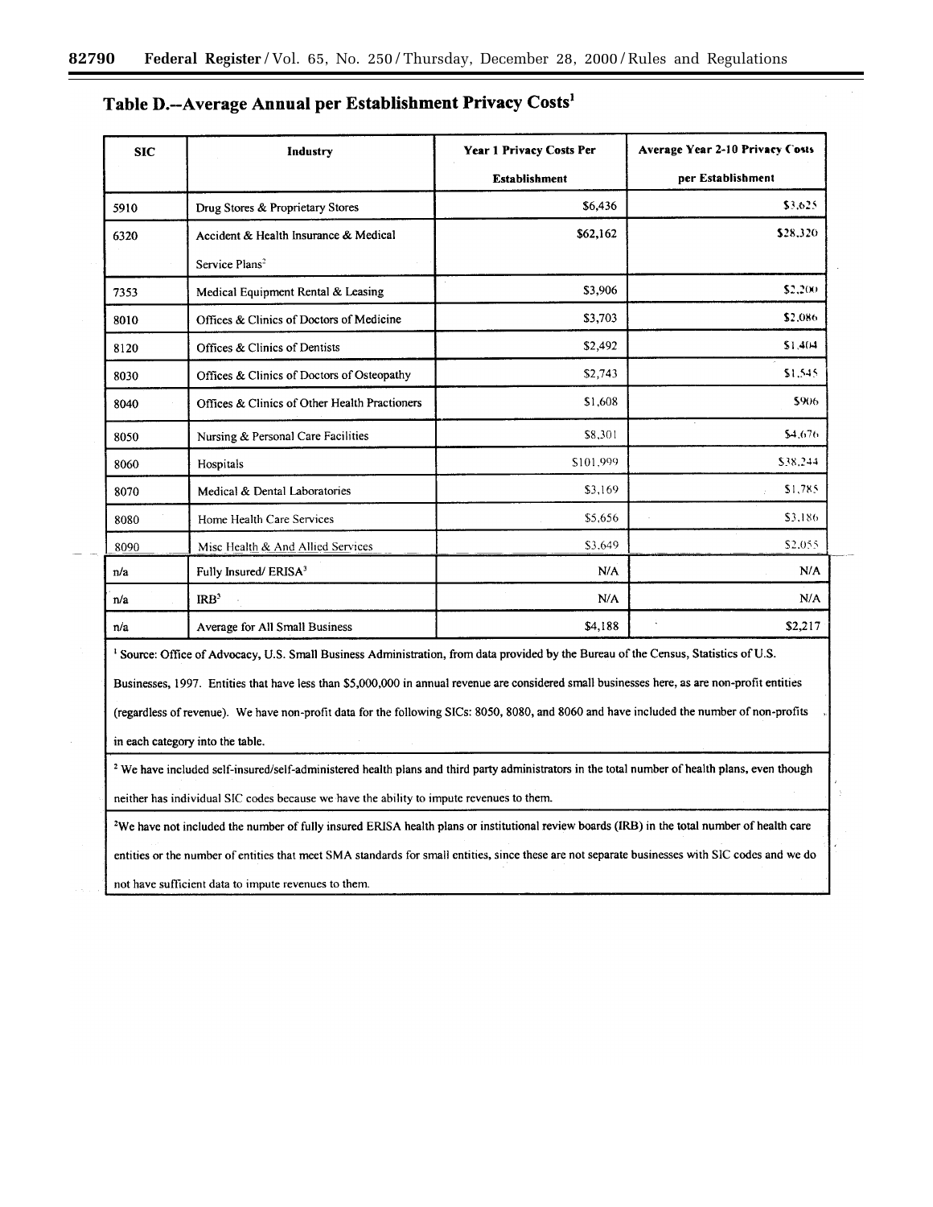## Table D.--Average Annual per Establishment Privacy Costs[1]

| SIC | Industry | Year 1 Privacy Costs Per Establishment | Average Year 2-10 Privacy Costs per Establishment |
|---|---|---|---|
| 5910 | Drug Stores & Proprietary Stores | $6,436 | $3,625 |
| 6320 | Accident & Health Insurance & Medical Service Plans[2] | $62,162 | $28,320 |
| 7353 | Medical Equipment Rental & Leasing | $3,906 | $2,200 |
| 8010 | Offices & Clinics of Doctors of Medicine | $3,703 | $2,086 |
| 8120 | Offices & Clinics of Dentists | $2,492 | $1,404 |
| 8030 | Offices & Clinics of Doctors of Osteopathy | $2,743 | $1,545 |
| 8040 | Offices & Clinics of Other Health Practioners | $1,608 | $906 |
| 8050 | Nursing & Personal Care Facilities | $8,301 | $4,676 |
| 8060 | Hospitals | $101,999 | $38,244 |
| 8070 | Medical & Dental Laboratories | $3,169 | $1,785 |
| 8080 | Home Health Care Services | $5,656 | $3,186 |
| 8090 | Misc Health & And Allied Services | $3,649 | $2,055 |
| n/a | Fully Insured/ ERISA[3] | N/A | N/A |
| n/a | IRB[3] | N/A | N/A |
| n/a | Average for All Small Business | $4,188 | $2,217 |

[1] Source: Office of Advocacy, U.S. Small Business Administration, from data provided by the Bureau of the Census, Statistics of U.S. Businesses, 1997. Entities that have less than $5,000,000 in annual revenue are considered small businesses here, as are non-profit entities (regardless of revenue). We have non-profit data for the following SICs: 8050, 8080, and 8060 and have included the number of non-profits in each category into the table.

[2] We have included self-insured/self-administered health plans and third party administrators in the total number of health plans, even though neither has individual SIC codes because we have the ability to impute revenues to them.

[2]We have not included the number of fully insured ERISA health plans or institutional review boards (IRB) in the total number of health care entities or the number of entities that meet SMA standards for small entities, since these are not separate businesses with SIC codes and we do not have sufficient data to impute revenues to them.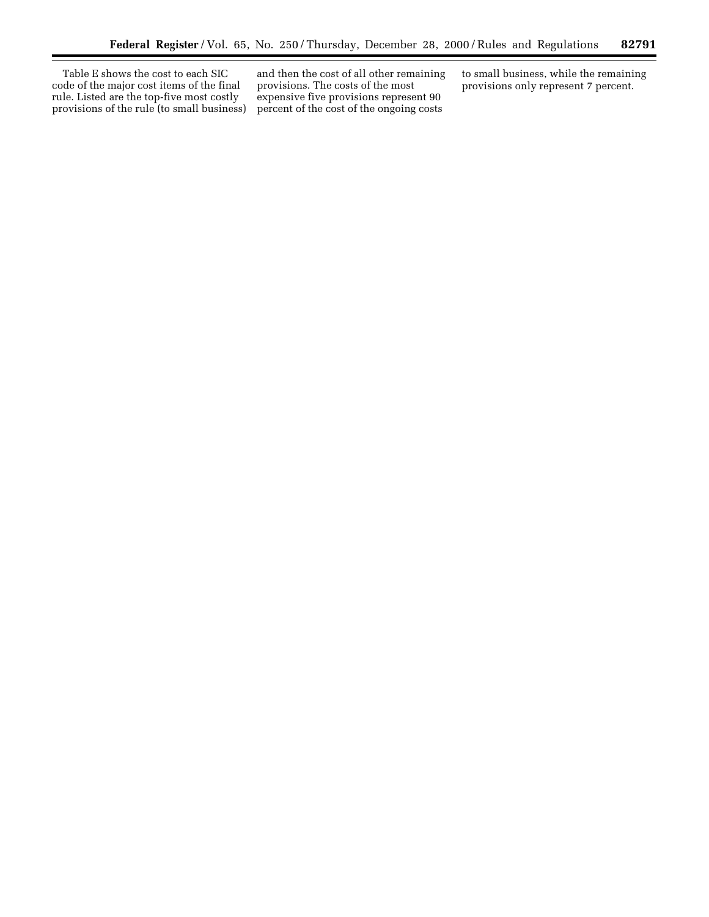Table E shows the cost to each SIC code of the major cost items of the final rule. Listed are the top-five most costly provisions of the rule (to small business) and then the cost of all other remaining provisions. The costs of the most expensive five provisions represent 90 percent of the cost of the ongoing costs to small business, while the remaining provisions only represent 7 percent.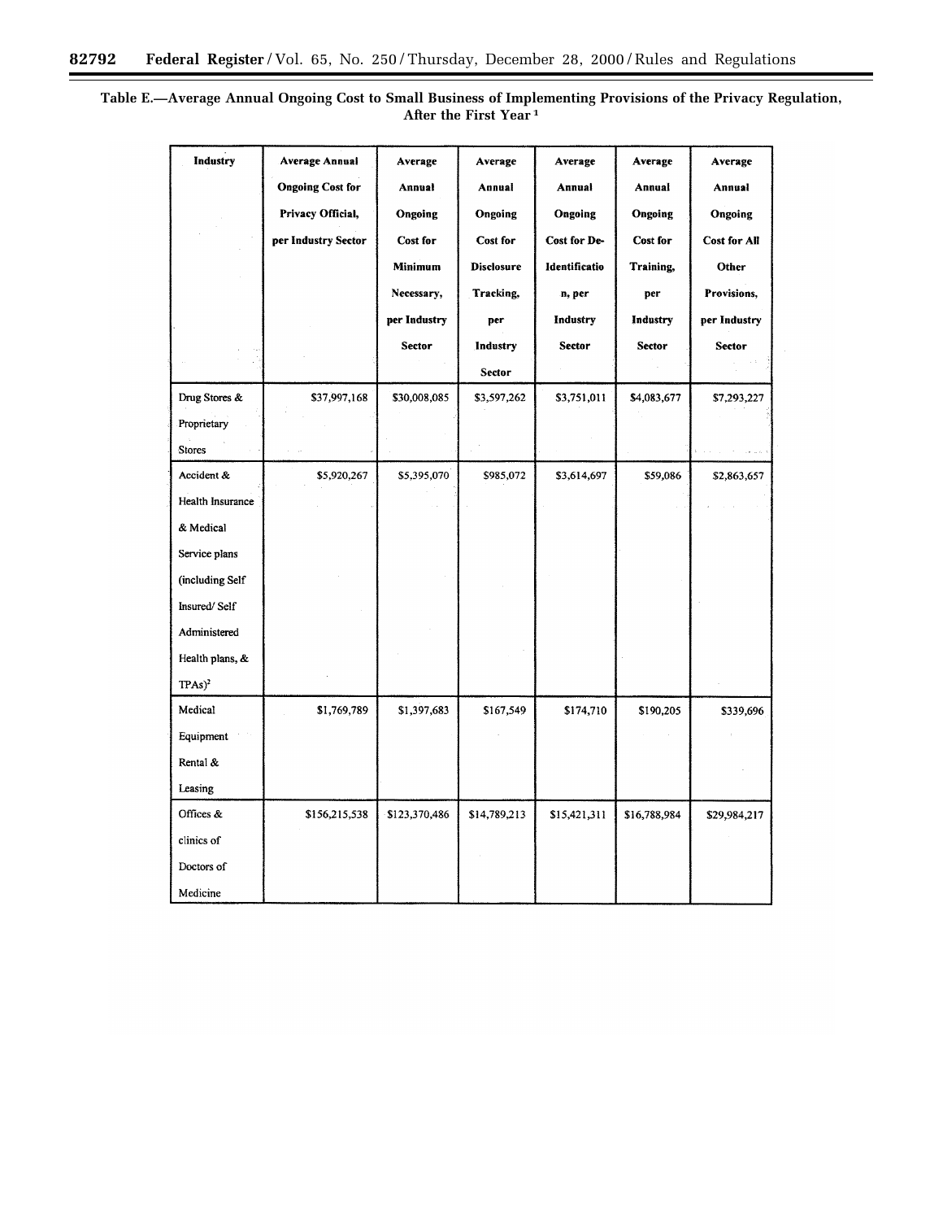**Table E.—Average Annual Ongoing Cost to Small Business of Implementing Provisions of the Privacy Regulation, After the First Year [1]**

| Industry | Average Annual Ongoing Cost for Privacy Official, per Industry Sector | Average Annual Ongoing Cost for Minimum Necessary, per Industry Sector | Average Annual Ongoing Cost for Disclosure Tracking, per Industry Sector | Average Annual Ongoing Cost for De-Identification, per Industry Sector | Average Annual Ongoing Cost for Training, per Industry Sector | Average Annual Ongoing Cost for All Other Provisions, per Industry Sector |
|---|---|---|---|---|---|---|
| Drug Stores & Proprietary Stores | $37,997,168 | $30,008,085 | $3,597,262 | $3,751,011 | $4,083,677 | $7,293,227 |
| Accident & Health Insurance & Medical Service plans (including Self Insured/ Self Administered Health plans, & TPAs)[2] | $5,920,267 | $5,395,070 | $985,072 | $3,614,697 | $59,086 | $2,863,657 |
| Medical Equipment Rental & Leasing | $1,769,789 | $1,397,683 | $167,549 | $174,710 | $190,205 | $339,696 |
| Offices & clinics of Doctors of Medicine | $156,215,538 | $123,370,486 | $14,789,213 | $15,421,311 | $16,788,984 | $29,984,217 |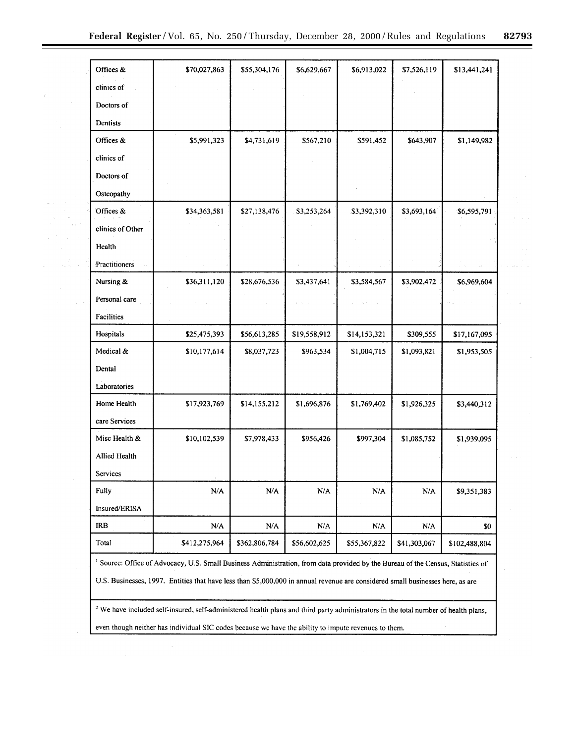| | | | | | | |
|---|---|---|---|---|---|---|
| Offices & clinics of Doctors of Dentists | $70,027,863 | $55,304,176 | $6,629,667 | $6,913,022 | $7,526,119 | $13,441,241 |
| Offices & clinics of Doctors of Osteopathy | $5,991,323 | $4,731,619 | $567,210 | $591,452 | $643,907 | $1,149,982 |
| Offices & clinics of Other Health Practitioners | $34,363,581 | $27,138,476 | $3,253,264 | $3,392,310 | $3,693,164 | $6,595,791 |
| Nursing & Personal care Facilities | $36,311,120 | $28,676,536 | $3,437,641 | $3,584,567 | $3,902,472 | $6,969,604 |
| Hospitals | $25,475,393 | $56,613,285 | $19,558,912 | $14,153,321 | $309,555 | $17,167,095 |
| Medical & Dental Laboratories | $10,177,614 | $8,037,723 | $963,534 | $1,004,715 | $1,093,821 | $1,953,505 |
| Home Health care Services | $17,923,769 | $14,155,212 | $1,696,876 | $1,769,402 | $1,926,325 | $3,440,312 |
| Misc Health & Allied Health Services | $10,102,539 | $7,978,433 | $956,426 | $997,304 | $1,085,752 | $1,939,095 |
| Fully Insured/ERISA | N/A | N/A | N/A | N/A | N/A | $9,351,383 |
| IRB | N/A | N/A | N/A | N/A | N/A | $0 |
| Total | $412,275,964 | $362,806,784 | $56,602,625 | $55,367,822 | $41,303,067 | $102,488,804 |

[1] Source: Office of Advocacy, U.S. Small Business Administration, from data provided by the Bureau of the Census, Statistics of U.S. Businesses, 1997. Entities that have less than $5,000,000 in annual revenue are considered small businesses here, as are

[2] We have included self-insured, self-administered health plans and third party administrators in the total number of health plans, even though neither has individual SIC codes because we have the ability to impute revenues to them.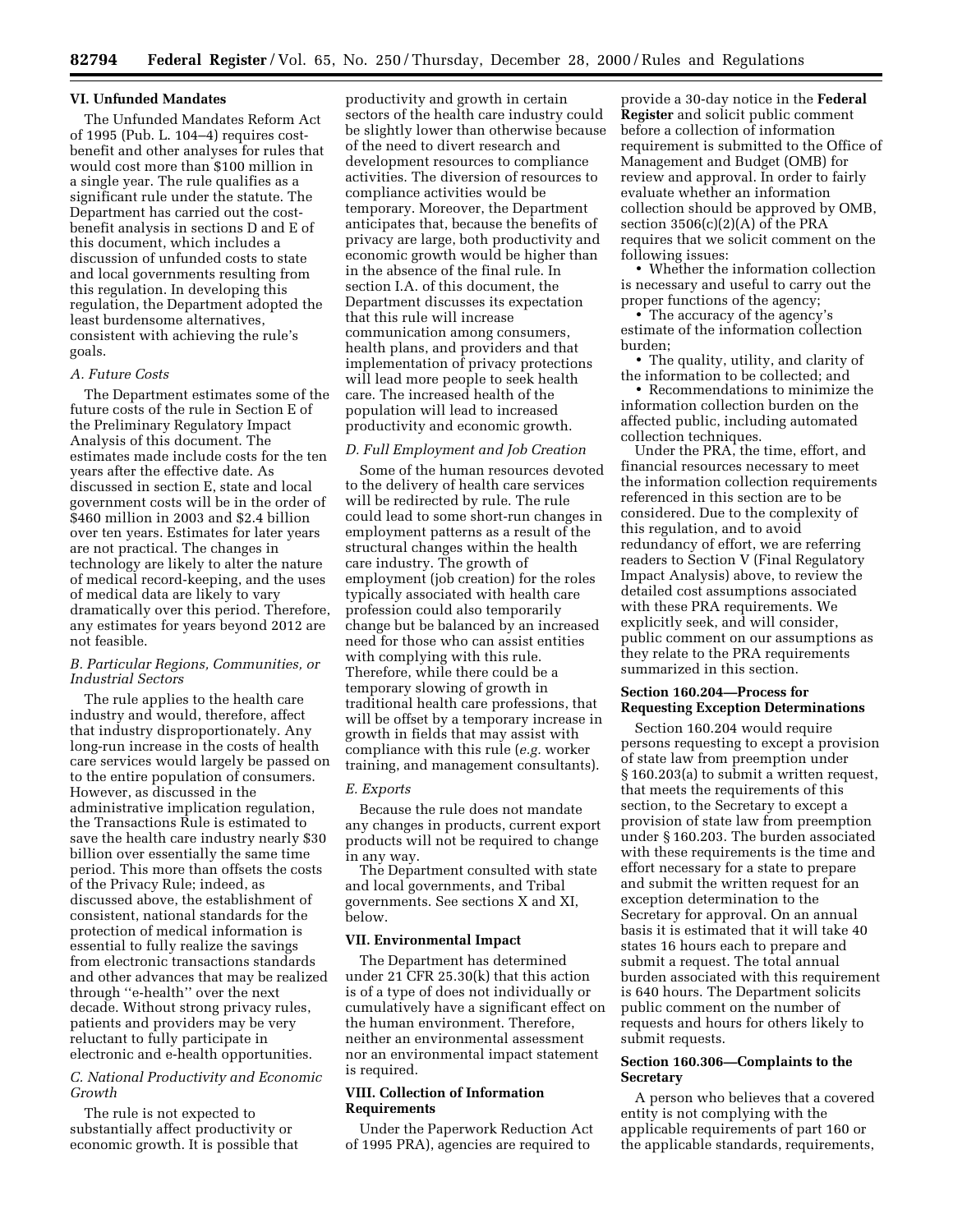## VI. Unfunded Mandates

The Unfunded Mandates Reform Act of 1995 (Pub. L. 104–4) requires cost-benefit and other analyses for rules that would cost more than $100 million in a single year. The rule qualifies as a significant rule under the statute. The Department has carried out the cost-benefit analysis in sections D and E of this document, which includes a discussion of unfunded costs to state and local governments resulting from this regulation. In developing this regulation, the Department adopted the least burdensome alternatives, consistent with achieving the rule's goals.

### *A. Future Costs*

The Department estimates some of the future costs of the rule in Section E of the Preliminary Regulatory Impact Analysis of this document. The estimates made include costs for the ten years after the effective date. As discussed in section E, state and local government costs will be in the order of $460 million in 2003 and $2.4 billion over ten years. Estimates for later years are not practical. The changes in technology are likely to alter the nature of medical record-keeping, and the uses of medical data are likely to vary dramatically over this period. Therefore, any estimates for years beyond 2012 are not feasible.

### *B. Particular Regions, Communities, or Industrial Sectors*

The rule applies to the health care industry and would, therefore, affect that industry disproportionately. Any long-run increase in the costs of health care services would largely be passed on to the entire population of consumers. However, as discussed in the administrative implication regulation, the Transactions Rule is estimated to save the health care industry nearly $30 billion over essentially the same time period. This more than offsets the costs of the Privacy Rule; indeed, as discussed above, the establishment of consistent, national standards for the protection of medical information is essential to fully realize the savings from electronic transactions standards and other advances that may be realized through ''e-health'' over the next decade. Without strong privacy rules, patients and providers may be very reluctant to fully participate in electronic and e-health opportunities.

### *C. National Productivity and Economic Growth*

The rule is not expected to substantially affect productivity or economic growth. It is possible that productivity and growth in certain sectors of the health care industry could be slightly lower than otherwise because of the need to divert research and development resources to compliance activities. The diversion of resources to compliance activities would be temporary. Moreover, the Department anticipates that, because the benefits of privacy are large, both productivity and economic growth would be higher than in the absence of the final rule. In section I.A. of this document, the Department discusses its expectation that this rule will increase communication among consumers, health plans, and providers and that implementation of privacy protections will lead more people to seek health care. The increased health of the population will lead to increased productivity and economic growth.

### *D. Full Employment and Job Creation*

Some of the human resources devoted to the delivery of health care services will be redirected by rule. The rule could lead to some short-run changes in employment patterns as a result of the structural changes within the health care industry. The growth of employment (job creation) for the roles typically associated with health care profession could also temporarily change but be balanced by an increased need for those who can assist entities with complying with this rule. Therefore, while there could be a temporary slowing of growth in traditional health care professions, that will be offset by a temporary increase in growth in fields that may assist with compliance with this rule (*e.g.* worker training, and management consultants).

### *E. Exports*

Because the rule does not mandate any changes in products, current export products will not be required to change in any way.

The Department consulted with state and local governments, and Tribal governments. See sections X and XI, below.

## VII. Environmental Impact

The Department has determined under 21 CFR 25.30(k) that this action is of a type of does not individually or cumulatively have a significant effect on the human environment. Therefore, neither an environmental assessment nor an environmental impact statement is required.

## VIII. Collection of Information Requirements

Under the Paperwork Reduction Act of 1995 PRA), agencies are required to provide a 30-day notice in the **Federal Register** and solicit public comment before a collection of information requirement is submitted to the Office of Management and Budget (OMB) for review and approval. In order to fairly evaluate whether an information collection should be approved by OMB, section 3506(c)(2)(A) of the PRA requires that we solicit comment on the following issues:

- Whether the information collection is necessary and useful to carry out the proper functions of the agency;
- The accuracy of the agency's estimate of the information collection burden;
- The quality, utility, and clarity of the information to be collected; and
- Recommendations to minimize the information collection burden on the affected public, including automated collection techniques.

Under the PRA, the time, effort, and financial resources necessary to meet the information collection requirements referenced in this section are to be considered. Due to the complexity of this regulation, and to avoid redundancy of effort, we are referring readers to Section V (Final Regulatory Impact Analysis) above, to review the detailed cost assumptions associated with these PRA requirements. We explicitly seek, and will consider, public comment on our assumptions as they relate to the PRA requirements summarized in this section.

### Section 160.204—Process for Requesting Exception Determinations

Section 160.204 would require persons requesting to except a provision of state law from preemption under § 160.203(a) to submit a written request, that meets the requirements of this section, to the Secretary to except a provision of state law from preemption under § 160.203. The burden associated with these requirements is the time and effort necessary for a state to prepare and submit the written request for an exception determination to the Secretary for approval. On an annual basis it is estimated that it will take 40 states 16 hours each to prepare and submit a request. The total annual burden associated with this requirement is 640 hours. The Department solicits public comment on the number of requests and hours for others likely to submit requests.

### Section 160.306—Complaints to the Secretary

A person who believes that a covered entity is not complying with the applicable requirements of part 160 or the applicable standards, requirements,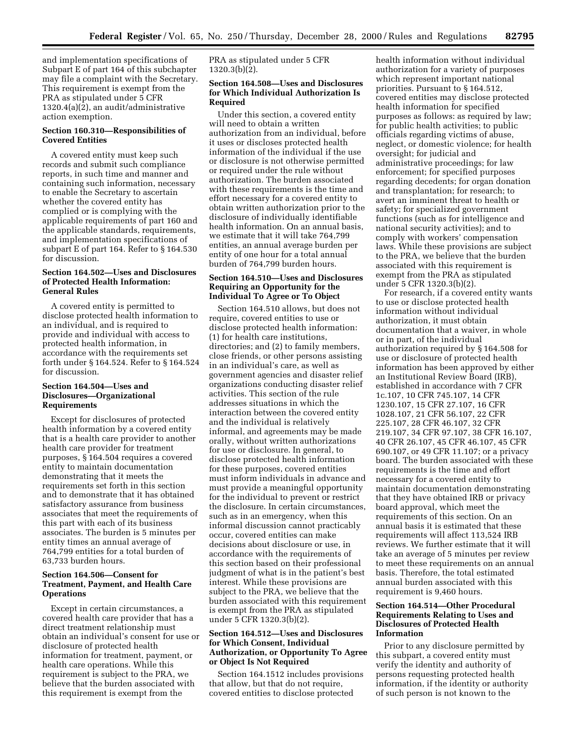and implementation specifications of Subpart E of part 164 of this subchapter may file a complaint with the Secretary. This requirement is exempt from the PRA as stipulated under 5 CFR 1320.4(a)(2), an audit/administrative action exemption.

#### Section 160.310—Responsibilities of Covered Entities

A covered entity must keep such records and submit such compliance reports, in such time and manner and containing such information, necessary to enable the Secretary to ascertain whether the covered entity has complied or is complying with the applicable requirements of part 160 and the applicable standards, requirements, and implementation specifications of subpart E of part 164. Refer to § 164.530 for discussion.

#### Section 164.502—Uses and Disclosures of Protected Health Information: General Rules

A covered entity is permitted to disclose protected health information to an individual, and is required to provide and individual with access to protected health information, in accordance with the requirements set forth under § 164.524. Refer to § 164.524 for discussion.

#### Section 164.504—Uses and Disclosures—Organizational Requirements

Except for disclosures of protected health information by a covered entity that is a health care provider to another health care provider for treatment purposes, § 164.504 requires a covered entity to maintain documentation demonstrating that it meets the requirements set forth in this section and to demonstrate that it has obtained satisfactory assurance from business associates that meet the requirements of this part with each of its business associates. The burden is 5 minutes per entity times an annual average of 764,799 entities for a total burden of 63,733 burden hours.

#### Section 164.506—Consent for Treatment, Payment, and Health Care Operations

Except in certain circumstances, a covered health care provider that has a direct treatment relationship must obtain an individual's consent for use or disclosure of protected health information for treatment, payment, or health care operations. While this requirement is subject to the PRA, we believe that the burden associated with this requirement is exempt from the PRA as stipulated under 5 CFR 1320.3(b)(2).

#### Section 164.508—Uses and Disclosures for Which Individual Authorization Is Required

Under this section, a covered entity will need to obtain a written authorization from an individual, before it uses or discloses protected health information of the individual if the use or disclosure is not otherwise permitted or required under the rule without authorization. The burden associated with these requirements is the time and effort necessary for a covered entity to obtain written authorization prior to the disclosure of individually identifiable health information. On an annual basis, we estimate that it will take 764,799 entities, an annual average burden per entity of one hour for a total annual burden of 764,799 burden hours.

#### Section 164.510—Uses and Disclosures Requiring an Opportunity for the Individual To Agree or To Object

Section 164.510 allows, but does not require, covered entities to use or disclose protected health information: (1) for health care institutions, directories; and (2) to family members, close friends, or other persons assisting in an individual's care, as well as government agencies and disaster relief organizations conducting disaster relief activities. This section of the rule addresses situations in which the interaction between the covered entity and the individual is relatively informal, and agreements may be made orally, without written authorizations for use or disclosure. In general, to disclose protected health information for these purposes, covered entities must inform individuals in advance and must provide a meaningful opportunity for the individual to prevent or restrict the disclosure. In certain circumstances, such as in an emergency, when this informal discussion cannot practicably occur, covered entities can make decisions about disclosure or use, in accordance with the requirements of this section based on their professional judgment of what is in the patient's best interest. While these provisions are subject to the PRA, we believe that the burden associated with this requirement is exempt from the PRA as stipulated under 5 CFR 1320.3(b)(2).

#### Section 164.512—Uses and Disclosures for Which Consent, Individual Authorization, or Opportunity To Agree or Object Is Not Required

Section 164.1512 includes provisions that allow, but that do not require, covered entities to disclose protected health information without individual authorization for a variety of purposes which represent important national priorities. Pursuant to § 164.512, covered entities may disclose protected health information for specified purposes as follows: as required by law; for public health activities; to public officials regarding victims of abuse, neglect, or domestic violence; for health oversight; for judicial and administrative proceedings; for law enforcement; for specified purposes regarding decedents; for organ donation and transplantation; for research; to avert an imminent threat to health or safety; for specialized government functions (such as for intelligence and national security activities); and to comply with workers' compensation laws. While these provisions are subject to the PRA, we believe that the burden associated with this requirement is exempt from the PRA as stipulated under 5 CFR 1320.3(b)(2).

For research, if a covered entity wants to use or disclose protected health information without individual authorization, it must obtain documentation that a waiver, in whole or in part, of the individual authorization required by § 164.508 for use or disclosure of protected health information has been approved by either an Institutional Review Board (IRB), established in accordance with 7 CFR 1c.107, 10 CFR 745.107, 14 CFR 1230.107, 15 CFR 27.107, 16 CFR 1028.107, 21 CFR 56.107, 22 CFR 225.107, 28 CFR 46.107, 32 CFR 219.107, 34 CFR 97.107, 38 CFR 16.107, 40 CFR 26.107, 45 CFR 46.107, 45 CFR 690.107, or 49 CFR 11.107; or a privacy board. The burden associated with these requirements is the time and effort necessary for a covered entity to maintain documentation demonstrating that they have obtained IRB or privacy board approval, which meet the requirements of this section. On an annual basis it is estimated that these requirements will affect 113,524 IRB reviews. We further estimate that it will take an average of 5 minutes per review to meet these requirements on an annual basis. Therefore, the total estimated annual burden associated with this requirement is 9,460 hours.

#### Section 164.514—Other Procedural Requirements Relating to Uses and Disclosures of Protected Health Information

Prior to any disclosure permitted by this subpart, a covered entity must verify the identity and authority of persons requesting protected health information, if the identity or authority of such person is not known to the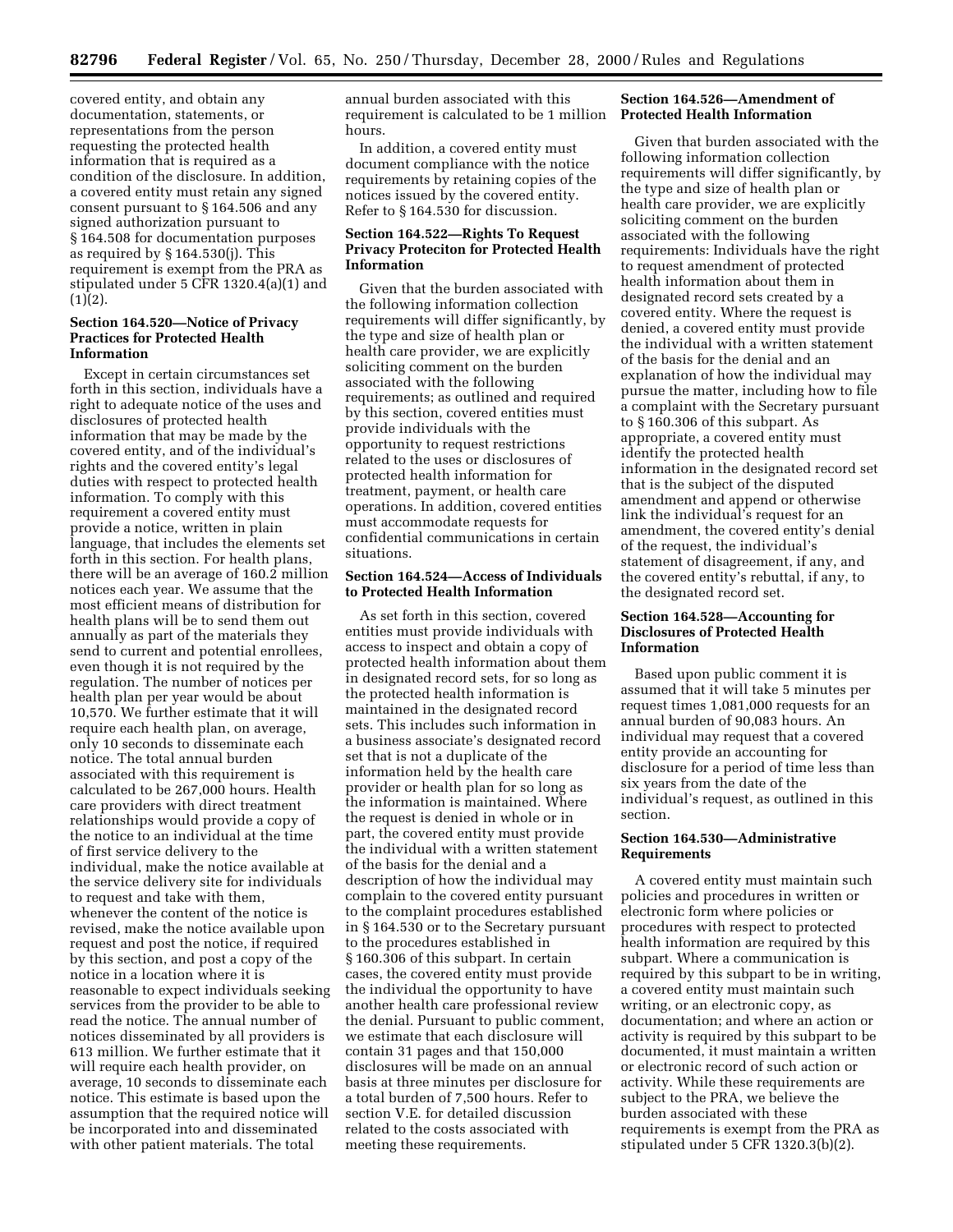covered entity, and obtain any documentation, statements, or representations from the person requesting the protected health information that is required as a condition of the disclosure. In addition, a covered entity must retain any signed consent pursuant to § 164.506 and any signed authorization pursuant to § 164.508 for documentation purposes as required by § 164.530(j). This requirement is exempt from the PRA as stipulated under 5 CFR 1320.4(a)(1) and (1)(2).

### Section 164.520—Notice of Privacy Practices for Protected Health Information

Except in certain circumstances set forth in this section, individuals have a right to adequate notice of the uses and disclosures of protected health information that may be made by the covered entity, and of the individual's rights and the covered entity's legal duties with respect to protected health information. To comply with this requirement a covered entity must provide a notice, written in plain language, that includes the elements set forth in this section. For health plans, there will be an average of 160.2 million notices each year. We assume that the most efficient means of distribution for health plans will be to send them out annually as part of the materials they send to current and potential enrollees, even though it is not required by the regulation. The number of notices per health plan per year would be about 10,570. We further estimate that it will require each health plan, on average, only 10 seconds to disseminate each notice. The total annual burden associated with this requirement is calculated to be 267,000 hours. Health care providers with direct treatment relationships would provide a copy of the notice to an individual at the time of first service delivery to the individual, make the notice available at the service delivery site for individuals to request and take with them, whenever the content of the notice is revised, make the notice available upon request and post the notice, if required by this section, and post a copy of the notice in a location where it is reasonable to expect individuals seeking services from the provider to be able to read the notice. The annual number of notices disseminated by all providers is 613 million. We further estimate that it will require each health provider, on average, 10 seconds to disseminate each notice. This estimate is based upon the assumption that the required notice will be incorporated into and disseminated with other patient materials. The total annual burden associated with this requirement is calculated to be 1 million hours.

In addition, a covered entity must document compliance with the notice requirements by retaining copies of the notices issued by the covered entity. Refer to § 164.530 for discussion.

### Section 164.522—Rights To Request Privacy Proteciton for Protected Health Information

Given that the burden associated with the following information collection requirements will differ significantly, by the type and size of health plan or health care provider, we are explicitly soliciting comment on the burden associated with the following requirements; as outlined and required by this section, covered entities must provide individuals with the opportunity to request restrictions related to the uses or disclosures of protected health information for treatment, payment, or health care operations. In addition, covered entities must accommodate requests for confidential communications in certain situations.

### Section 164.524—Access of Individuals to Protected Health Information

As set forth in this section, covered entities must provide individuals with access to inspect and obtain a copy of protected health information about them in designated record sets, for so long as the protected health information is maintained in the designated record sets. This includes such information in a business associate's designated record set that is not a duplicate of the information held by the health care provider or health plan for so long as the information is maintained. Where the request is denied in whole or in part, the covered entity must provide the individual with a written statement of the basis for the denial and a description of how the individual may complain to the covered entity pursuant to the complaint procedures established in § 164.530 or to the Secretary pursuant to the procedures established in § 160.306 of this subpart. In certain cases, the covered entity must provide the individual the opportunity to have another health care professional review the denial. Pursuant to public comment, we estimate that each disclosure will contain 31 pages and that 150,000 disclosures will be made on an annual basis at three minutes per disclosure for a total burden of 7,500 hours. Refer to section V.E. for detailed discussion related to the costs associated with meeting these requirements.

### Section 164.526—Amendment of Protected Health Information

Given that burden associated with the following information collection requirements will differ significantly, by the type and size of health plan or health care provider, we are explicitly soliciting comment on the burden associated with the following requirements: Individuals have the right to request amendment of protected health information about them in designated record sets created by a covered entity. Where the request is denied, a covered entity must provide the individual with a written statement of the basis for the denial and an explanation of how the individual may pursue the matter, including how to file a complaint with the Secretary pursuant to § 160.306 of this subpart. As appropriate, a covered entity must identify the protected health information in the designated record set that is the subject of the disputed amendment and append or otherwise link the individual's request for an amendment, the covered entity's denial of the request, the individual's statement of disagreement, if any, and the covered entity's rebuttal, if any, to the designated record set.

### Section 164.528—Accounting for Disclosures of Protected Health Information

Based upon public comment it is assumed that it will take 5 minutes per request times 1,081,000 requests for an annual burden of 90,083 hours. An individual may request that a covered entity provide an accounting for disclosure for a period of time less than six years from the date of the individual's request, as outlined in this section.

### Section 164.530—Administrative Requirements

A covered entity must maintain such policies and procedures in written or electronic form where policies or procedures with respect to protected health information are required by this subpart. Where a communication is required by this subpart to be in writing, a covered entity must maintain such writing, or an electronic copy, as documentation; and where an action or activity is required by this subpart to be documented, it must maintain a written or electronic record of such action or activity. While these requirements are subject to the PRA, we believe the burden associated with these requirements is exempt from the PRA as stipulated under 5 CFR 1320.3(b)(2).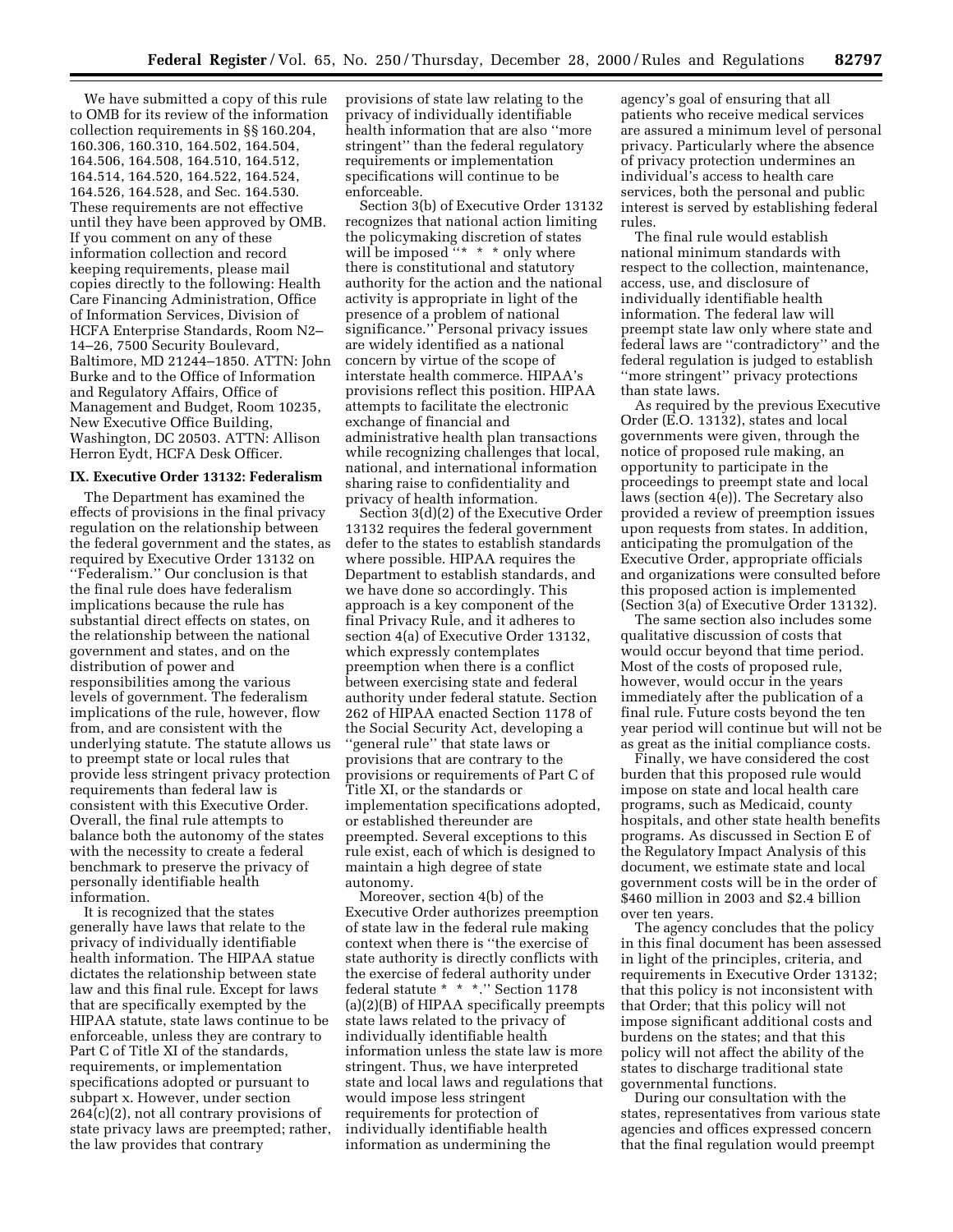We have submitted a copy of this rule to OMB for its review of the information collection requirements in §§ 160.204, 160.306, 160.310, 164.502, 164.504, 164.506, 164.508, 164.510, 164.512, 164.514, 164.520, 164.522, 164.524, 164.526, 164.528, and Sec. 164.530. These requirements are not effective until they have been approved by OMB. If you comment on any of these information collection and record keeping requirements, please mail copies directly to the following: Health Care Financing Administration, Office of Information Services, Division of HCFA Enterprise Standards, Room N2–14–26, 7500 Security Boulevard, Baltimore, MD 21244–1850. ATTN: John Burke and to the Office of Information and Regulatory Affairs, Office of Management and Budget, Room 10235, New Executive Office Building, Washington, DC 20503. ATTN: Allison Herron Eydt, HCFA Desk Officer.

## IX. Executive Order 13132: Federalism

The Department has examined the effects of provisions in the final privacy regulation on the relationship between the federal government and the states, as required by Executive Order 13132 on ''Federalism.'' Our conclusion is that the final rule does have federalism implications because the rule has substantial direct effects on states, on the relationship between the national government and states, and on the distribution of power and responsibilities among the various levels of government. The federalism implications of the rule, however, flow from, and are consistent with the underlying statute. The statute allows us to preempt state or local rules that provide less stringent privacy protection requirements than federal law is consistent with this Executive Order. Overall, the final rule attempts to balance both the autonomy of the states with the necessity to create a federal benchmark to preserve the privacy of personally identifiable health information.

It is recognized that the states generally have laws that relate to the privacy of individually identifiable health information. The HIPAA statue dictates the relationship between state law and this final rule. Except for laws that are specifically exempted by the HIPAA statute, state laws continue to be enforceable, unless they are contrary to Part C of Title XI of the standards, requirements, or implementation specifications adopted or pursuant to subpart x. However, under section 264(c)(2), not all contrary provisions of state privacy laws are preempted; rather, the law provides that contrary provisions of state law relating to the privacy of individually identifiable health information that are also ''more stringent'' than the federal regulatory requirements or implementation specifications will continue to be enforceable.

Section 3(b) of Executive Order 13132 recognizes that national action limiting the policymaking discretion of states will be imposed ''* * * only where there is constitutional and statutory authority for the action and the national activity is appropriate in light of the presence of a problem of national significance.'' Personal privacy issues are widely identified as a national concern by virtue of the scope of interstate health commerce. HIPAA's provisions reflect this position. HIPAA attempts to facilitate the electronic exchange of financial and administrative health plan transactions while recognizing challenges that local, national, and international information sharing raise to confidentiality and privacy of health information.

Section 3(d)(2) of the Executive Order 13132 requires the federal government defer to the states to establish standards where possible. HIPAA requires the Department to establish standards, and we have done so accordingly. This approach is a key component of the final Privacy Rule, and it adheres to section 4(a) of Executive Order 13132, which expressly contemplates preemption when there is a conflict between exercising state and federal authority under federal statute. Section 262 of HIPAA enacted Section 1178 of the Social Security Act, developing a ''general rule'' that state laws or provisions that are contrary to the provisions or requirements of Part C of Title XI, or the standards or implementation specifications adopted, or established thereunder are preempted. Several exceptions to this rule exist, each of which is designed to maintain a high degree of state autonomy.

Moreover, section 4(b) of the Executive Order authorizes preemption of state law in the federal rule making context when there is ''the exercise of state authority is directly conflicts with the exercise of federal authority under federal statute * * *.'' Section 1178 (a)(2)(B) of HIPAA specifically preempts state laws related to the privacy of individually identifiable health information unless the state law is more stringent. Thus, we have interpreted state and local laws and regulations that would impose less stringent requirements for protection of individually identifiable health information as undermining the agency's goal of ensuring that all patients who receive medical services are assured a minimum level of personal privacy. Particularly where the absence of privacy protection undermines an individual's access to health care services, both the personal and public interest is served by establishing federal rules.

The final rule would establish national minimum standards with respect to the collection, maintenance, access, use, and disclosure of individually identifiable health information. The federal law will preempt state law only where state and federal laws are ''contradictory'' and the federal regulation is judged to establish ''more stringent'' privacy protections than state laws.

As required by the previous Executive Order (E.O. 13132), states and local governments were given, through the notice of proposed rule making, an opportunity to participate in the proceedings to preempt state and local laws (section 4(e)). The Secretary also provided a review of preemption issues upon requests from states. In addition, anticipating the promulgation of the Executive Order, appropriate officials and organizations were consulted before this proposed action is implemented (Section 3(a) of Executive Order 13132).

The same section also includes some qualitative discussion of costs that would occur beyond that time period. Most of the costs of proposed rule, however, would occur in the years immediately after the publication of a final rule. Future costs beyond the ten year period will continue but will not be as great as the initial compliance costs.

Finally, we have considered the cost burden that this proposed rule would impose on state and local health care programs, such as Medicaid, county hospitals, and other state health benefits programs. As discussed in Section E of the Regulatory Impact Analysis of this document, we estimate state and local government costs will be in the order of $460 million in 2003 and $2.4 billion over ten years.

The agency concludes that the policy in this final document has been assessed in light of the principles, criteria, and requirements in Executive Order 13132; that this policy is not inconsistent with that Order; that this policy will not impose significant additional costs and burdens on the states; and that this policy will not affect the ability of the states to discharge traditional state governmental functions.

During our consultation with the states, representatives from various state agencies and offices expressed concern that the final regulation would preempt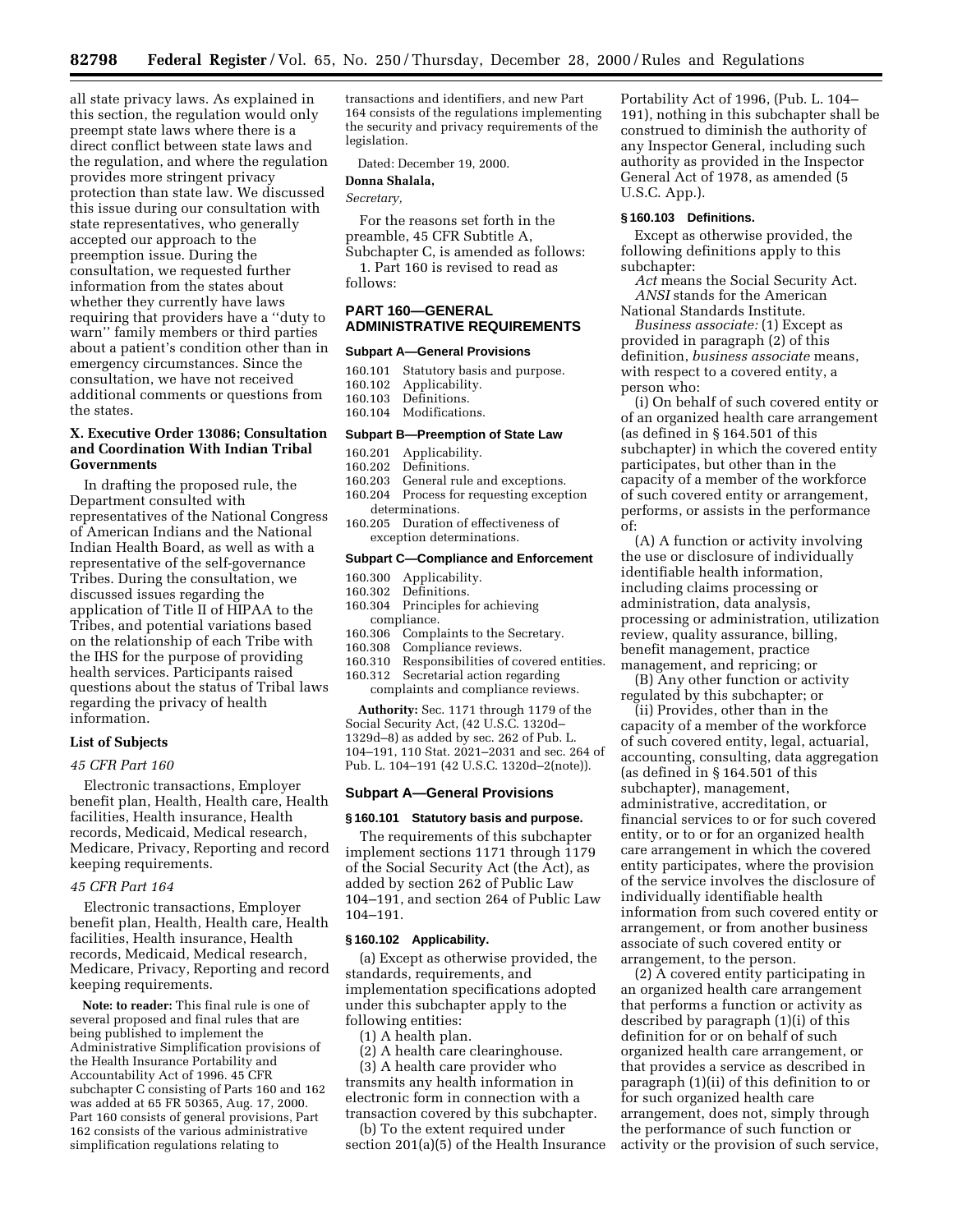all state privacy laws. As explained in this section, the regulation would only preempt state laws where there is a direct conflict between state laws and the regulation, and where the regulation provides more stringent privacy protection than state law. We discussed this issue during our consultation with state representatives, who generally accepted our approach to the preemption issue. During the consultation, we requested further information from the states about whether they currently have laws requiring that providers have a ''duty to warn'' family members or third parties about a patient's condition other than in emergency circumstances. Since the consultation, we have not received additional comments or questions from the states.

### X. Executive Order 13086; Consultation and Coordination With Indian Tribal Governments

In drafting the proposed rule, the Department consulted with representatives of the National Congress of American Indians and the National Indian Health Board, as well as with a representative of the self-governance Tribes. During the consultation, we discussed issues regarding the application of Title II of HIPAA to the Tribes, and potential variations based on the relationship of each Tribe with the IHS for the purpose of providing health services. Participants raised questions about the status of Tribal laws regarding the privacy of health information.

### List of Subjects

*45 CFR Part 160*

Electronic transactions, Employer benefit plan, Health, Health care, Health facilities, Health insurance, Health records, Medicaid, Medical research, Medicare, Privacy, Reporting and record keeping requirements.

*45 CFR Part 164*

Electronic transactions, Employer benefit plan, Health, Health care, Health facilities, Health insurance, Health records, Medicaid, Medical research, Medicare, Privacy, Reporting and record keeping requirements.

**Note: to reader:** This final rule is one of several proposed and final rules that are being published to implement the Administrative Simplification provisions of the Health Insurance Portability and Accountability Act of 1996. 45 CFR subchapter C consisting of Parts 160 and 162 was added at 65 FR 50365, Aug. 17, 2000. Part 160 consists of general provisions, Part 162 consists of the various administrative simplification regulations relating to transactions and identifiers, and new Part 164 consists of the regulations implementing the security and privacy requirements of the legislation.

Dated: December 19, 2000.

**Donna Shalala,**

*Secretary,*

For the reasons set forth in the preamble, 45 CFR Subtitle A, Subchapter C, is amended as follows:

1. Part 160 is revised to read as follows:

## PART 160—GENERAL ADMINISTRATIVE REQUIREMENTS

### Subpart A—General Provisions

160.101 Statutory basis and purpose.
160.102 Applicability.
160.103 Definitions.
160.104 Modifications.

### Subpart B—Preemption of State Law

160.201 Applicability.
160.202 Definitions.
160.203 General rule and exceptions.
160.204 Process for requesting exception determinations.
160.205 Duration of effectiveness of exception determinations.

### Subpart C—Compliance and Enforcement

160.300 Applicability.
160.302 Definitions.
160.304 Principles for achieving compliance.
160.306 Complaints to the Secretary.
160.308 Compliance reviews.
160.310 Responsibilities of covered entities.
160.312 Secretarial action regarding complaints and compliance reviews.

**Authority:** Sec. 1171 through 1179 of the Social Security Act, (42 U.S.C. 1320d–1329d–8) as added by sec. 262 of Pub. L. 104–191, 110 Stat. 2021–2031 and sec. 264 of Pub. L. 104–191 (42 U.S.C. 1320d–2(note)).

### Subpart A—General Provisions

#### § 160.101 Statutory basis and purpose.

The requirements of this subchapter implement sections 1171 through 1179 of the Social Security Act (the Act), as added by section 262 of Public Law 104–191, and section 264 of Public Law 104–191.

#### § 160.102 Applicability.

(a) Except as otherwise provided, the standards, requirements, and implementation specifications adopted under this subchapter apply to the following entities:

(1) A health plan.

(2) A health care clearinghouse.

(3) A health care provider who transmits any health information in electronic form in connection with a transaction covered by this subchapter.

(b) To the extent required under section 201(a)(5) of the Health Insurance Portability Act of 1996, (Pub. L. 104–191), nothing in this subchapter shall be construed to diminish the authority of any Inspector General, including such authority as provided in the Inspector General Act of 1978, as amended (5 U.S.C. App.).

#### § 160.103 Definitions.

Except as otherwise provided, the following definitions apply to this subchapter:

*Act* means the Social Security Act.

*ANSI* stands for the American National Standards Institute.

*Business associate:* (1) Except as provided in paragraph (2) of this definition, *business associate* means, with respect to a covered entity, a person who:

(i) On behalf of such covered entity or of an organized health care arrangement (as defined in § 164.501 of this subchapter) in which the covered entity participates, but other than in the capacity of a member of the workforce of such covered entity or arrangement, performs, or assists in the performance of:

(A) A function or activity involving the use or disclosure of individually identifiable health information, including claims processing or administration, data analysis, processing or administration, utilization review, quality assurance, billing, benefit management, practice management, and repricing; or

(B) Any other function or activity regulated by this subchapter; or

(ii) Provides, other than in the capacity of a member of the workforce of such covered entity, legal, actuarial, accounting, consulting, data aggregation (as defined in § 164.501 of this subchapter), management, administrative, accreditation, or financial services to or for such covered entity, or to or for an organized health care arrangement in which the covered entity participates, where the provision of the service involves the disclosure of individually identifiable health information from such covered entity or arrangement, or from another business associate of such covered entity or arrangement, to the person.

(2) A covered entity participating in an organized health care arrangement that performs a function or activity as described by paragraph (1)(i) of this definition for or on behalf of such organized health care arrangement, or that provides a service as described in paragraph (1)(ii) of this definition to or for such organized health care arrangement, does not, simply through the performance of such function or activity or the provision of such service,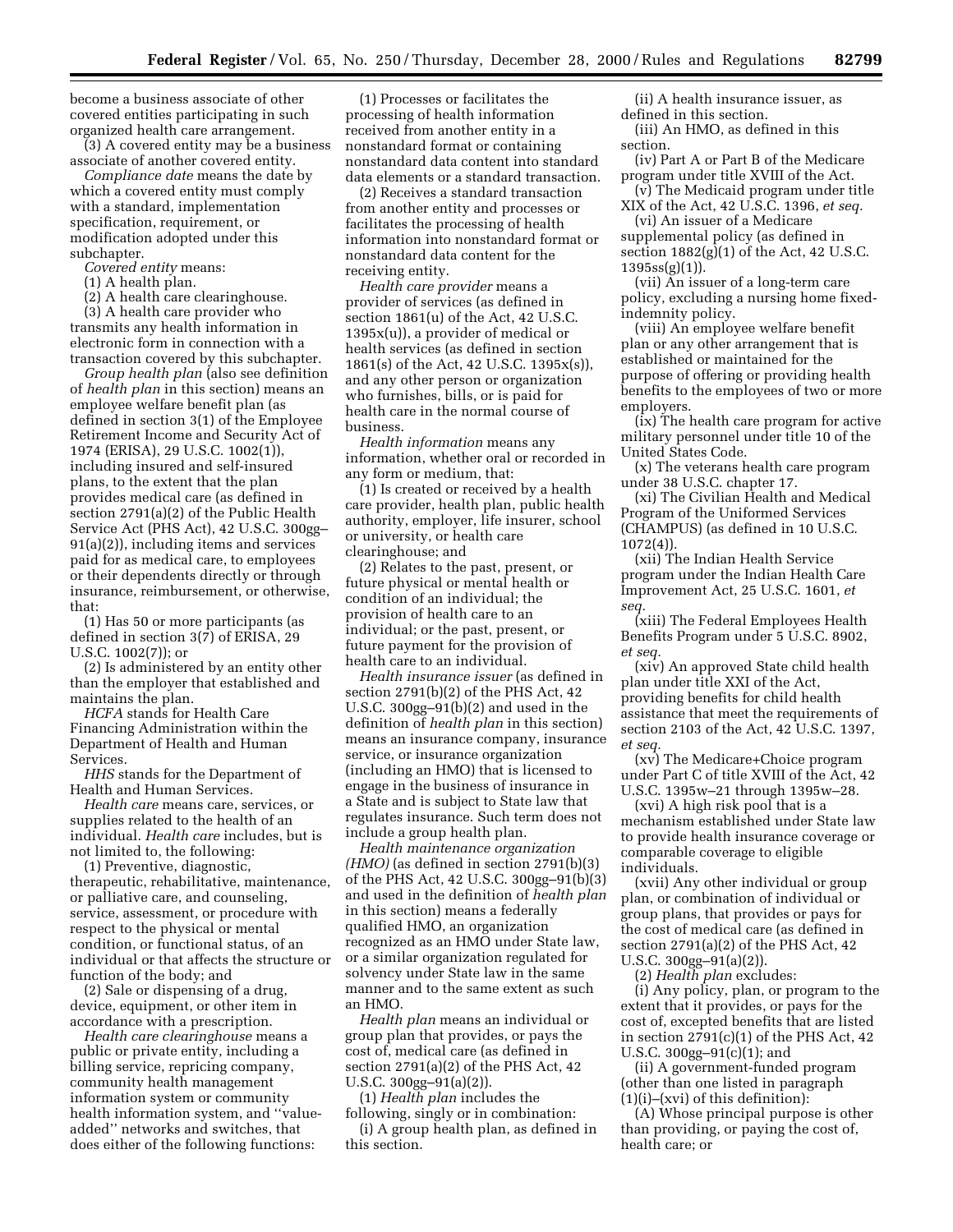become a business associate of other covered entities participating in such organized health care arrangement.

(3) A covered entity may be a business associate of another covered entity.

*Compliance date* means the date by which a covered entity must comply with a standard, implementation specification, requirement, or modification adopted under this subchapter.

*Covered entity* means:

(1) A health plan.

(2) A health care clearinghouse.

(3) A health care provider who transmits any health information in electronic form in connection with a transaction covered by this subchapter.

*Group health plan* (also see definition of *health plan* in this section) means an employee welfare benefit plan (as defined in section 3(1) of the Employee Retirement Income and Security Act of 1974 (ERISA), 29 U.S.C. 1002(1)), including insured and self-insured plans, to the extent that the plan provides medical care (as defined in section 2791(a)(2) of the Public Health Service Act (PHS Act), 42 U.S.C. 300gg–91(a)(2)), including items and services paid for as medical care, to employees or their dependents directly or through insurance, reimbursement, or otherwise, that:

(1) Has 50 or more participants (as defined in section 3(7) of ERISA, 29 U.S.C. 1002(7)); or

(2) Is administered by an entity other than the employer that established and maintains the plan.

*HCFA* stands for Health Care Financing Administration within the Department of Health and Human Services.

*HHS* stands for the Department of Health and Human Services.

*Health care* means care, services, or supplies related to the health of an individual. *Health care* includes, but is not limited to, the following:

(1) Preventive, diagnostic, therapeutic, rehabilitative, maintenance, or palliative care, and counseling, service, assessment, or procedure with respect to the physical or mental condition, or functional status, of an individual or that affects the structure or function of the body; and

(2) Sale or dispensing of a drug, device, equipment, or other item in accordance with a prescription.

*Health care clearinghouse* means a public or private entity, including a billing service, repricing company, community health management information system or community health information system, and "value-added" networks and switches, that does either of the following functions:

(1) Processes or facilitates the processing of health information received from another entity in a nonstandard format or containing nonstandard data content into standard data elements or a standard transaction.

(2) Receives a standard transaction from another entity and processes or facilitates the processing of health information into nonstandard format or nonstandard data content for the receiving entity.

*Health care provider* means a provider of services (as defined in section 1861(u) of the Act, 42 U.S.C. 1395x(u)), a provider of medical or health services (as defined in section 1861(s) of the Act, 42 U.S.C. 1395x(s)), and any other person or organization who furnishes, bills, or is paid for health care in the normal course of business.

*Health information* means any information, whether oral or recorded in any form or medium, that:

(1) Is created or received by a health care provider, health plan, public health authority, employer, life insurer, school or university, or health care clearinghouse; and

(2) Relates to the past, present, or future physical or mental health or condition of an individual; the provision of health care to an individual; or the past, present, or future payment for the provision of health care to an individual.

*Health insurance issuer* (as defined in section 2791(b)(2) of the PHS Act, 42 U.S.C. 300gg–91(b)(2) and used in the definition of *health plan* in this section) means an insurance company, insurance service, or insurance organization (including an HMO) that is licensed to engage in the business of insurance in a State and is subject to State law that regulates insurance. Such term does not include a group health plan.

*Health maintenance organization (HMO)* (as defined in section 2791(b)(3) of the PHS Act, 42 U.S.C. 300gg–91(b)(3) and used in the definition of *health plan* in this section) means a federally qualified HMO, an organization recognized as an HMO under State law, or a similar organization regulated for solvency under State law in the same manner and to the same extent as such an HMO.

*Health plan* means an individual or group plan that provides, or pays the cost of, medical care (as defined in section 2791(a)(2) of the PHS Act, 42 U.S.C. 300gg–91(a)(2)).

(1) *Health plan* includes the following, singly or in combination:

(i) A group health plan, as defined in this section.

(ii) A health insurance issuer, as defined in this section.

(iii) An HMO, as defined in this section.

(iv) Part A or Part B of the Medicare program under title XVIII of the Act.

(v) The Medicaid program under title XIX of the Act, 42 U.S.C. 1396, *et seq.*

(vi) An issuer of a Medicare supplemental policy (as defined in section 1882(g)(1) of the Act, 42 U.S.C. 1395ss(g)(1)).

(vii) An issuer of a long-term care policy, excluding a nursing home fixed-indemnity policy.

(viii) An employee welfare benefit plan or any other arrangement that is established or maintained for the purpose of offering or providing health benefits to the employees of two or more employers.

(ix) The health care program for active military personnel under title 10 of the United States Code.

(x) The veterans health care program under 38 U.S.C. chapter 17.

(xi) The Civilian Health and Medical Program of the Uniformed Services (CHAMPUS) (as defined in 10 U.S.C. 1072(4)).

(xii) The Indian Health Service program under the Indian Health Care Improvement Act, 25 U.S.C. 1601, *et seq.*

(xiii) The Federal Employees Health Benefits Program under 5 U.S.C. 8902, *et seq.*

(xiv) An approved State child health plan under title XXI of the Act, providing benefits for child health assistance that meet the requirements of section 2103 of the Act, 42 U.S.C. 1397, *et seq.*

(xv) The Medicare+Choice program under Part C of title XVIII of the Act, 42 U.S.C. 1395w–21 through 1395w–28.

(xvi) A high risk pool that is a mechanism established under State law to provide health insurance coverage or comparable coverage to eligible individuals.

(xvii) Any other individual or group plan, or combination of individual or group plans, that provides or pays for the cost of medical care (as defined in section 2791(a)(2) of the PHS Act, 42 U.S.C. 300gg–91(a)(2)).

(2) *Health plan* excludes:

(i) Any policy, plan, or program to the extent that it provides, or pays for the cost of, excepted benefits that are listed in section 2791(c)(1) of the PHS Act, 42 U.S.C. 300gg–91(c)(1); and

(ii) A government-funded program (other than one listed in paragraph (1)(i)–(xvi) of this definition):

(A) Whose principal purpose is other than providing, or paying the cost of, health care; or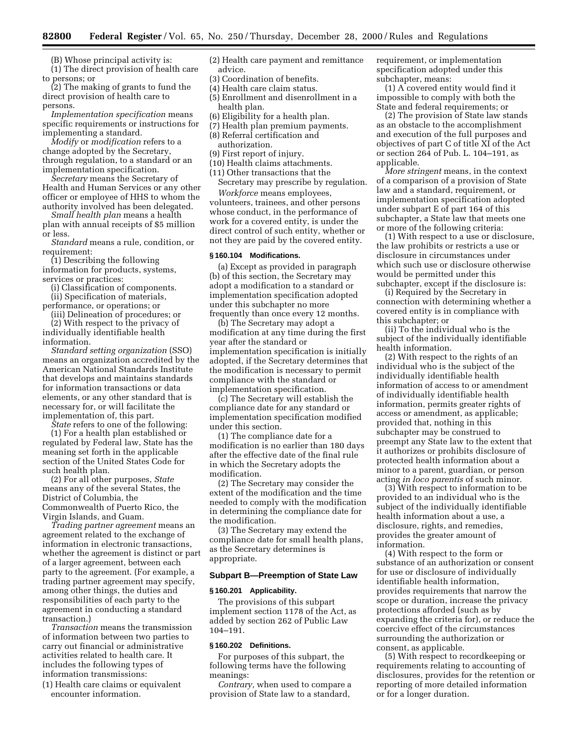(B) Whose principal activity is:

(*1*) The direct provision of health care to persons; or

(*2*) The making of grants to fund the direct provision of health care to persons.

*Implementation specification* means specific requirements or instructions for implementing a standard.

*Modify* or *modification* refers to a change adopted by the Secretary, through regulation, to a standard or an implementation specification.

*Secretary* means the Secretary of Health and Human Services or any other officer or employee of HHS to whom the authority involved has been delegated.

*Small health plan* means a health plan with annual receipts of $5 million or less.

*Standard* means a rule, condition, or requirement:

(1) Describing the following information for products, systems, services or practices:

(i) Classification of components.

(ii) Specification of materials, performance, or operations; or

(iii) Delineation of procedures; or

(2) With respect to the privacy of individually identifiable health information.

*Standard setting organization* (SSO) means an organization accredited by the American National Standards Institute that develops and maintains standards for information transactions or data elements, or any other standard that is necessary for, or will facilitate the implementation of, this part.

*State* refers to one of the following:

(1) For a health plan established or regulated by Federal law, State has the meaning set forth in the applicable section of the United States Code for such health plan.

(2) For all other purposes, *State* means any of the several States, the District of Columbia, the Commonwealth of Puerto Rico, the Virgin Islands, and Guam.

*Trading partner agreement* means an agreement related to the exchange of information in electronic transactions, whether the agreement is distinct or part of a larger agreement, between each party to the agreement. (For example, a trading partner agreement may specify, among other things, the duties and responsibilities of each party to the agreement in conducting a standard transaction.)

*Transaction* means the transmission of information between two parties to carry out financial or administrative activities related to health care. It includes the following types of information transmissions:

(1) Health care claims or equivalent encounter information.

(2) Health care payment and remittance advice.

(3) Coordination of benefits.

(4) Health care claim status.

(5) Enrollment and disenrollment in a health plan.

(6) Eligibility for a health plan.

(7) Health plan premium payments.

(8) Referral certification and authorization.

(9) First report of injury.

(10) Health claims attachments.

(11) Other transactions that the Secretary may prescribe by regulation.

*Workforce* means employees, volunteers, trainees, and other persons whose conduct, in the performance of work for a covered entity, is under the direct control of such entity, whether or not they are paid by the covered entity.

#### § 160.104 Modifications.

(a) Except as provided in paragraph (b) of this section, the Secretary may adopt a modification to a standard or implementation specification adopted under this subchapter no more frequently than once every 12 months.

(b) The Secretary may adopt a modification at any time during the first year after the standard or implementation specification is initially adopted, if the Secretary determines that the modification is necessary to permit compliance with the standard or implementation specification.

(c) The Secretary will establish the compliance date for any standard or implementation specification modified under this section.

(1) The compliance date for a modification is no earlier than 180 days after the effective date of the final rule in which the Secretary adopts the modification.

(2) The Secretary may consider the extent of the modification and the time needed to comply with the modification in determining the compliance date for the modification.

(3) The Secretary may extend the compliance date for small health plans, as the Secretary determines is appropriate.

### Subpart B—Preemption of State Law

#### § 160.201 Applicability.

The provisions of this subpart implement section 1178 of the Act, as added by section 262 of Public Law 104–191.

#### § 160.202 Definitions.

For purposes of this subpart, the following terms have the following meanings:

*Contrary,* when used to compare a provision of State law to a standard, requirement, or implementation specification adopted under this subchapter, means:

(1) A covered entity would find it impossible to comply with both the State and federal requirements; or

(2) The provision of State law stands as an obstacle to the accomplishment and execution of the full purposes and objectives of part C of title XI of the Act or section 264 of Pub. L. 104–191, as applicable.

*More stringent* means, in the context of a comparison of a provision of State law and a standard, requirement, or implementation specification adopted under subpart E of part 164 of this subchapter, a State law that meets one or more of the following criteria:

(1) With respect to a use or disclosure, the law prohibits or restricts a use or disclosure in circumstances under which such use or disclosure otherwise would be permitted under this subchapter, except if the disclosure is:

(i) Required by the Secretary in connection with determining whether a covered entity is in compliance with this subchapter; or

(ii) To the individual who is the subject of the individually identifiable health information.

(2) With respect to the rights of an individual who is the subject of the individually identifiable health information of access to or amendment of individually identifiable health information, permits greater rights of access or amendment, as applicable; provided that, nothing in this subchapter may be construed to preempt any State law to the extent that it authorizes or prohibits disclosure of protected health information about a minor to a parent, guardian, or person acting *in loco parentis* of such minor.

(3) With respect to information to be provided to an individual who is the subject of the individually identifiable health information about a use, a disclosure, rights, and remedies, provides the greater amount of information.

(4) With respect to the form or substance of an authorization or consent for use or disclosure of individually identifiable health information, provides requirements that narrow the scope or duration, increase the privacy protections afforded (such as by expanding the criteria for), or reduce the coercive effect of the circumstances surrounding the authorization or consent, as applicable.

(5) With respect to recordkeeping or requirements relating to accounting of disclosures, provides for the retention or reporting of more detailed information or for a longer duration.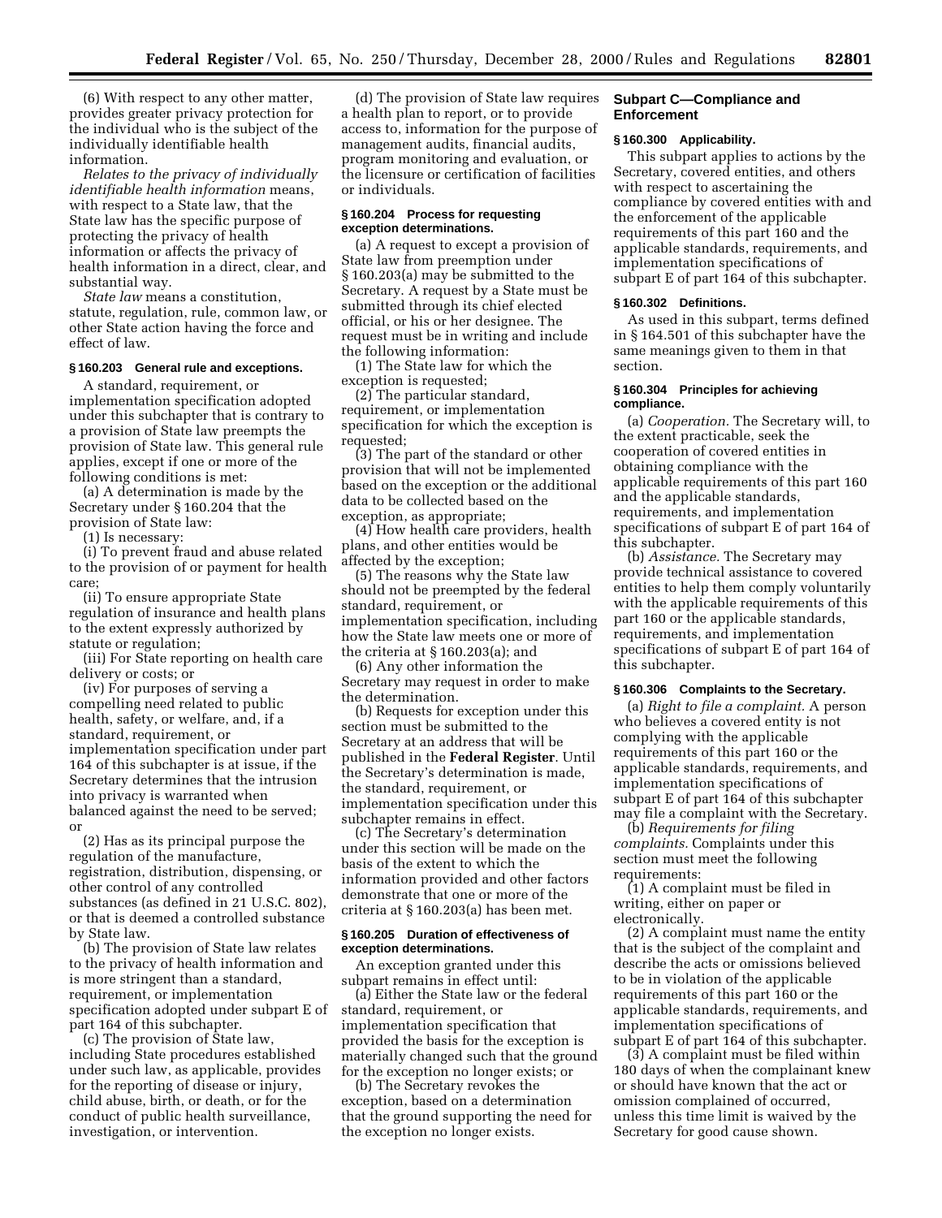(6) With respect to any other matter, provides greater privacy protection for the individual who is the subject of the individually identifiable health information.

*Relates to the privacy of individually identifiable health information* means, with respect to a State law, that the State law has the specific purpose of protecting the privacy of health information or affects the privacy of health information in a direct, clear, and substantial way.

*State law* means a constitution, statute, regulation, rule, common law, or other State action having the force and effect of law.

#### § 160.203 General rule and exceptions.

A standard, requirement, or implementation specification adopted under this subchapter that is contrary to a provision of State law preempts the provision of State law. This general rule applies, except if one or more of the following conditions is met:

(a) A determination is made by the Secretary under § 160.204 that the provision of State law:

(1) Is necessary:

(i) To prevent fraud and abuse related to the provision of or payment for health care;

(ii) To ensure appropriate State regulation of insurance and health plans to the extent expressly authorized by statute or regulation;

(iii) For State reporting on health care delivery or costs; or

(iv) For purposes of serving a compelling need related to public health, safety, or welfare, and, if a standard, requirement, or implementation specification under part 164 of this subchapter is at issue, if the Secretary determines that the intrusion into privacy is warranted when balanced against the need to be served; or

(2) Has as its principal purpose the regulation of the manufacture, registration, distribution, dispensing, or other control of any controlled substances (as defined in 21 U.S.C. 802), or that is deemed a controlled substance by State law.

(b) The provision of State law relates to the privacy of health information and is more stringent than a standard, requirement, or implementation specification adopted under subpart E of part 164 of this subchapter.

(c) The provision of State law, including State procedures established under such law, as applicable, provides for the reporting of disease or injury, child abuse, birth, or death, or for the conduct of public health surveillance, investigation, or intervention.

(d) The provision of State law requires a health plan to report, or to provide access to, information for the purpose of management audits, financial audits, program monitoring and evaluation, or the licensure or certification of facilities or individuals.

#### § 160.204 Process for requesting exception determinations.

(a) A request to except a provision of State law from preemption under § 160.203(a) may be submitted to the Secretary. A request by a State must be submitted through its chief elected official, or his or her designee. The request must be in writing and include the following information:

(1) The State law for which the exception is requested;

(2) The particular standard, requirement, or implementation specification for which the exception is requested;

(3) The part of the standard or other provision that will not be implemented based on the exception or the additional data to be collected based on the exception, as appropriate;

(4) How health care providers, health plans, and other entities would be affected by the exception;

(5) The reasons why the State law should not be preempted by the federal standard, requirement, or implementation specification, including how the State law meets one or more of the criteria at § 160.203(a); and

(6) Any other information the Secretary may request in order to make the determination.

(b) Requests for exception under this section must be submitted to the Secretary at an address that will be published in the **Federal Register**. Until the Secretary's determination is made, the standard, requirement, or implementation specification under this subchapter remains in effect.

(c) The Secretary's determination under this section will be made on the basis of the extent to which the information provided and other factors demonstrate that one or more of the criteria at § 160.203(a) has been met.

#### § 160.205 Duration of effectiveness of exception determinations.

An exception granted under this subpart remains in effect until:

(a) Either the State law or the federal standard, requirement, or implementation specification that provided the basis for the exception is materially changed such that the ground for the exception no longer exists; or

(b) The Secretary revokes the exception, based on a determination that the ground supporting the need for the exception no longer exists.

### Subpart C—Compliance and Enforcement

#### § 160.300 Applicability.

This subpart applies to actions by the Secretary, covered entities, and others with respect to ascertaining the compliance by covered entities with and the enforcement of the applicable requirements of this part 160 and the applicable standards, requirements, and implementation specifications of subpart E of part 164 of this subchapter.

#### § 160.302 Definitions.

As used in this subpart, terms defined in § 164.501 of this subchapter have the same meanings given to them in that section.

#### § 160.304 Principles for achieving compliance.

(a) *Cooperation.* The Secretary will, to the extent practicable, seek the cooperation of covered entities in obtaining compliance with the applicable requirements of this part 160 and the applicable standards, requirements, and implementation specifications of subpart E of part 164 of this subchapter.

(b) *Assistance.* The Secretary may provide technical assistance to covered entities to help them comply voluntarily with the applicable requirements of this part 160 or the applicable standards, requirements, and implementation specifications of subpart E of part 164 of this subchapter.

#### § 160.306 Complaints to the Secretary.

(a) *Right to file a complaint.* A person who believes a covered entity is not complying with the applicable requirements of this part 160 or the applicable standards, requirements, and implementation specifications of subpart E of part 164 of this subchapter may file a complaint with the Secretary.

(b) *Requirements for filing complaints.* Complaints under this section must meet the following requirements:

(1) A complaint must be filed in writing, either on paper or electronically.

(2) A complaint must name the entity that is the subject of the complaint and describe the acts or omissions believed to be in violation of the applicable requirements of this part 160 or the applicable standards, requirements, and implementation specifications of subpart E of part 164 of this subchapter.

(3) A complaint must be filed within 180 days of when the complainant knew or should have known that the act or omission complained of occurred, unless this time limit is waived by the Secretary for good cause shown.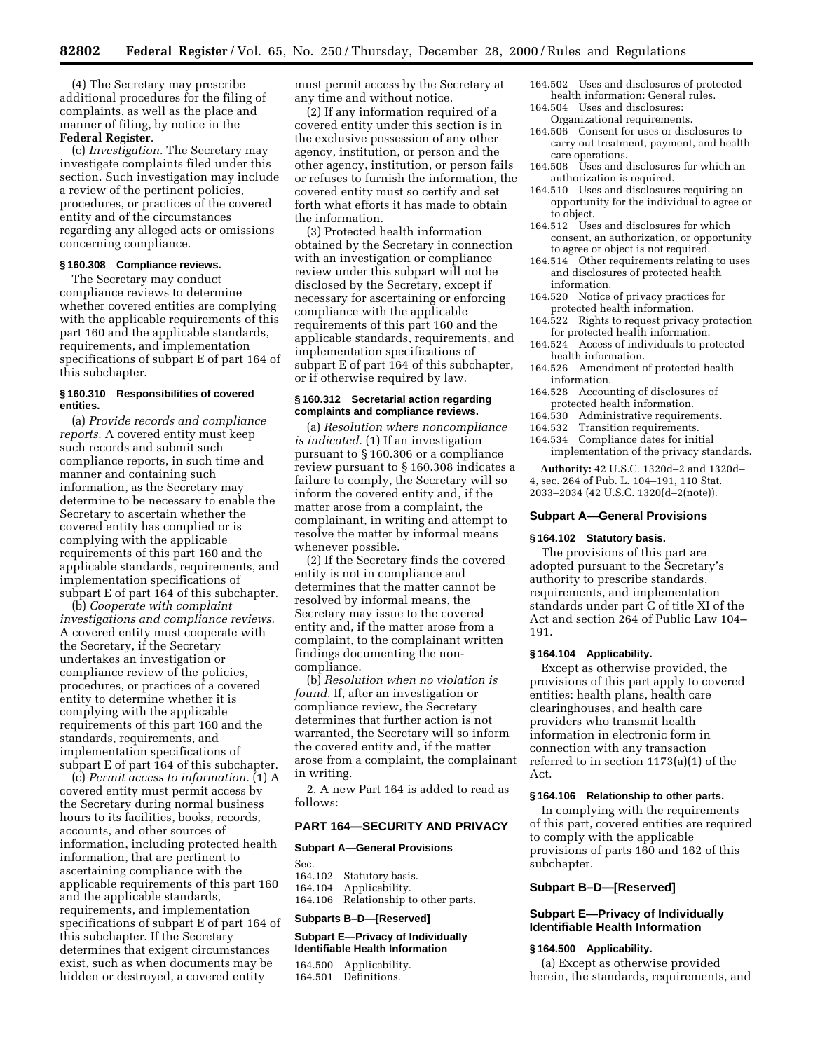(4) The Secretary may prescribe additional procedures for the filing of complaints, as well as the place and manner of filing, by notice in the **Federal Register**.

(c) *Investigation.* The Secretary may investigate complaints filed under this section. Such investigation may include a review of the pertinent policies, procedures, or practices of the covered entity and of the circumstances regarding any alleged acts or omissions concerning compliance.

#### § 160.308 Compliance reviews.

The Secretary may conduct compliance reviews to determine whether covered entities are complying with the applicable requirements of this part 160 and the applicable standards, requirements, and implementation specifications of subpart E of part 164 of this subchapter.

#### § 160.310 Responsibilities of covered entities.

(a) *Provide records and compliance reports.* A covered entity must keep such records and submit such compliance reports, in such time and manner and containing such information, as the Secretary may determine to be necessary to enable the Secretary to ascertain whether the covered entity has complied or is complying with the applicable requirements of this part 160 and the applicable standards, requirements, and implementation specifications of subpart E of part 164 of this subchapter.

(b) *Cooperate with complaint investigations and compliance reviews.* A covered entity must cooperate with the Secretary, if the Secretary undertakes an investigation or compliance review of the policies, procedures, or practices of a covered entity to determine whether it is complying with the applicable requirements of this part 160 and the standards, requirements, and implementation specifications of subpart E of part 164 of this subchapter.

(c) *Permit access to information.* (1) A covered entity must permit access by the Secretary during normal business hours to its facilities, books, records, accounts, and other sources of information, including protected health information, that are pertinent to ascertaining compliance with the applicable requirements of this part 160 and the applicable standards, requirements, and implementation specifications of subpart E of part 164 of this subchapter. If the Secretary determines that exigent circumstances exist, such as when documents may be hidden or destroyed, a covered entity must permit access by the Secretary at any time and without notice.

(2) If any information required of a covered entity under this section is in the exclusive possession of any other agency, institution, or person and the other agency, institution, or person fails or refuses to furnish the information, the covered entity must so certify and set forth what efforts it has made to obtain the information.

(3) Protected health information obtained by the Secretary in connection with an investigation or compliance review under this subpart will not be disclosed by the Secretary, except if necessary for ascertaining or enforcing compliance with the applicable requirements of this part 160 and the applicable standards, requirements, and implementation specifications of subpart E of part 164 of this subchapter, or if otherwise required by law.

#### § 160.312 Secretarial action regarding complaints and compliance reviews.

(a) *Resolution where noncompliance is indicated.* (1) If an investigation pursuant to § 160.306 or a compliance review pursuant to § 160.308 indicates a failure to comply, the Secretary will so inform the covered entity and, if the matter arose from a complaint, the complainant, in writing and attempt to resolve the matter by informal means whenever possible.

(2) If the Secretary finds the covered entity is not in compliance and determines that the matter cannot be resolved by informal means, the Secretary may issue to the covered entity and, if the matter arose from a complaint, to the complainant written findings documenting the non-compliance.

(b) *Resolution when no violation is found.* If, after an investigation or compliance review, the Secretary determines that further action is not warranted, the Secretary will so inform the covered entity and, if the matter arose from a complaint, the complainant in writing.

2. A new Part 164 is added to read as follows:

## PART 164—SECURITY AND PRIVACY

### Subpart A—General Provisions

Sec.
164.102 Statutory basis.
164.104 Applicability.
164.106 Relationship to other parts.

### Subparts B–D—[Reserved]

### Subpart E—Privacy of Individually Identifiable Health Information

164.500 Applicability.
164.501 Definitions.
164.502 Uses and disclosures of protected health information: General rules.
164.504 Uses and disclosures: Organizational requirements.
164.506 Consent for uses or disclosures to carry out treatment, payment, and health care operations.
164.508 Uses and disclosures for which an authorization is required.
164.510 Uses and disclosures requiring an opportunity for the individual to agree or to object.
164.512 Uses and disclosures for which consent, an authorization, or opportunity to agree or object is not required.
164.514 Other requirements relating to uses and disclosures of protected health information.
164.520 Notice of privacy practices for protected health information.
164.522 Rights to request privacy protection for protected health information.
164.524 Access of individuals to protected health information.
164.526 Amendment of protected health information.
164.528 Accounting of disclosures of protected health information.
164.530 Administrative requirements.
164.532 Transition requirements.
164.534 Compliance dates for initial implementation of the privacy standards.

**Authority:** 42 U.S.C. 1320d–2 and 1320d–4, sec. 264 of Pub. L. 104–191, 110 Stat. 2033–2034 (42 U.S.C. 1320(d–2(note)).

### Subpart A—General Provisions

#### § 164.102 Statutory basis.

The provisions of this part are adopted pursuant to the Secretary's authority to prescribe standards, requirements, and implementation standards under part C of title XI of the Act and section 264 of Public Law 104–191.

#### § 164.104 Applicability.

Except as otherwise provided, the provisions of this part apply to covered entities: health plans, health care clearinghouses, and health care providers who transmit health information in electronic form in connection with any transaction referred to in section 1173(a)(1) of the Act.

#### § 164.106 Relationship to other parts.

In complying with the requirements of this part, covered entities are required to comply with the applicable provisions of parts 160 and 162 of this subchapter.

### Subpart B–D—[Reserved]

### Subpart E—Privacy of Individually Identifiable Health Information

#### § 164.500 Applicability.

(a) Except as otherwise provided herein, the standards, requirements, and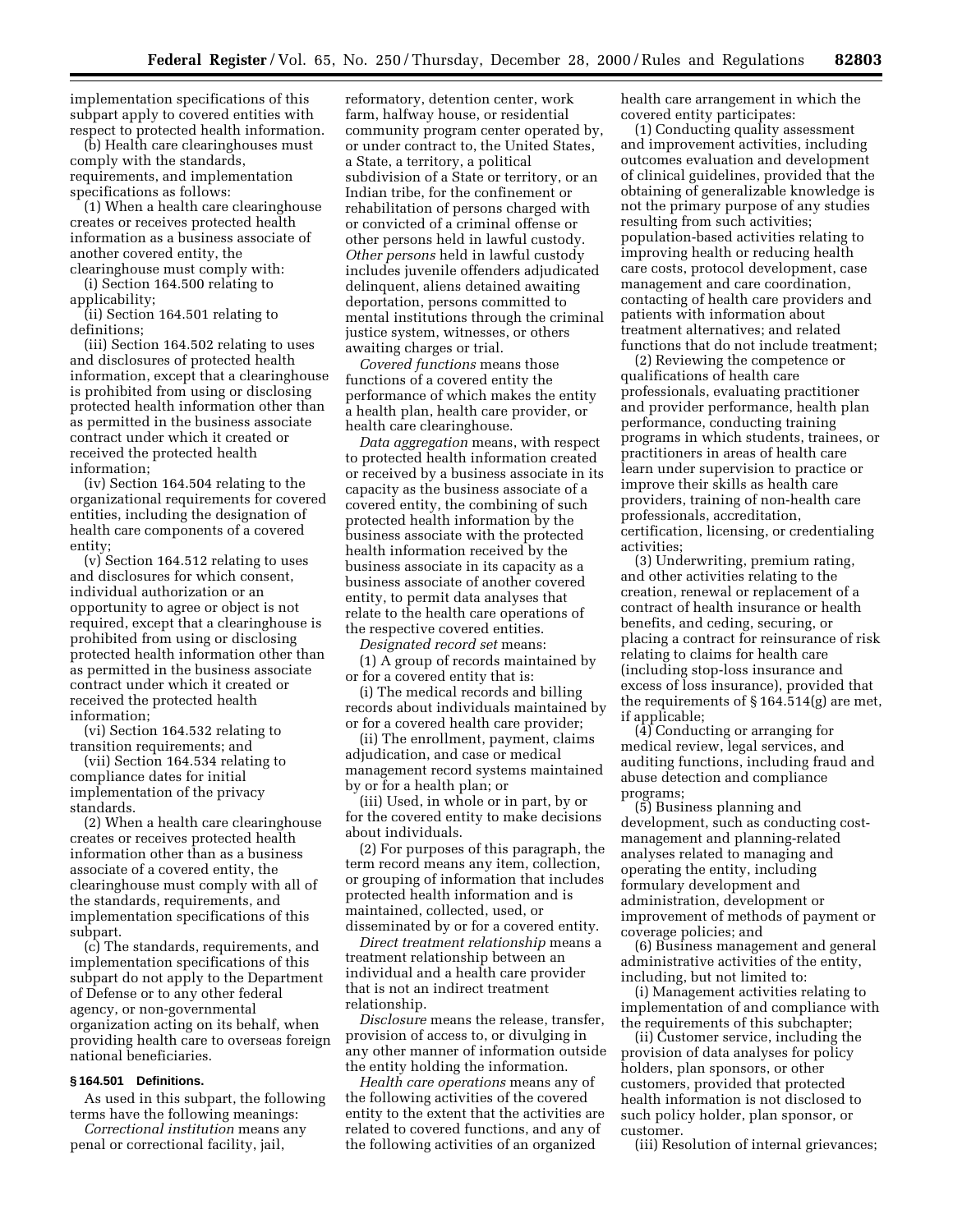implementation specifications of this subpart apply to covered entities with respect to protected health information.

(b) Health care clearinghouses must comply with the standards, requirements, and implementation specifications as follows:

(1) When a health care clearinghouse creates or receives protected health information as a business associate of another covered entity, the clearinghouse must comply with:

(i) Section 164.500 relating to applicability;

(ii) Section 164.501 relating to definitions;

(iii) Section 164.502 relating to uses and disclosures of protected health information, except that a clearinghouse is prohibited from using or disclosing protected health information other than as permitted in the business associate contract under which it created or received the protected health information;

(iv) Section 164.504 relating to the organizational requirements for covered entities, including the designation of health care components of a covered entity;

(v) Section 164.512 relating to uses and disclosures for which consent, individual authorization or an opportunity to agree or object is not required, except that a clearinghouse is prohibited from using or disclosing protected health information other than as permitted in the business associate contract under which it created or received the protected health information;

(vi) Section 164.532 relating to transition requirements; and

(vii) Section 164.534 relating to compliance dates for initial implementation of the privacy standards.

(2) When a health care clearinghouse creates or receives protected health information other than as a business associate of a covered entity, the clearinghouse must comply with all of the standards, requirements, and implementation specifications of this subpart.

(c) The standards, requirements, and implementation specifications of this subpart do not apply to the Department of Defense or to any other federal agency, or non-governmental organization acting on its behalf, when providing health care to overseas foreign national beneficiaries.

### § 164.501 Definitions.

As used in this subpart, the following terms have the following meanings:

*Correctional institution* means any penal or correctional facility, jail, reformatory, detention center, work farm, halfway house, or residential community program center operated by, or under contract to, the United States, a State, a territory, a political subdivision of a State or territory, or an Indian tribe, for the confinement or rehabilitation of persons charged with or convicted of a criminal offense or other persons held in lawful custody. *Other persons* held in lawful custody includes juvenile offenders adjudicated delinquent, aliens detained awaiting deportation, persons committed to mental institutions through the criminal justice system, witnesses, or others awaiting charges or trial.

*Covered functions* means those functions of a covered entity the performance of which makes the entity a health plan, health care provider, or health care clearinghouse.

*Data aggregation* means, with respect to protected health information created or received by a business associate in its capacity as the business associate of a covered entity, the combining of such protected health information by the business associate with the protected health information received by the business associate in its capacity as a business associate of another covered entity, to permit data analyses that relate to the health care operations of the respective covered entities.

*Designated record set* means:

(1) A group of records maintained by or for a covered entity that is:

(i) The medical records and billing records about individuals maintained by or for a covered health care provider;

(ii) The enrollment, payment, claims adjudication, and case or medical management record systems maintained by or for a health plan; or

(iii) Used, in whole or in part, by or for the covered entity to make decisions about individuals.

(2) For purposes of this paragraph, the term record means any item, collection, or grouping of information that includes protected health information and is maintained, collected, used, or disseminated by or for a covered entity.

*Direct treatment relationship* means a treatment relationship between an individual and a health care provider that is not an indirect treatment relationship.

*Disclosure* means the release, transfer, provision of access to, or divulging in any other manner of information outside the entity holding the information.

*Health care operations* means any of the following activities of the covered entity to the extent that the activities are related to covered functions, and any of the following activities of an organized health care arrangement in which the covered entity participates:

(1) Conducting quality assessment and improvement activities, including outcomes evaluation and development of clinical guidelines, provided that the obtaining of generalizable knowledge is not the primary purpose of any studies resulting from such activities; population-based activities relating to improving health or reducing health care costs, protocol development, case management and care coordination, contacting of health care providers and patients with information about treatment alternatives; and related functions that do not include treatment;

(2) Reviewing the competence or qualifications of health care professionals, evaluating practitioner and provider performance, health plan performance, conducting training programs in which students, trainees, or practitioners in areas of health care learn under supervision to practice or improve their skills as health care providers, training of non-health care professionals, accreditation, certification, licensing, or credentialing activities;

(3) Underwriting, premium rating, and other activities relating to the creation, renewal or replacement of a contract of health insurance or health benefits, and ceding, securing, or placing a contract for reinsurance of risk relating to claims for health care (including stop-loss insurance and excess of loss insurance), provided that the requirements of § 164.514(g) are met, if applicable;

(4) Conducting or arranging for medical review, legal services, and auditing functions, including fraud and abuse detection and compliance programs;

(5) Business planning and development, such as conducting cost-management and planning-related analyses related to managing and operating the entity, including formulary development and administration, development or improvement of methods of payment or coverage policies; and

(6) Business management and general administrative activities of the entity, including, but not limited to:

(i) Management activities relating to implementation of and compliance with the requirements of this subchapter;

(ii) Customer service, including the provision of data analyses for policy holders, plan sponsors, or other customers, provided that protected health information is not disclosed to such policy holder, plan sponsor, or customer.

(iii) Resolution of internal grievances;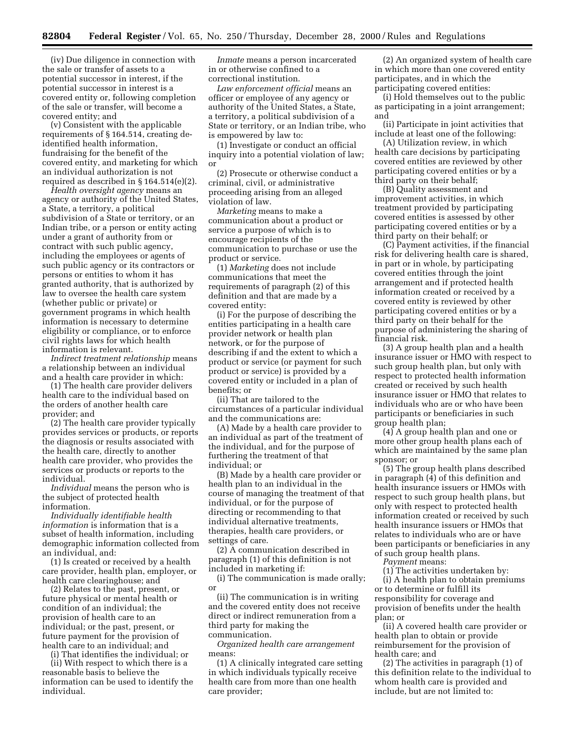(iv) Due diligence in connection with the sale or transfer of assets to a potential successor in interest, if the potential successor in interest is a covered entity or, following completion of the sale or transfer, will become a covered entity; and

(v) Consistent with the applicable requirements of § 164.514, creating de-identified health information, fundraising for the benefit of the covered entity, and marketing for which an individual authorization is not required as described in § 164.514(e)(2).

*Health oversight agency* means an agency or authority of the United States, a State, a territory, a political subdivision of a State or territory, or an Indian tribe, or a person or entity acting under a grant of authority from or contract with such public agency, including the employees or agents of such public agency or its contractors or persons or entities to whom it has granted authority, that is authorized by law to oversee the health care system (whether public or private) or government programs in which health information is necessary to determine eligibility or compliance, or to enforce civil rights laws for which health information is relevant.

*Indirect treatment relationship* means a relationship between an individual and a health care provider in which:

(1) The health care provider delivers health care to the individual based on the orders of another health care provider; and

(2) The health care provider typically provides services or products, or reports the diagnosis or results associated with the health care, directly to another health care provider, who provides the services or products or reports to the individual.

*Individual* means the person who is the subject of protected health information.

*Individually identifiable health information* is information that is a subset of health information, including demographic information collected from an individual, and:

(1) Is created or received by a health care provider, health plan, employer, or health care clearinghouse; and

(2) Relates to the past, present, or future physical or mental health or condition of an individual; the provision of health care to an individual; or the past, present, or future payment for the provision of health care to an individual; and

(i) That identifies the individual; or

(ii) With respect to which there is a reasonable basis to believe the information can be used to identify the individual.

*Inmate* means a person incarcerated in or otherwise confined to a correctional institution.

*Law enforcement official* means an officer or employee of any agency or authority of the United States, a State, a territory, a political subdivision of a State or territory, or an Indian tribe, who is empowered by law to:

(1) Investigate or conduct an official inquiry into a potential violation of law; or

(2) Prosecute or otherwise conduct a criminal, civil, or administrative proceeding arising from an alleged violation of law.

*Marketing* means to make a communication about a product or service a purpose of which is to encourage recipients of the communication to purchase or use the product or service.

(1) *Marketing* does not include communications that meet the requirements of paragraph (2) of this definition and that are made by a covered entity:

(i) For the purpose of describing the entities participating in a health care provider network or health plan network, or for the purpose of describing if and the extent to which a product or service (or payment for such product or service) is provided by a covered entity or included in a plan of benefits; or

(ii) That are tailored to the circumstances of a particular individual and the communications are:

(A) Made by a health care provider to an individual as part of the treatment of the individual, and for the purpose of furthering the treatment of that individual; or

(B) Made by a health care provider or health plan to an individual in the course of managing the treatment of that individual, or for the purpose of directing or recommending to that individual alternative treatments, therapies, health care providers, or settings of care.

(2) A communication described in paragraph (1) of this definition is not included in marketing if:

(i) The communication is made orally; or

(ii) The communication is in writing and the covered entity does not receive direct or indirect remuneration from a third party for making the communication.

*Organized health care arrangement* means:

(1) A clinically integrated care setting in which individuals typically receive health care from more than one health care provider;

(2) An organized system of health care in which more than one covered entity participates, and in which the participating covered entities:

(i) Hold themselves out to the public as participating in a joint arrangement; and

(ii) Participate in joint activities that include at least one of the following:

(A) Utilization review, in which health care decisions by participating covered entities are reviewed by other participating covered entities or by a third party on their behalf;

(B) Quality assessment and improvement activities, in which treatment provided by participating covered entities is assessed by other participating covered entities or by a third party on their behalf; or

(C) Payment activities, if the financial risk for delivering health care is shared, in part or in whole, by participating covered entities through the joint arrangement and if protected health information created or received by a covered entity is reviewed by other participating covered entities or by a third party on their behalf for the purpose of administering the sharing of financial risk.

(3) A group health plan and a health insurance issuer or HMO with respect to such group health plan, but only with respect to protected health information created or received by such health insurance issuer or HMO that relates to individuals who are or who have been participants or beneficiaries in such group health plan;

(4) A group health plan and one or more other group health plans each of which are maintained by the same plan sponsor; or

(5) The group health plans described in paragraph (4) of this definition and health insurance issuers or HMOs with respect to such group health plans, but only with respect to protected health information created or received by such health insurance issuers or HMOs that relates to individuals who are or have been participants or beneficiaries in any of such group health plans.

*Payment* means:

(1) The activities undertaken by:

(i) A health plan to obtain premiums or to determine or fulfill its responsibility for coverage and provision of benefits under the health plan; or

(ii) A covered health care provider or health plan to obtain or provide reimbursement for the provision of health care; and

(2) The activities in paragraph (1) of this definition relate to the individual to whom health care is provided and include, but are not limited to: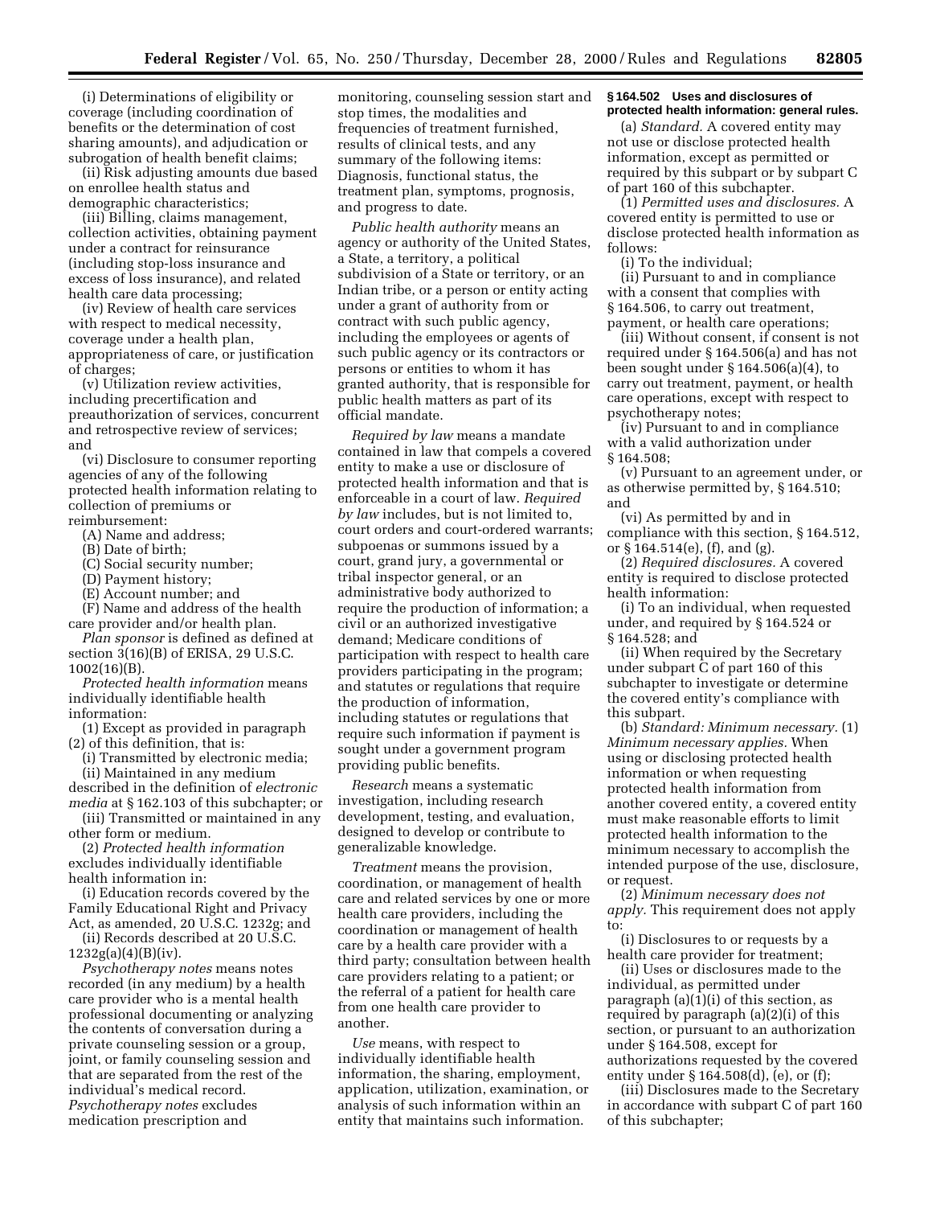(i) Determinations of eligibility or coverage (including coordination of benefits or the determination of cost sharing amounts), and adjudication or subrogation of health benefit claims;

(ii) Risk adjusting amounts due based on enrollee health status and demographic characteristics;

(iii) Billing, claims management, collection activities, obtaining payment under a contract for reinsurance (including stop-loss insurance and excess of loss insurance), and related health care data processing;

(iv) Review of health care services with respect to medical necessity, coverage under a health plan, appropriateness of care, or justification of charges;

(v) Utilization review activities, including precertification and preauthorization of services, concurrent and retrospective review of services; and

(vi) Disclosure to consumer reporting agencies of any of the following protected health information relating to collection of premiums or reimbursement:

(A) Name and address;

(B) Date of birth;

(C) Social security number;

(D) Payment history;

(E) Account number; and

(F) Name and address of the health care provider and/or health plan.

*Plan sponsor* is defined as defined at section 3(16)(B) of ERISA, 29 U.S.C. 1002(16)(B).

*Protected health information* means individually identifiable health information:

(1) Except as provided in paragraph (2) of this definition, that is:

(i) Transmitted by electronic media;

(ii) Maintained in any medium described in the definition of *electronic media* at § 162.103 of this subchapter; or

(iii) Transmitted or maintained in any other form or medium.

(2) *Protected health information* excludes individually identifiable health information in:

(i) Education records covered by the Family Educational Right and Privacy Act, as amended, 20 U.S.C. 1232g; and

(ii) Records described at 20 U.S.C. 1232g(a)(4)(B)(iv).

*Psychotherapy notes* means notes recorded (in any medium) by a health care provider who is a mental health professional documenting or analyzing the contents of conversation during a private counseling session or a group, joint, or family counseling session and that are separated from the rest of the individual's medical record. *Psychotherapy notes* excludes medication prescription and monitoring, counseling session start and stop times, the modalities and frequencies of treatment furnished, results of clinical tests, and any summary of the following items: Diagnosis, functional status, the treatment plan, symptoms, prognosis, and progress to date.

*Public health authority* means an agency or authority of the United States, a State, a territory, a political subdivision of a State or territory, or an Indian tribe, or a person or entity acting under a grant of authority from or contract with such public agency, including the employees or agents of such public agency or its contractors or persons or entities to whom it has granted authority, that is responsible for public health matters as part of its official mandate.

*Required by law* means a mandate contained in law that compels a covered entity to make a use or disclosure of protected health information and that is enforceable in a court of law. *Required by law* includes, but is not limited to, court orders and court-ordered warrants; subpoenas or summons issued by a court, grand jury, a governmental or tribal inspector general, or an administrative body authorized to require the production of information; a civil or an authorized investigative demand; Medicare conditions of participation with respect to health care providers participating in the program; and statutes or regulations that require the production of information, including statutes or regulations that require such information if payment is sought under a government program providing public benefits.

*Research* means a systematic investigation, including research development, testing, and evaluation, designed to develop or contribute to generalizable knowledge.

*Treatment* means the provision, coordination, or management of health care and related services by one or more health care providers, including the coordination or management of health care by a health care provider with a third party; consultation between health care providers relating to a patient; or the referral of a patient for health care from one health care provider to another.

*Use* means, with respect to individually identifiable health information, the sharing, employment, application, utilization, examination, or analysis of such information within an entity that maintains such information.

### § 164.502 Uses and disclosures of protected health information: general rules.

(a) *Standard.* A covered entity may not use or disclose protected health information, except as permitted or required by this subpart or by subpart C of part 160 of this subchapter.

(1) *Permitted uses and disclosures.* A covered entity is permitted to use or disclose protected health information as follows:

(i) To the individual;

(ii) Pursuant to and in compliance with a consent that complies with § 164.506, to carry out treatment, payment, or health care operations;

(iii) Without consent, if consent is not required under § 164.506(a) and has not been sought under § 164.506(a)(4), to carry out treatment, payment, or health care operations, except with respect to psychotherapy notes;

(iv) Pursuant to and in compliance with a valid authorization under § 164.508;

(v) Pursuant to an agreement under, or as otherwise permitted by, § 164.510; and

(vi) As permitted by and in compliance with this section, § 164.512, or § 164.514(e), (f), and (g).

(2) *Required disclosures.* A covered entity is required to disclose protected health information:

(i) To an individual, when requested under, and required by § 164.524 or § 164.528; and

(ii) When required by the Secretary under subpart C of part 160 of this subchapter to investigate or determine the covered entity's compliance with this subpart.

(b) *Standard: Minimum necessary.* (1) *Minimum necessary applies.* When using or disclosing protected health information or when requesting protected health information from another covered entity, a covered entity must make reasonable efforts to limit protected health information to the minimum necessary to accomplish the intended purpose of the use, disclosure, or request.

(2) *Minimum necessary does not apply.* This requirement does not apply to:

(i) Disclosures to or requests by a health care provider for treatment;

(ii) Uses or disclosures made to the individual, as permitted under paragraph (a)(1)(i) of this section, as required by paragraph (a)(2)(i) of this section, or pursuant to an authorization under § 164.508, except for authorizations requested by the covered entity under § 164.508(d), (e), or (f);

(iii) Disclosures made to the Secretary in accordance with subpart C of part 160 of this subchapter;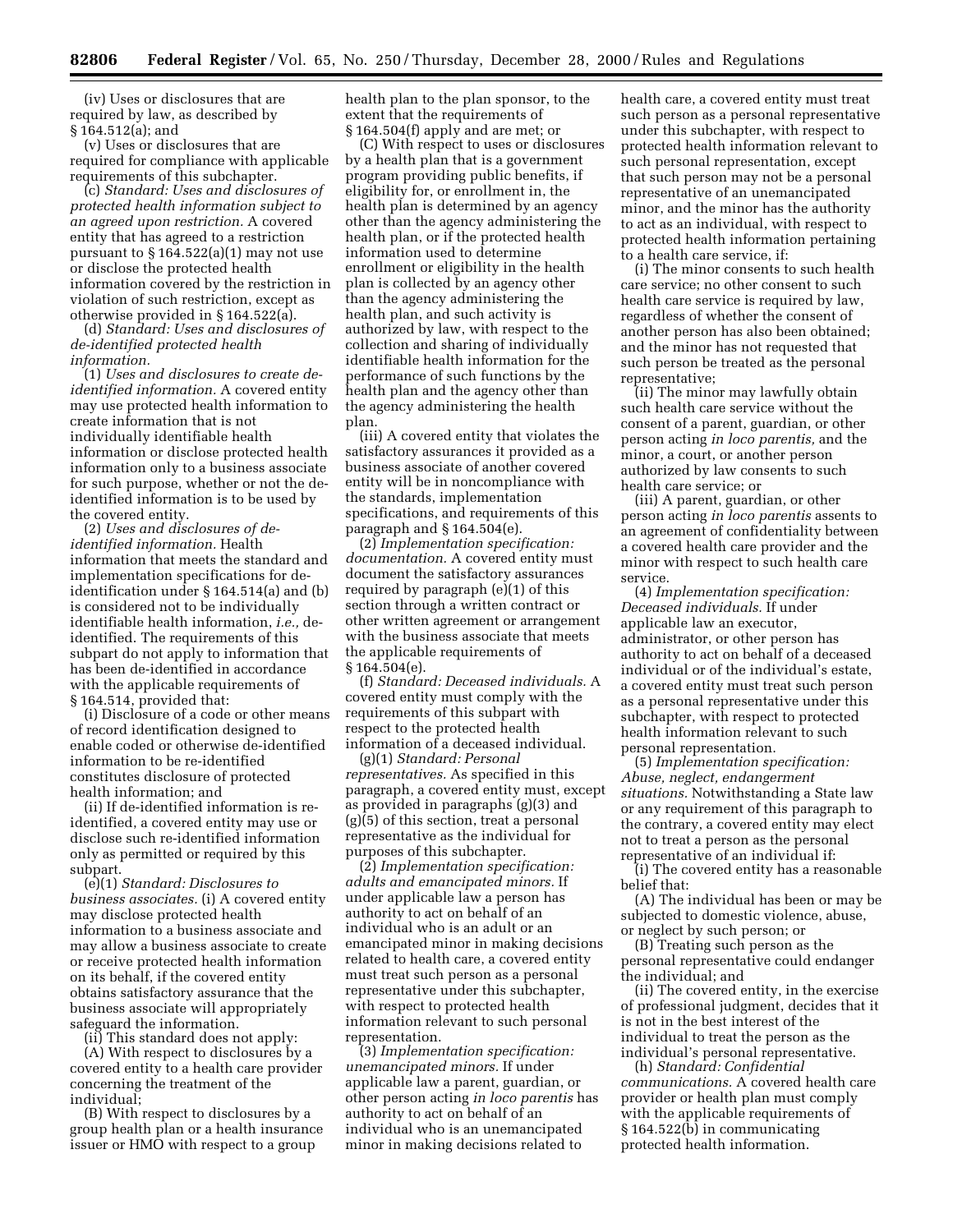(iv) Uses or disclosures that are required by law, as described by § 164.512(a); and

(v) Uses or disclosures that are required for compliance with applicable requirements of this subchapter.

(c) *Standard: Uses and disclosures of protected health information subject to an agreed upon restriction.* A covered entity that has agreed to a restriction pursuant to § 164.522(a)(1) may not use or disclose the protected health information covered by the restriction in violation of such restriction, except as otherwise provided in § 164.522(a).

(d) *Standard: Uses and disclosures of de-identified protected health information.*

(1) *Uses and disclosures to create de-identified information.* A covered entity may use protected health information to create information that is not individually identifiable health information or disclose protected health information only to a business associate for such purpose, whether or not the de-identified information is to be used by the covered entity.

(2) *Uses and disclosures of de-identified information.* Health information that meets the standard and implementation specifications for de-identification under § 164.514(a) and (b) is considered not to be individually identifiable health information, *i.e.,* de-identified. The requirements of this subpart do not apply to information that has been de-identified in accordance with the applicable requirements of § 164.514, provided that:

(i) Disclosure of a code or other means of record identification designed to enable coded or otherwise de-identified information to be re-identified constitutes disclosure of protected health information; and

(ii) If de-identified information is re-identified, a covered entity may use or disclose such re-identified information only as permitted or required by this subpart.

(e)(1) *Standard: Disclosures to business associates.* (i) A covered entity may disclose protected health information to a business associate and may allow a business associate to create or receive protected health information on its behalf, if the covered entity obtains satisfactory assurance that the business associate will appropriately safeguard the information.

(ii) This standard does not apply:

(A) With respect to disclosures by a covered entity to a health care provider concerning the treatment of the individual;

(B) With respect to disclosures by a group health plan or a health insurance issuer or HMO with respect to a group health plan to the plan sponsor, to the extent that the requirements of § 164.504(f) apply and are met; or

(C) With respect to uses or disclosures by a health plan that is a government program providing public benefits, if eligibility for, or enrollment in, the health plan is determined by an agency other than the agency administering the health plan, or if the protected health information used to determine enrollment or eligibility in the health plan is collected by an agency other than the agency administering the health plan, and such activity is authorized by law, with respect to the collection and sharing of individually identifiable health information for the performance of such functions by the health plan and the agency other than the agency administering the health plan.

(iii) A covered entity that violates the satisfactory assurances it provided as a business associate of another covered entity will be in noncompliance with the standards, implementation specifications, and requirements of this paragraph and § 164.504(e).

(2) *Implementation specification: documentation.* A covered entity must document the satisfactory assurances required by paragraph (e)(1) of this section through a written contract or other written agreement or arrangement with the business associate that meets the applicable requirements of § 164.504(e).

(f) *Standard: Deceased individuals.* A covered entity must comply with the requirements of this subpart with respect to the protected health information of a deceased individual.

(g)(1) *Standard: Personal representatives.* As specified in this paragraph, a covered entity must, except as provided in paragraphs (g)(3) and (g)(5) of this section, treat a personal representative as the individual for purposes of this subchapter.

(2) *Implementation specification: adults and emancipated minors.* If under applicable law a person has authority to act on behalf of an individual who is an adult or an emancipated minor in making decisions related to health care, a covered entity must treat such person as a personal representative under this subchapter, with respect to protected health information relevant to such personal representation.

(3) *Implementation specification: unemancipated minors.* If under applicable law a parent, guardian, or other person acting *in loco parentis* has authority to act on behalf of an individual who is an unemancipated minor in making decisions related to health care, a covered entity must treat such person as a personal representative under this subchapter, with respect to protected health information relevant to such personal representation, except that such person may not be a personal representative of an unemancipated minor, and the minor has the authority to act as an individual, with respect to protected health information pertaining to a health care service, if:

(i) The minor consents to such health care service; no other consent to such health care service is required by law, regardless of whether the consent of another person has also been obtained; and the minor has not requested that such person be treated as the personal representative;

(ii) The minor may lawfully obtain such health care service without the consent of a parent, guardian, or other person acting *in loco parentis,* and the minor, a court, or another person authorized by law consents to such health care service; or

(iii) A parent, guardian, or other person acting *in loco parentis* assents to an agreement of confidentiality between a covered health care provider and the minor with respect to such health care service.

(4) *Implementation specification: Deceased individuals.* If under applicable law an executor, administrator, or other person has authority to act on behalf of a deceased individual or of the individual's estate, a covered entity must treat such person as a personal representative under this subchapter, with respect to protected health information relevant to such personal representation.

(5) *Implementation specification: Abuse, neglect, endangerment situations.* Notwithstanding a State law or any requirement of this paragraph to the contrary, a covered entity may elect not to treat a person as the personal representative of an individual if:

(i) The covered entity has a reasonable belief that:

(A) The individual has been or may be subjected to domestic violence, abuse, or neglect by such person; or

(B) Treating such person as the personal representative could endanger the individual; and

(ii) The covered entity, in the exercise of professional judgment, decides that it is not in the best interest of the individual to treat the person as the individual's personal representative.

(h) *Standard: Confidential communications.* A covered health care provider or health plan must comply with the applicable requirements of § 164.522(b) in communicating protected health information.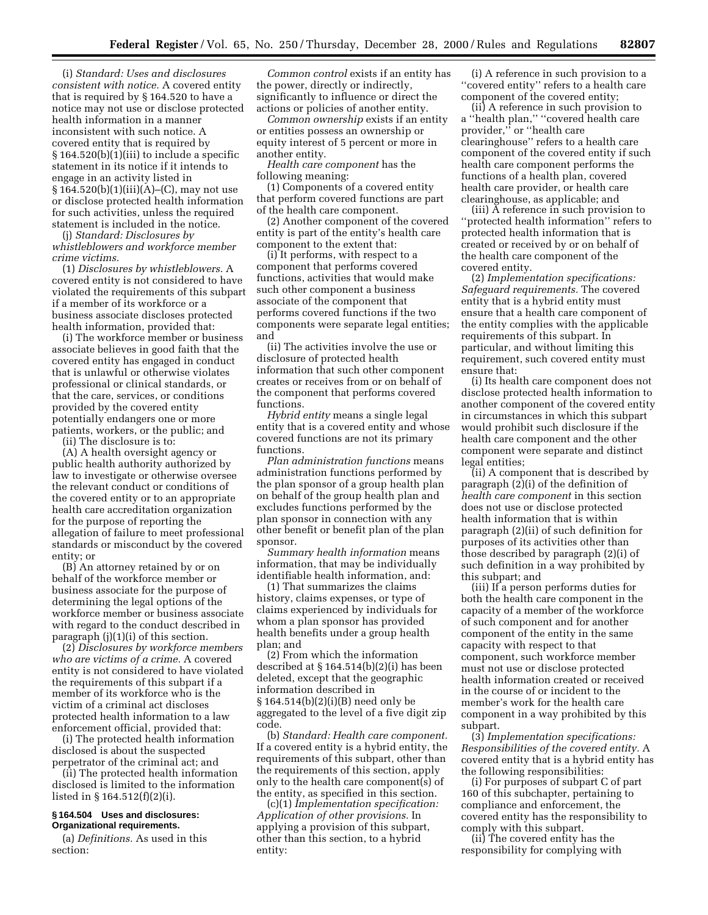(i) *Standard: Uses and disclosures consistent with notice.* A covered entity that is required by § 164.520 to have a notice may not use or disclose protected health information in a manner inconsistent with such notice. A covered entity that is required by § 164.520(b)(1)(iii) to include a specific statement in its notice if it intends to engage in an activity listed in § 164.520(b)(1)(iii)(A)–(C), may not use or disclose protected health information for such activities, unless the required statement is included in the notice.

(j) *Standard: Disclosures by whistleblowers and workforce member crime victims.*

(1) *Disclosures by whistleblowers.* A covered entity is not considered to have violated the requirements of this subpart if a member of its workforce or a business associate discloses protected health information, provided that:

(i) The workforce member or business associate believes in good faith that the covered entity has engaged in conduct that is unlawful or otherwise violates professional or clinical standards, or that the care, services, or conditions provided by the covered entity potentially endangers one or more patients, workers, or the public; and

(ii) The disclosure is to:

(A) A health oversight agency or public health authority authorized by law to investigate or otherwise oversee the relevant conduct or conditions of the covered entity or to an appropriate health care accreditation organization for the purpose of reporting the allegation of failure to meet professional standards or misconduct by the covered entity; or

(B) An attorney retained by or on behalf of the workforce member or business associate for the purpose of determining the legal options of the workforce member or business associate with regard to the conduct described in paragraph (j)(1)(i) of this section.

(2) *Disclosures by workforce members who are victims of a crime.* A covered entity is not considered to have violated the requirements of this subpart if a member of its workforce who is the victim of a criminal act discloses protected health information to a law enforcement official, provided that:

(i) The protected health information disclosed is about the suspected perpetrator of the criminal act; and

(ii) The protected health information disclosed is limited to the information listed in § 164.512(f)(2)(i).

## § 164.504 Uses and disclosures: Organizational requirements.

(a) *Definitions.* As used in this section:

*Common control* exists if an entity has the power, directly or indirectly, significantly to influence or direct the actions or policies of another entity.

*Common ownership* exists if an entity or entities possess an ownership or equity interest of 5 percent or more in another entity.

*Health care component* has the following meaning:

(1) Components of a covered entity that perform covered functions are part of the health care component.

(2) Another component of the covered entity is part of the entity's health care component to the extent that:

(i) It performs, with respect to a component that performs covered functions, activities that would make such other component a business associate of the component that performs covered functions if the two components were separate legal entities; and

(ii) The activities involve the use or disclosure of protected health information that such other component creates or receives from or on behalf of the component that performs covered functions.

*Hybrid entity* means a single legal entity that is a covered entity and whose covered functions are not its primary functions.

*Plan administration functions* means administration functions performed by the plan sponsor of a group health plan on behalf of the group health plan and excludes functions performed by the plan sponsor in connection with any other benefit or benefit plan of the plan sponsor.

*Summary health information* means information, that may be individually identifiable health information, and:

(1) That summarizes the claims history, claims expenses, or type of claims experienced by individuals for whom a plan sponsor has provided health benefits under a group health plan; and

(2) From which the information described at § 164.514(b)(2)(i) has been deleted, except that the geographic information described in § 164.514(b)(2)(i)(B) need only be aggregated to the level of a five digit zip code.

(b) *Standard: Health care component.* If a covered entity is a hybrid entity, the requirements of this subpart, other than the requirements of this section, apply only to the health care component(s) of the entity, as specified in this section.

(c)(1) *Implementation specification: Application of other provisions.* In applying a provision of this subpart, other than this section, to a hybrid entity:

(i) A reference in such provision to a "covered entity" refers to a health care component of the covered entity;

(ii) A reference in such provision to a "health plan," "covered health care provider," or "health care clearinghouse" refers to a health care component of the covered entity if such health care component performs the functions of a health plan, covered health care provider, or health care clearinghouse, as applicable; and

(iii) A reference in such provision to "protected health information" refers to protected health information that is created or received by or on behalf of the health care component of the covered entity.

(2) *Implementation specifications: Safeguard requirements.* The covered entity that is a hybrid entity must ensure that a health care component of the entity complies with the applicable requirements of this subpart. In particular, and without limiting this requirement, such covered entity must ensure that:

(i) Its health care component does not disclose protected health information to another component of the covered entity in circumstances in which this subpart would prohibit such disclosure if the health care component and the other component were separate and distinct legal entities;

(ii) A component that is described by paragraph (2)(i) of the definition of *health care component* in this section does not use or disclose protected health information that is within paragraph (2)(ii) of such definition for purposes of its activities other than those described by paragraph (2)(i) of such definition in a way prohibited by this subpart; and

(iii) If a person performs duties for both the health care component in the capacity of a member of the workforce of such component and for another component of the entity in the same capacity with respect to that component, such workforce member must not use or disclose protected health information created or received in the course of or incident to the member's work for the health care component in a way prohibited by this subpart.

(3) *Implementation specifications: Responsibilities of the covered entity.* A covered entity that is a hybrid entity has the following responsibilities:

(i) For purposes of subpart C of part 160 of this subchapter, pertaining to compliance and enforcement, the covered entity has the responsibility to comply with this subpart.

(ii) The covered entity has the responsibility for complying with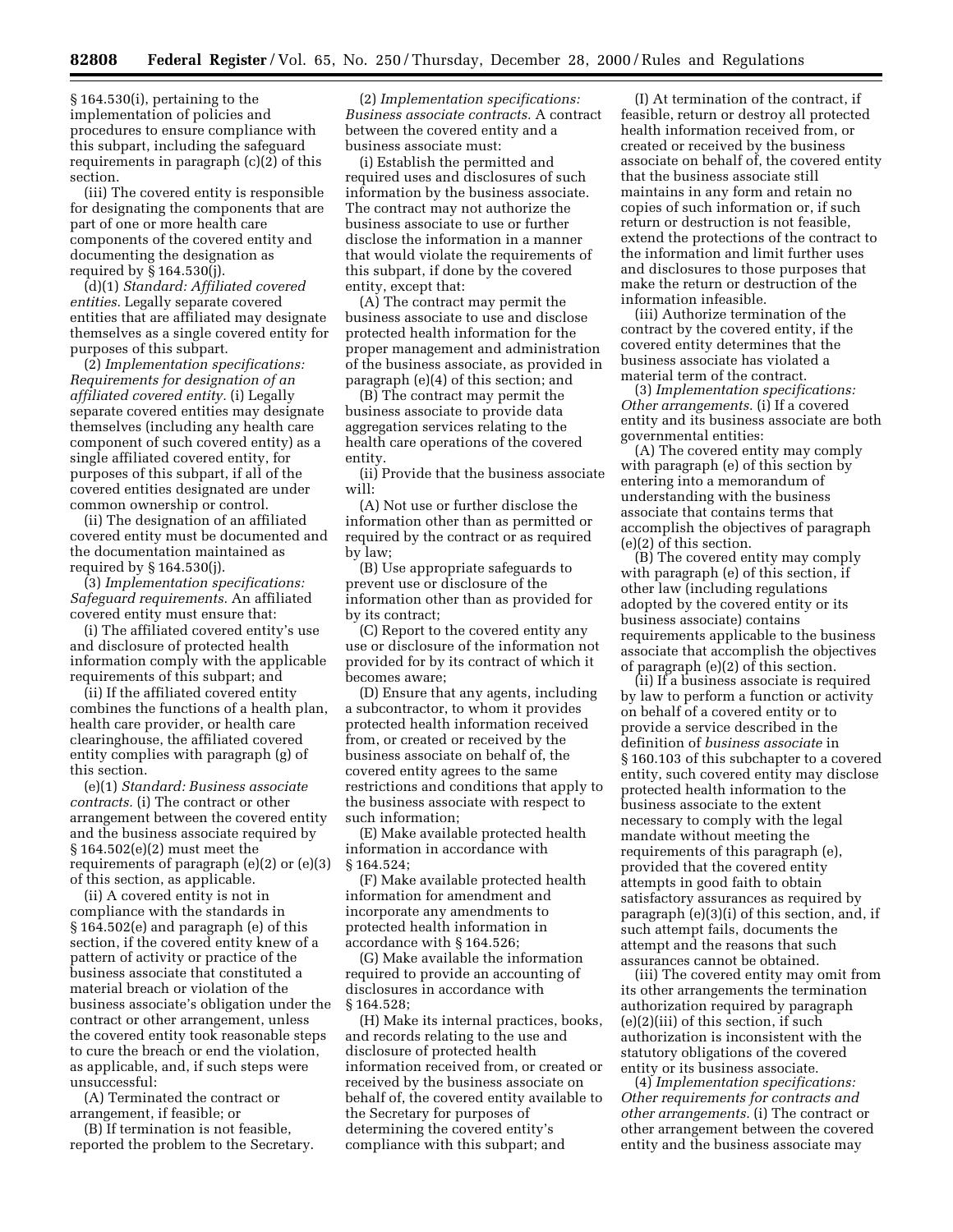§ 164.530(i), pertaining to the implementation of policies and procedures to ensure compliance with this subpart, including the safeguard requirements in paragraph (c)(2) of this section.

(iii) The covered entity is responsible for designating the components that are part of one or more health care components of the covered entity and documenting the designation as required by § 164.530(j).

(d)(1) *Standard: Affiliated covered entities.* Legally separate covered entities that are affiliated may designate themselves as a single covered entity for purposes of this subpart.

(2) *Implementation specifications: Requirements for designation of an affiliated covered entity.* (i) Legally separate covered entities may designate themselves (including any health care component of such covered entity) as a single affiliated covered entity, for purposes of this subpart, if all of the covered entities designated are under common ownership or control.

(ii) The designation of an affiliated covered entity must be documented and the documentation maintained as required by § 164.530(j).

(3) *Implementation specifications: Safeguard requirements.* An affiliated covered entity must ensure that:

(i) The affiliated covered entity's use and disclosure of protected health information comply with the applicable requirements of this subpart; and

(ii) If the affiliated covered entity combines the functions of a health plan, health care provider, or health care clearinghouse, the affiliated covered entity complies with paragraph (g) of this section.

(e)(1) *Standard: Business associate contracts.* (i) The contract or other arrangement between the covered entity and the business associate required by § 164.502(e)(2) must meet the requirements of paragraph (e)(2) or (e)(3) of this section, as applicable.

(ii) A covered entity is not in compliance with the standards in § 164.502(e) and paragraph (e) of this section, if the covered entity knew of a pattern of activity or practice of the business associate that constituted a material breach or violation of the business associate's obligation under the contract or other arrangement, unless the covered entity took reasonable steps to cure the breach or end the violation, as applicable, and, if such steps were unsuccessful:

(A) Terminated the contract or arrangement, if feasible; or

(B) If termination is not feasible, reported the problem to the Secretary.

(2) *Implementation specifications: Business associate contracts.* A contract between the covered entity and a business associate must:

(i) Establish the permitted and required uses and disclosures of such information by the business associate. The contract may not authorize the business associate to use or further disclose the information in a manner that would violate the requirements of this subpart, if done by the covered entity, except that:

(A) The contract may permit the business associate to use and disclose protected health information for the proper management and administration of the business associate, as provided in paragraph (e)(4) of this section; and

(B) The contract may permit the business associate to provide data aggregation services relating to the health care operations of the covered entity.

(ii) Provide that the business associate will:

(A) Not use or further disclose the information other than as permitted or required by the contract or as required by law;

(B) Use appropriate safeguards to prevent use or disclosure of the information other than as provided for by its contract;

(C) Report to the covered entity any use or disclosure of the information not provided for by its contract of which it becomes aware;

(D) Ensure that any agents, including a subcontractor, to whom it provides protected health information received from, or created or received by the business associate on behalf of, the covered entity agrees to the same restrictions and conditions that apply to the business associate with respect to such information;

(E) Make available protected health information in accordance with § 164.524;

(F) Make available protected health information for amendment and incorporate any amendments to protected health information in accordance with § 164.526;

(G) Make available the information required to provide an accounting of disclosures in accordance with § 164.528;

(H) Make its internal practices, books, and records relating to the use and disclosure of protected health information received from, or created or received by the business associate on behalf of, the covered entity available to the Secretary for purposes of determining the covered entity's compliance with this subpart; and

(I) At termination of the contract, if feasible, return or destroy all protected health information received from, or created or received by the business associate on behalf of, the covered entity that the business associate still maintains in any form and retain no copies of such information or, if such return or destruction is not feasible, extend the protections of the contract to the information and limit further uses and disclosures to those purposes that make the return or destruction of the information infeasible.

(iii) Authorize termination of the contract by the covered entity, if the covered entity determines that the business associate has violated a material term of the contract.

(3) *Implementation specifications: Other arrangements.* (i) If a covered entity and its business associate are both governmental entities:

(A) The covered entity may comply with paragraph (e) of this section by entering into a memorandum of understanding with the business associate that contains terms that accomplish the objectives of paragraph (e)(2) of this section.

(B) The covered entity may comply with paragraph (e) of this section, if other law (including regulations adopted by the covered entity or its business associate) contains requirements applicable to the business associate that accomplish the objectives of paragraph (e)(2) of this section.

(ii) If a business associate is required by law to perform a function or activity on behalf of a covered entity or to provide a service described in the definition of *business associate* in § 160.103 of this subchapter to a covered entity, such covered entity may disclose protected health information to the business associate to the extent necessary to comply with the legal mandate without meeting the requirements of this paragraph (e), provided that the covered entity attempts in good faith to obtain satisfactory assurances as required by paragraph (e)(3)(i) of this section, and, if such attempt fails, documents the attempt and the reasons that such assurances cannot be obtained.

(iii) The covered entity may omit from its other arrangements the termination authorization required by paragraph (e)(2)(iii) of this section, if such authorization is inconsistent with the statutory obligations of the covered entity or its business associate.

(4) *Implementation specifications: Other requirements for contracts and other arrangements.* (i) The contract or other arrangement between the covered entity and the business associate may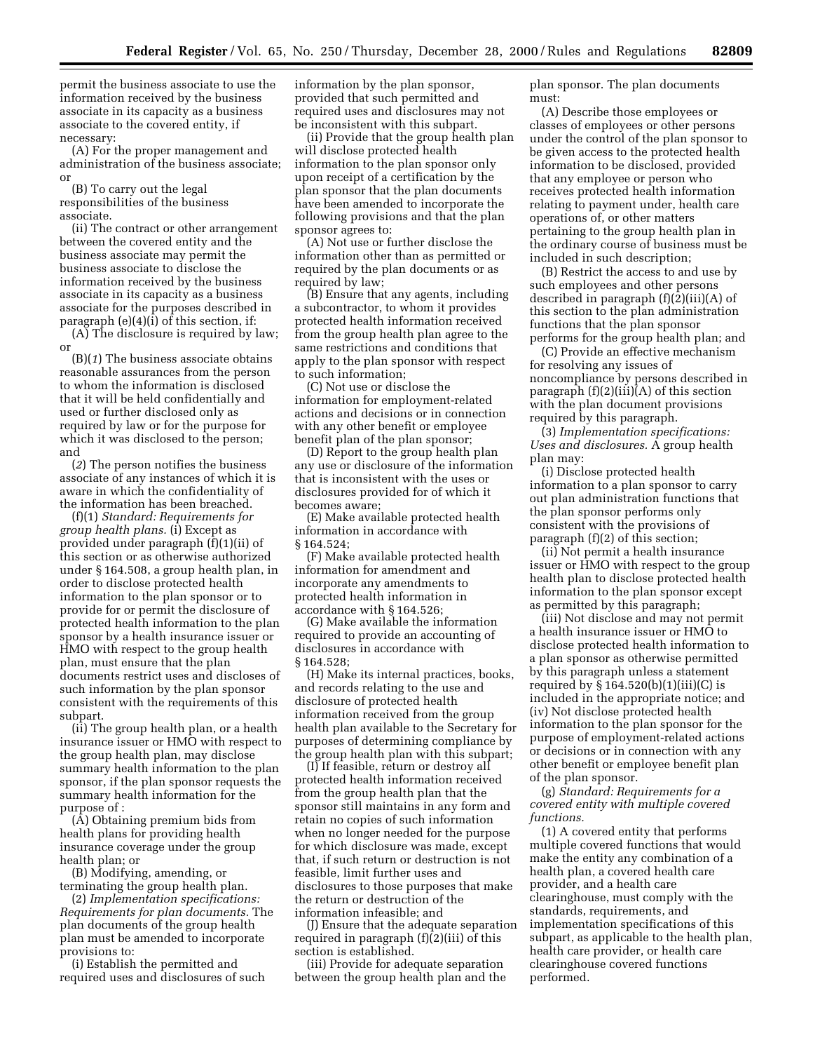permit the business associate to use the information received by the business associate in its capacity as a business associate to the covered entity, if necessary:

(A) For the proper management and administration of the business associate; or

(B) To carry out the legal responsibilities of the business associate.

(ii) The contract or other arrangement between the covered entity and the business associate may permit the business associate to disclose the information received by the business associate in its capacity as a business associate for the purposes described in paragraph (e)(4)(i) of this section, if:

(A) The disclosure is required by law; or

(B)(*1*) The business associate obtains reasonable assurances from the person to whom the information is disclosed that it will be held confidentially and used or further disclosed only as required by law or for the purpose for which it was disclosed to the person; and

(*2*) The person notifies the business associate of any instances of which it is aware in which the confidentiality of the information has been breached.

(f)(1) *Standard: Requirements for group health plans.* (i) Except as provided under paragraph (f)(1)(ii) of this section or as otherwise authorized under § 164.508, a group health plan, in order to disclose protected health information to the plan sponsor or to provide for or permit the disclosure of protected health information to the plan sponsor by a health insurance issuer or HMO with respect to the group health plan, must ensure that the plan documents restrict uses and discloses of such information by the plan sponsor consistent with the requirements of this subpart.

(ii) The group health plan, or a health insurance issuer or HMO with respect to the group health plan, may disclose summary health information to the plan sponsor, if the plan sponsor requests the summary health information for the purpose of :

(A) Obtaining premium bids from health plans for providing health insurance coverage under the group health plan; or

(B) Modifying, amending, or terminating the group health plan.

(2) *Implementation specifications: Requirements for plan documents.* The plan documents of the group health plan must be amended to incorporate provisions to:

(i) Establish the permitted and required uses and disclosures of such information by the plan sponsor, provided that such permitted and required uses and disclosures may not be inconsistent with this subpart.

(ii) Provide that the group health plan will disclose protected health information to the plan sponsor only upon receipt of a certification by the plan sponsor that the plan documents have been amended to incorporate the following provisions and that the plan sponsor agrees to:

(A) Not use or further disclose the information other than as permitted or required by the plan documents or as required by law;

(B) Ensure that any agents, including a subcontractor, to whom it provides protected health information received from the group health plan agree to the same restrictions and conditions that apply to the plan sponsor with respect to such information;

(C) Not use or disclose the information for employment-related actions and decisions or in connection with any other benefit or employee benefit plan of the plan sponsor;

(D) Report to the group health plan any use or disclosure of the information that is inconsistent with the uses or disclosures provided for of which it becomes aware;

(E) Make available protected health information in accordance with § 164.524;

(F) Make available protected health information for amendment and incorporate any amendments to protected health information in accordance with § 164.526;

(G) Make available the information required to provide an accounting of disclosures in accordance with § 164.528;

(H) Make its internal practices, books, and records relating to the use and disclosure of protected health information received from the group health plan available to the Secretary for purposes of determining compliance by the group health plan with this subpart;

(I) If feasible, return or destroy all protected health information received from the group health plan that the sponsor still maintains in any form and retain no copies of such information when no longer needed for the purpose for which disclosure was made, except that, if such return or destruction is not feasible, limit further uses and disclosures to those purposes that make the return or destruction of the information infeasible; and

(J) Ensure that the adequate separation required in paragraph (f)(2)(iii) of this section is established.

(iii) Provide for adequate separation between the group health plan and the plan sponsor. The plan documents must:

(A) Describe those employees or classes of employees or other persons under the control of the plan sponsor to be given access to the protected health information to be disclosed, provided that any employee or person who receives protected health information relating to payment under, health care operations of, or other matters pertaining to the group health plan in the ordinary course of business must be included in such description;

(B) Restrict the access to and use by such employees and other persons described in paragraph (f)(2)(iii)(A) of this section to the plan administration functions that the plan sponsor performs for the group health plan; and

(C) Provide an effective mechanism for resolving any issues of noncompliance by persons described in paragraph (f)(2)(iii)(A) of this section with the plan document provisions required by this paragraph.

(3) *Implementation specifications: Uses and disclosures.* A group health plan may:

(i) Disclose protected health information to a plan sponsor to carry out plan administration functions that the plan sponsor performs only consistent with the provisions of paragraph (f)(2) of this section;

(ii) Not permit a health insurance issuer or HMO with respect to the group health plan to disclose protected health information to the plan sponsor except as permitted by this paragraph;

(iii) Not disclose and may not permit a health insurance issuer or HMO to disclose protected health information to a plan sponsor as otherwise permitted by this paragraph unless a statement required by § 164.520(b)(1)(iii)(C) is included in the appropriate notice; and

(iv) Not disclose protected health information to the plan sponsor for the purpose of employment-related actions or decisions or in connection with any other benefit or employee benefit plan of the plan sponsor.

(g) *Standard: Requirements for a covered entity with multiple covered functions.*

(1) A covered entity that performs multiple covered functions that would make the entity any combination of a health plan, a covered health care provider, and a health care clearinghouse, must comply with the standards, requirements, and implementation specifications of this subpart, as applicable to the health plan, health care provider, or health care clearinghouse covered functions performed.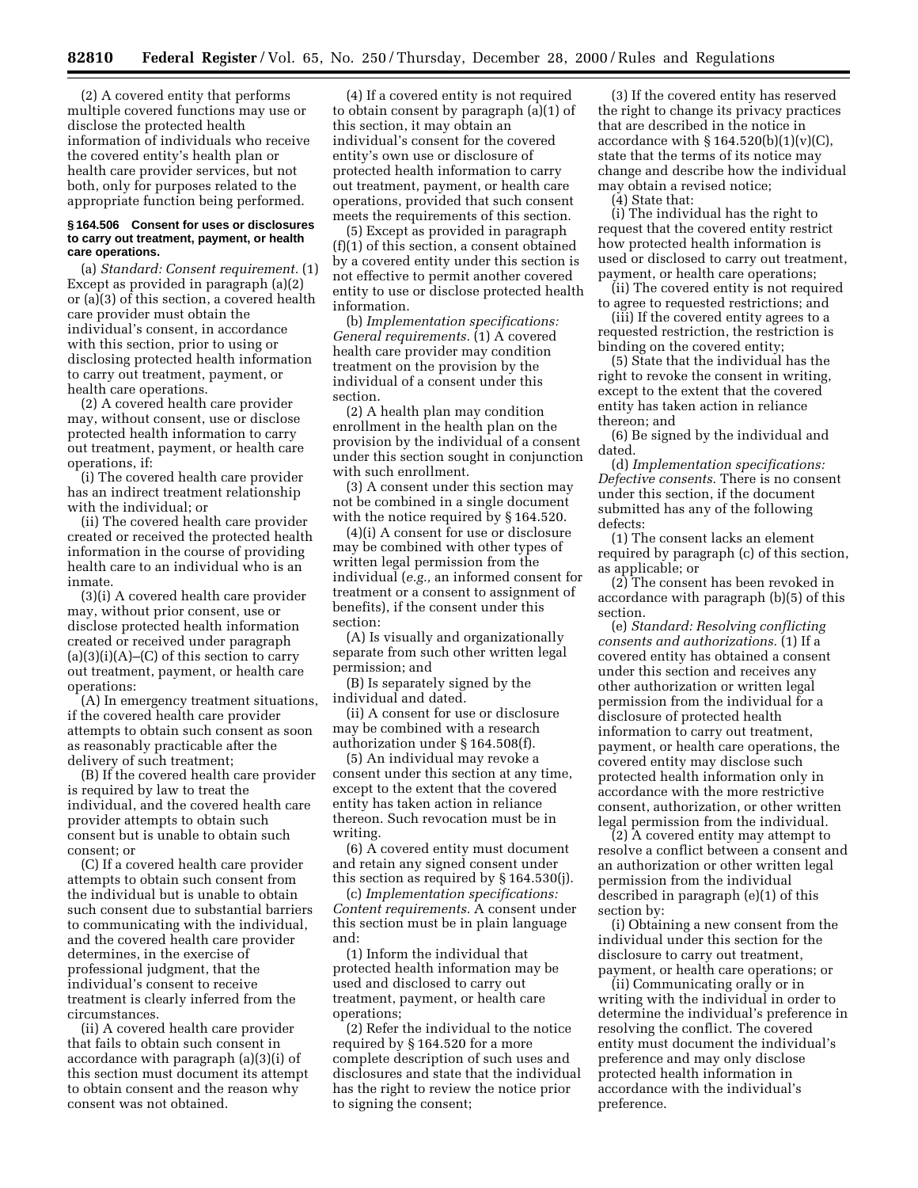(2) A covered entity that performs multiple covered functions may use or disclose the protected health information of individuals who receive the covered entity's health plan or health care provider services, but not both, only for purposes related to the appropriate function being performed.

### § 164.506 Consent for uses or disclosures to carry out treatment, payment, or health care operations.

(a) *Standard: Consent requirement.* (1) Except as provided in paragraph (a)(2) or (a)(3) of this section, a covered health care provider must obtain the individual's consent, in accordance with this section, prior to using or disclosing protected health information to carry out treatment, payment, or health care operations.

(2) A covered health care provider may, without consent, use or disclose protected health information to carry out treatment, payment, or health care operations, if:

(i) The covered health care provider has an indirect treatment relationship with the individual; or

(ii) The covered health care provider created or received the protected health information in the course of providing health care to an individual who is an inmate.

(3)(i) A covered health care provider may, without prior consent, use or disclose protected health information created or received under paragraph (a)(3)(i)(A)–(C) of this section to carry out treatment, payment, or health care operations:

(A) In emergency treatment situations, if the covered health care provider attempts to obtain such consent as soon as reasonably practicable after the delivery of such treatment;

(B) If the covered health care provider is required by law to treat the individual, and the covered health care provider attempts to obtain such consent but is unable to obtain such consent; or

(C) If a covered health care provider attempts to obtain such consent from the individual but is unable to obtain such consent due to substantial barriers to communicating with the individual, and the covered health care provider determines, in the exercise of professional judgment, that the individual's consent to receive treatment is clearly inferred from the circumstances.

(ii) A covered health care provider that fails to obtain such consent in accordance with paragraph (a)(3)(i) of this section must document its attempt to obtain consent and the reason why consent was not obtained.

(4) If a covered entity is not required to obtain consent by paragraph (a)(1) of this section, it may obtain an individual's consent for the covered entity's own use or disclosure of protected health information to carry out treatment, payment, or health care operations, provided that such consent meets the requirements of this section.

(5) Except as provided in paragraph (f)(1) of this section, a consent obtained by a covered entity under this section is not effective to permit another covered entity to use or disclose protected health information.

(b) *Implementation specifications: General requirements.* (1) A covered health care provider may condition treatment on the provision by the individual of a consent under this section.

(2) A health plan may condition enrollment in the health plan on the provision by the individual of a consent under this section sought in conjunction with such enrollment.

(3) A consent under this section may not be combined in a single document with the notice required by § 164.520.

(4)(i) A consent for use or disclosure may be combined with other types of written legal permission from the individual (*e.g.,* an informed consent for treatment or a consent to assignment of benefits), if the consent under this section:

(A) Is visually and organizationally separate from such other written legal permission; and

(B) Is separately signed by the individual and dated.

(ii) A consent for use or disclosure may be combined with a research authorization under § 164.508(f).

(5) An individual may revoke a consent under this section at any time, except to the extent that the covered entity has taken action in reliance thereon. Such revocation must be in writing.

(6) A covered entity must document and retain any signed consent under this section as required by § 164.530(j).

(c) *Implementation specifications: Content requirements.* A consent under this section must be in plain language and:

(1) Inform the individual that protected health information may be used and disclosed to carry out treatment, payment, or health care operations;

(2) Refer the individual to the notice required by § 164.520 for a more complete description of such uses and disclosures and state that the individual has the right to review the notice prior to signing the consent;

(3) If the covered entity has reserved the right to change its privacy practices that are described in the notice in accordance with § 164.520(b)(1)(v)(C), state that the terms of its notice may change and describe how the individual may obtain a revised notice;

(4) State that:

(i) The individual has the right to request that the covered entity restrict how protected health information is used or disclosed to carry out treatment, payment, or health care operations;

(ii) The covered entity is not required to agree to requested restrictions; and

(iii) If the covered entity agrees to a requested restriction, the restriction is binding on the covered entity;

(5) State that the individual has the right to revoke the consent in writing, except to the extent that the covered entity has taken action in reliance thereon; and

(6) Be signed by the individual and dated.

(d) *Implementation specifications: Defective consents.* There is no consent under this section, if the document submitted has any of the following defects:

(1) The consent lacks an element required by paragraph (c) of this section, as applicable; or

(2) The consent has been revoked in accordance with paragraph (b)(5) of this section.

(e) *Standard: Resolving conflicting consents and authorizations.* (1) If a covered entity has obtained a consent under this section and receives any other authorization or written legal permission from the individual for a disclosure of protected health information to carry out treatment, payment, or health care operations, the covered entity may disclose such protected health information only in accordance with the more restrictive consent, authorization, or other written legal permission from the individual.

(2) A covered entity may attempt to resolve a conflict between a consent and an authorization or other written legal permission from the individual described in paragraph (e)(1) of this section by:

(i) Obtaining a new consent from the individual under this section for the disclosure to carry out treatment, payment, or health care operations; or

(ii) Communicating orally or in writing with the individual in order to determine the individual's preference in resolving the conflict. The covered entity must document the individual's preference and may only disclose protected health information in accordance with the individual's preference.